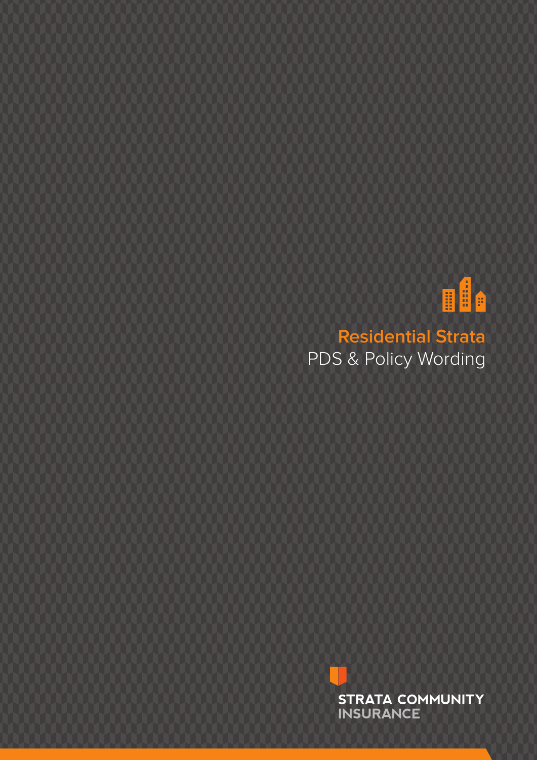# Residential Strata

PDS & Policy Wording

STRATA COMMUNITY INSURANCE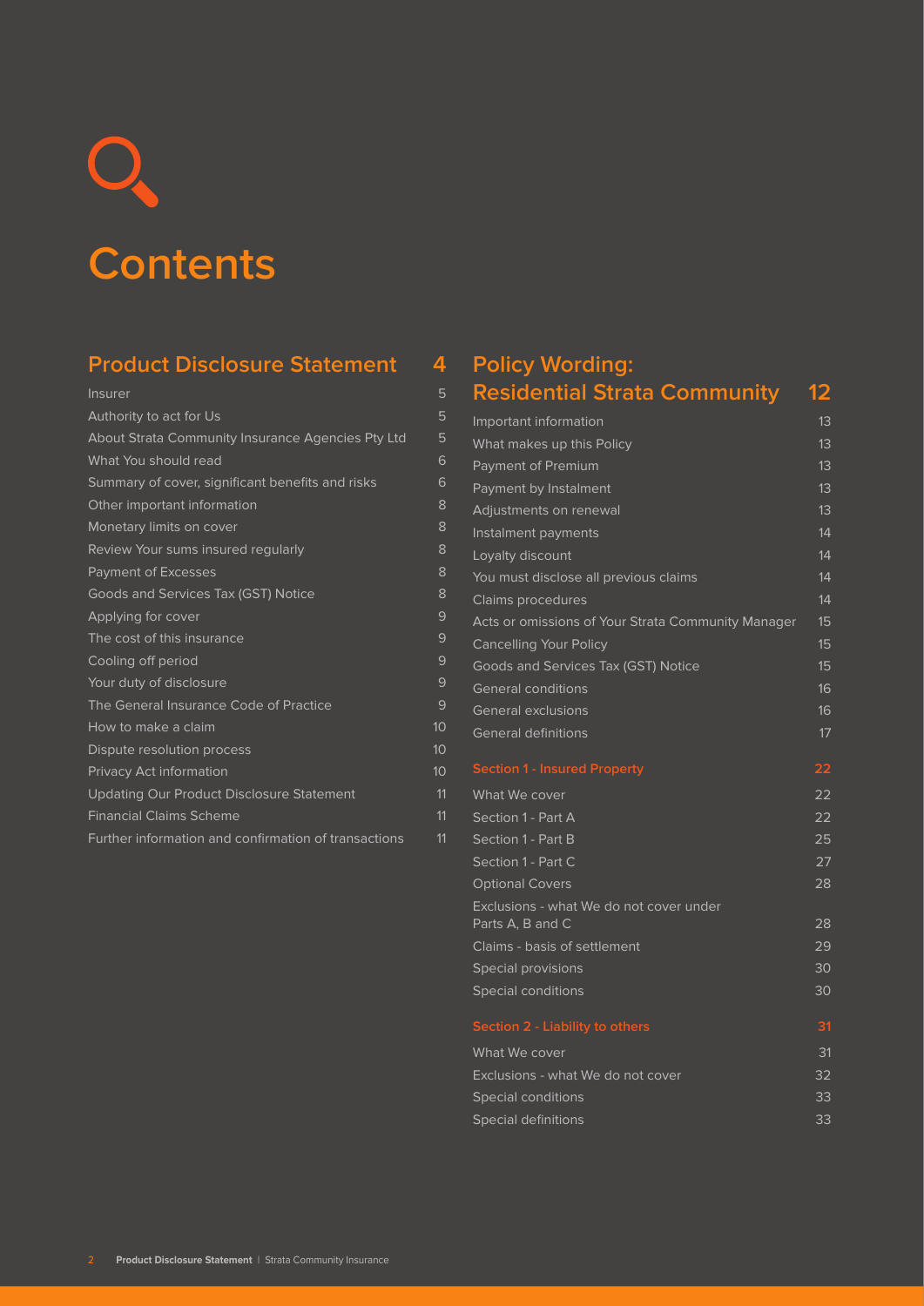# Contents

## Product Disclosure Statement 4

| | |
|---|---|
| Insurer | 5 |
| Authority to act for Us | 5 |
| About Strata Community Insurance Agencies Pty Ltd | 5 |
| What You should read | 6 |
| Summary of cover, significant benefits and risks | 6 |
| Other important information | 8 |
| Monetary limits on cover | 8 |
| Review Your sums insured regularly | 8 |
| Payment of Excesses | 8 |
| Goods and Services Tax (GST) Notice | 8 |
| Applying for cover | 9 |
| The cost of this insurance | 9 |
| Cooling off period | 9 |
| Your duty of disclosure | 9 |
| The General Insurance Code of Practice | 9 |
| How to make a claim | 10 |
| Dispute resolution process | 10 |
| Privacy Act information | 10 |
| Updating Our Product Disclosure Statement | 11 |
| Financial Claims Scheme | 11 |
| Further information and confirmation of transactions | 11 |

## Policy Wording: Residential Strata Community 12

| | |
|---|---|
| Important information | 13 |
| What makes up this Policy | 13 |
| Payment of Premium | 13 |
| Payment by Instalment | 13 |
| Adjustments on renewal | 13 |
| Instalment payments | 14 |
| Loyalty discount | 14 |
| You must disclose all previous claims | 14 |
| Claims procedures | 14 |
| Acts or omissions of Your Strata Community Manager | 15 |
| Cancelling Your Policy | 15 |
| Goods and Services Tax (GST) Notice | 15 |
| General conditions | 16 |
| General exclusions | 16 |
| General definitions | 17 |

### Section 1 - Insured Property 22

| | |
|---|---|
| What We cover | 22 |
| Section 1 - Part A | 22 |
| Section 1 - Part B | 25 |
| Section 1 - Part C | 27 |
| Optional Covers | 28 |
| Exclusions - what We do not cover under Parts A, B and C | 28 |
| Claims - basis of settlement | 29 |
| Special provisions | 30 |
| Special conditions | 30 |

### Section 2 - Liability to others 31

| | |
|---|---|
| What We cover | 31 |
| Exclusions - what We do not cover | 32 |
| Special conditions | 33 |
| Special definitions | 33 |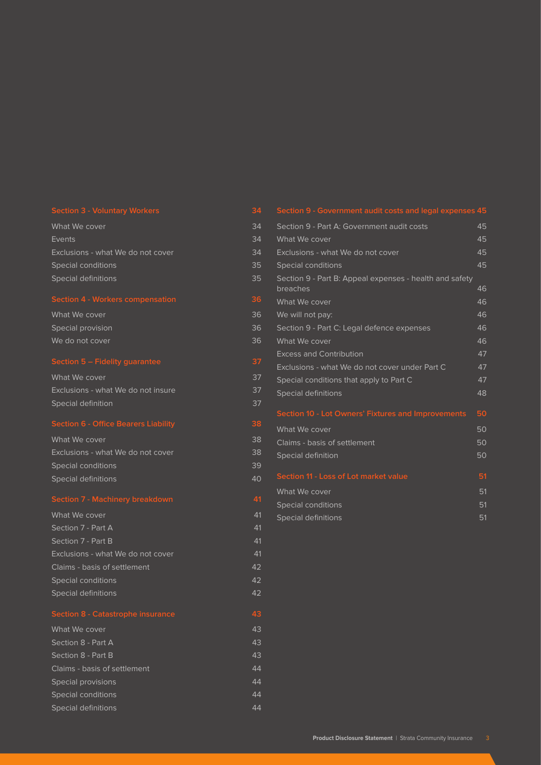| Section 3 - Voluntary Workers | 34 |
| --- | --- |
| What We cover | 34 |
| Events | 34 |
| Exclusions - what We do not cover | 34 |
| Special conditions | 35 |
| Special definitions | 35 |
| **Section 4 - Workers compensation** | **36** |
| What We cover | 36 |
| Special provision | 36 |
| We do not cover | 36 |
| **Section 5 – Fidelity guarantee** | **37** |
| What We cover | 37 |
| Exclusions - what We do not insure | 37 |
| Special definition | 37 |
| **Section 6 - Office Bearers Liability** | **38** |
| What We cover | 38 |
| Exclusions - what We do not cover | 38 |
| Special conditions | 39 |
| Special definitions | 40 |
| **Section 7 - Machinery breakdown** | **41** |
| What We cover | 41 |
| Section 7 - Part A | 41 |
| Section 7 - Part B | 41 |
| Exclusions - what We do not cover | 41 |
| Claims - basis of settlement | 42 |
| Special conditions | 42 |
| Special definitions | 42 |
| **Section 8 - Catastrophe insurance** | **43** |
| What We cover | 43 |
| Section 8 - Part A | 43 |
| Section 8 - Part B | 43 |
| Claims - basis of settlement | 44 |
| Special provisions | 44 |
| Special conditions | 44 |
| Special definitions | 44 |
| **Section 9 - Government audit costs and legal expenses** | **45** |
| Section 9 - Part A: Government audit costs | 45 |
| What We cover | 45 |
| Exclusions - what We do not cover | 45 |
| Special conditions | 45 |
| Section 9 - Part B: Appeal expenses - health and safety breaches | 46 |
| What We cover | 46 |
| We will not pay: | 46 |
| Section 9 - Part C: Legal defence expenses | 46 |
| What We cover | 46 |
| Excess and Contribution | 47 |
| Exclusions - what We do not cover under Part C | 47 |
| Special conditions that apply to Part C | 47 |
| Special definitions | 48 |
| **Section 10 - Lot Owners' Fixtures and Improvements** | **50** |
| What We cover | 50 |
| Claims - basis of settlement | 50 |
| Special definition | 50 |
| **Section 11 - Loss of Lot market value** | **51** |
| What We cover | 51 |
| Special conditions | 51 |
| Special definitions | 51 |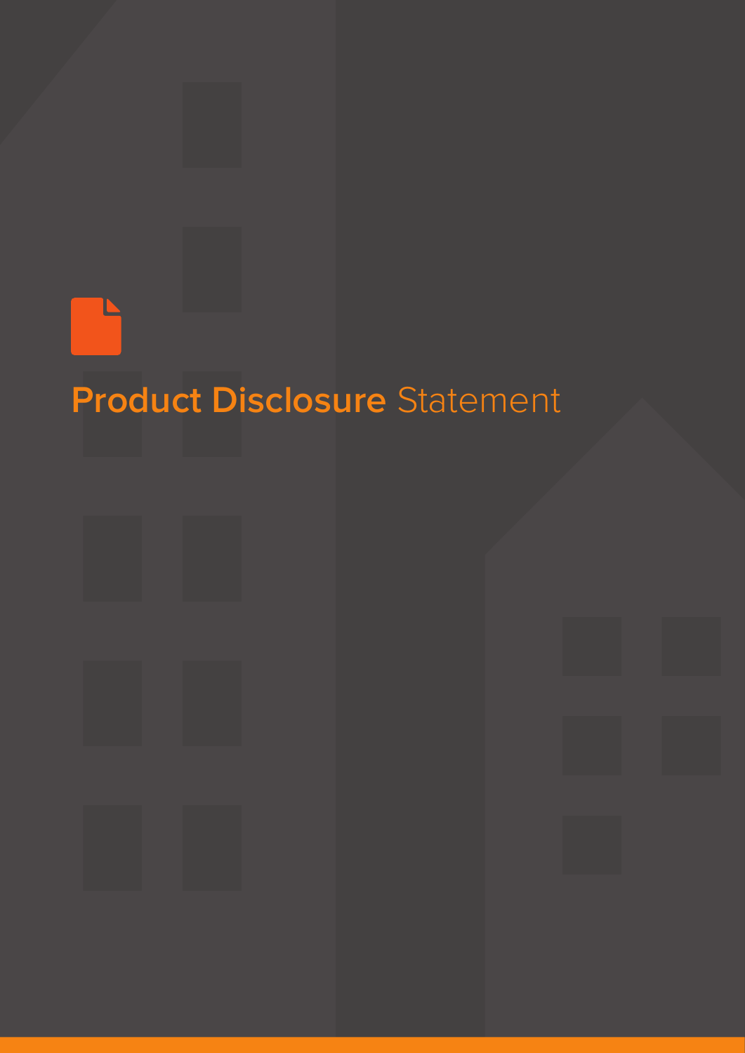# Product Disclosure Statement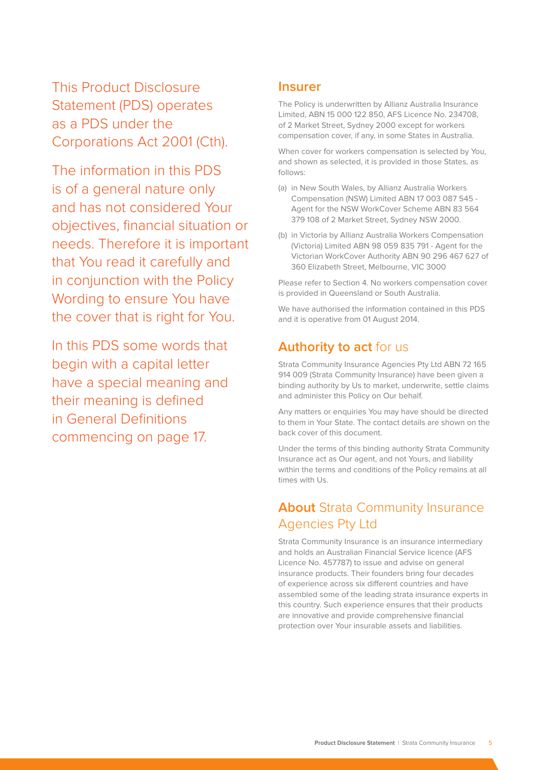This Product Disclosure Statement (PDS) operates as a PDS under the Corporations Act 2001 (Cth).

The information in this PDS is of a general nature only and has not considered Your objectives, financial situation or needs. Therefore it is important that You read it carefully and in conjunction with the Policy Wording to ensure You have the cover that is right for You.

In this PDS some words that begin with a capital letter have a special meaning and their meaning is defined in General Definitions commencing on page 17.

## Insurer

The Policy is underwritten by Allianz Australia Insurance Limited, ABN 15 000 122 850, AFS Licence No. 234708, of 2 Market Street, Sydney 2000 except for workers compensation cover, if any, in some States in Australia.

When cover for workers compensation is selected by You, and shown as selected, it is provided in those States, as follows:

(a) in New South Wales, by Allianz Australia Workers Compensation (NSW) Limited ABN 17 003 087 545 - Agent for the NSW WorkCover Scheme ABN 83 564 379 108 of 2 Market Street, Sydney NSW 2000.

(b) in Victoria by Allianz Australia Workers Compensation (Victoria) Limited ABN 98 059 835 791 - Agent for the Victorian WorkCover Authority ABN 90 296 467 627 of 360 Elizabeth Street, Melbourne, VIC 3000

Please refer to Section 4. No workers compensation cover is provided in Queensland or South Australia.

We have authorised the information contained in this PDS and it is operative from 01 August 2014.

## Authority to act for us

Strata Community Insurance Agencies Pty Ltd ABN 72 165 914 009 (Strata Community Insurance) have been given a binding authority by Us to market, underwrite, settle claims and administer this Policy on Our behalf.

Any matters or enquiries You may have should be directed to them in Your State. The contact details are shown on the back cover of this document.

Under the terms of this binding authority Strata Community Insurance act as Our agent, and not Yours, and liability within the terms and conditions of the Policy remains at all times with Us.

## About Strata Community Insurance Agencies Pty Ltd

Strata Community Insurance is an insurance intermediary and holds an Australian Financial Service licence (AFS Licence No. 457787) to issue and advise on general insurance products. Their founders bring four decades of experience across six different countries and have assembled some of the leading strata insurance experts in this country. Such experience ensures that their products are innovative and provide comprehensive financial protection over Your insurable assets and liabilities.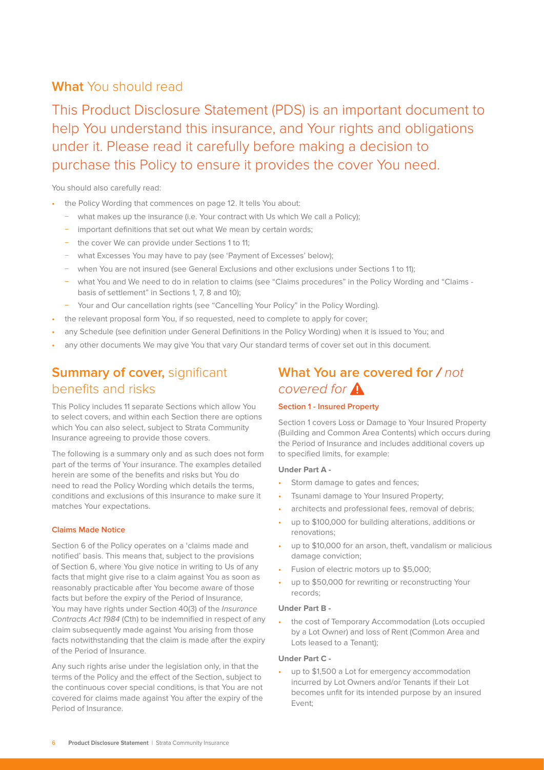## **What** You should read

This Product Disclosure Statement (PDS) is an important document to help You understand this insurance, and Your rights and obligations under it. Please read it carefully before making a decision to purchase this Policy to ensure it provides the cover You need.

You should also carefully read:

- the Policy Wording that commences on page 12. It tells You about:
  - what makes up the insurance (i.e. Your contract with Us which We call a Policy);
  - important definitions that set out what We mean by certain words;
  - the cover We can provide under Sections 1 to 11;
  - what Excesses You may have to pay (see 'Payment of Excesses' below);
  - when You are not insured (see General Exclusions and other exclusions under Sections 1 to 11);
  - what You and We need to do in relation to claims (see "Claims procedures" in the Policy Wording and "Claims - basis of settlement" in Sections 1, 7, 8 and 10);
  - Your and Our cancellation rights (see "Cancelling Your Policy" in the Policy Wording).
- the relevant proposal form You, if so requested, need to complete to apply for cover;
- any Schedule (see definition under General Definitions in the Policy Wording) when it is issued to You; and
- any other documents We may give You that vary Our standard terms of cover set out in this document.

## **Summary of cover,** significant benefits and risks

This Policy includes 11 separate Sections which allow You to select covers, and within each Section there are options which You can also select, subject to Strata Community Insurance agreeing to provide those covers.

The following is a summary only and as such does not form part of the terms of Your insurance. The examples detailed herein are some of the benefits and risks but You do need to read the Policy Wording which details the terms, conditions and exclusions of this insurance to make sure it matches Your expectations.

#### **Claims Made Notice**

Section 6 of the Policy operates on a 'claims made and notified' basis. This means that, subject to the provisions of Section 6, where You give notice in writing to Us of any facts that might give rise to a claim against You as soon as reasonably practicable after You become aware of those facts but before the expiry of the Period of Insurance, You may have rights under Section 40(3) of the *Insurance Contracts Act 1984* (Cth) to be indemnified in respect of any claim subsequently made against You arising from those facts notwithstanding that the claim is made after the expiry of the Period of Insurance.

Any such rights arise under the legislation only, in that the terms of the Policy and the effect of the Section, subject to the continuous cover special conditions, is that You are not covered for claims made against You after the expiry of the Period of Insurance.

## **What You are covered for /** *not covered for*

#### **Section 1 - Insured Property**

Section 1 covers Loss or Damage to Your Insured Property (Building and Common Area Contents) which occurs during the Period of Insurance and includes additional covers up to specified limits, for example:

**Under Part A -**

- Storm damage to gates and fences;
- Tsunami damage to Your Insured Property;
- architects and professional fees, removal of debris;
- up to $100,000 for building alterations, additions or renovations;
- up to $10,000 for an arson, theft, vandalism or malicious damage conviction;
- Fusion of electric motors up to $5,000;
- up to $50,000 for rewriting or reconstructing Your records;

**Under Part B -**

- the cost of Temporary Accommodation (Lots occupied by a Lot Owner) and loss of Rent (Common Area and Lots leased to a Tenant);

**Under Part C -**

- up to $1,500 a Lot for emergency accommodation incurred by Lot Owners and/or Tenants if their Lot becomes unfit for its intended purpose by an insured Event;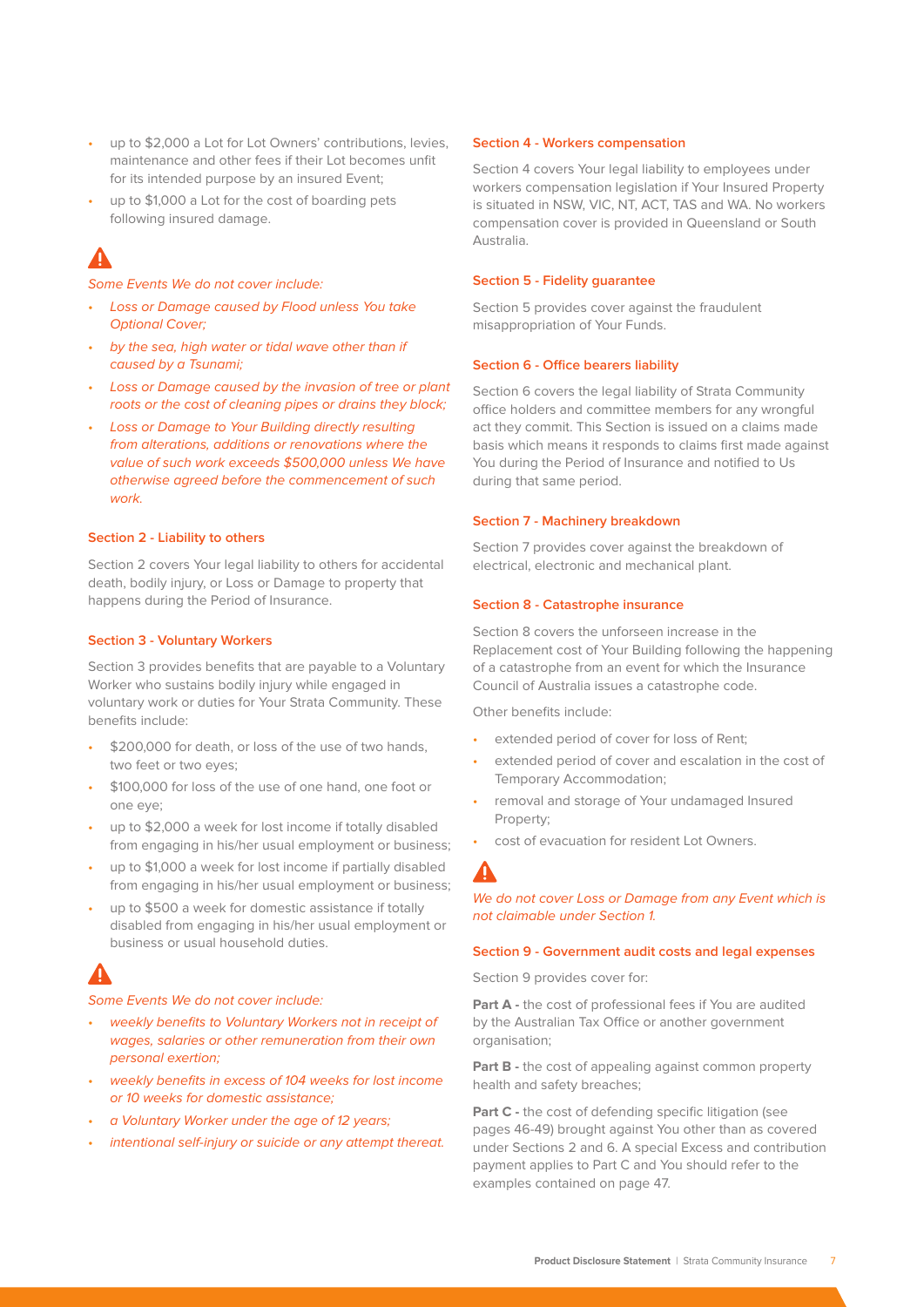- up to $2,000 a Lot for Lot Owners' contributions, levies, maintenance and other fees if their Lot becomes unfit for its intended purpose by an insured Event;
- up to $1,000 a Lot for the cost of boarding pets following insured damage.

*Some Events We do not cover include:*

- *Loss or Damage caused by Flood unless You take Optional Cover;*
- *by the sea, high water or tidal wave other than if caused by a Tsunami;*
- *Loss or Damage caused by the invasion of tree or plant roots or the cost of cleaning pipes or drains they block;*
- *Loss or Damage to Your Building directly resulting from alterations, additions or renovations where the value of such work exceeds $500,000 unless We have otherwise agreed before the commencement of such work.*

### Section 2 - Liability to others

Section 2 covers Your legal liability to others for accidental death, bodily injury, or Loss or Damage to property that happens during the Period of Insurance.

### Section 3 - Voluntary Workers

Section 3 provides benefits that are payable to a Voluntary Worker who sustains bodily injury while engaged in voluntary work or duties for Your Strata Community. These benefits include:

- $200,000 for death, or loss of the use of two hands, two feet or two eyes;
- $100,000 for loss of the use of one hand, one foot or one eye;
- up to $2,000 a week for lost income if totally disabled from engaging in his/her usual employment or business;
- up to $1,000 a week for lost income if partially disabled from engaging in his/her usual employment or business;
- up to $500 a week for domestic assistance if totally disabled from engaging in his/her usual employment or business or usual household duties.

*Some Events We do not cover include:*

- *weekly benefits to Voluntary Workers not in receipt of wages, salaries or other remuneration from their own personal exertion;*
- *weekly benefits in excess of 104 weeks for lost income or 10 weeks for domestic assistance;*
- *a Voluntary Worker under the age of 12 years;*
- *intentional self-injury or suicide or any attempt thereat.*

### Section 4 - Workers compensation

Section 4 covers Your legal liability to employees under workers compensation legislation if Your Insured Property is situated in NSW, VIC, NT, ACT, TAS and WA. No workers compensation cover is provided in Queensland or South Australia.

### Section 5 - Fidelity guarantee

Section 5 provides cover against the fraudulent misappropriation of Your Funds.

### Section 6 - Office bearers liability

Section 6 covers the legal liability of Strata Community office holders and committee members for any wrongful act they commit. This Section is issued on a claims made basis which means it responds to claims first made against You during the Period of Insurance and notified to Us during that same period.

### Section 7 - Machinery breakdown

Section 7 provides cover against the breakdown of electrical, electronic and mechanical plant.

### Section 8 - Catastrophe insurance

Section 8 covers the unforseen increase in the Replacement cost of Your Building following the happening of a catastrophe from an event for which the Insurance Council of Australia issues a catastrophe code.

Other benefits include:

- extended period of cover for loss of Rent;
- extended period of cover and escalation in the cost of Temporary Accommodation;
- removal and storage of Your undamaged Insured Property;
- cost of evacuation for resident Lot Owners.

*We do not cover Loss or Damage from any Event which is not claimable under Section 1.*

### Section 9 - Government audit costs and legal expenses

Section 9 provides cover for:

**Part A -** the cost of professional fees if You are audited by the Australian Tax Office or another government organisation;

**Part B -** the cost of appealing against common property health and safety breaches;

**Part C -** the cost of defending specific litigation (see pages 46-49) brought against You other than as covered under Sections 2 and 6. A special Excess and contribution payment applies to Part C and You should refer to the examples contained on page 47.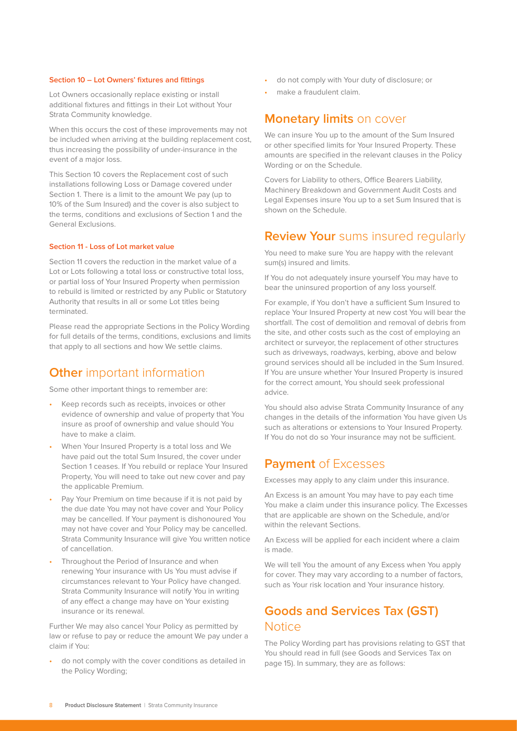#### Section 10 – Lot Owners' fixtures and fittings

Lot Owners occasionally replace existing or install additional fixtures and fittings in their Lot without Your Strata Community knowledge.

When this occurs the cost of these improvements may not be included when arriving at the building replacement cost, thus increasing the possibility of under-insurance in the event of a major loss.

This Section 10 covers the Replacement cost of such installations following Loss or Damage covered under Section 1. There is a limit to the amount We pay (up to 10% of the Sum Insured) and the cover is also subject to the terms, conditions and exclusions of Section 1 and the General Exclusions.

#### Section 11 - Loss of Lot market value

Section 11 covers the reduction in the market value of a Lot or Lots following a total loss or constructive total loss, or partial loss of Your Insured Property when permission to rebuild is limited or restricted by any Public or Statutory Authority that results in all or some Lot titles being terminated.

Please read the appropriate Sections in the Policy Wording for full details of the terms, conditions, exclusions and limits that apply to all sections and how We settle claims.

## Other important information

Some other important things to remember are:

- Keep records such as receipts, invoices or other evidence of ownership and value of property that You insure as proof of ownership and value should You have to make a claim.
- When Your Insured Property is a total loss and We have paid out the total Sum Insured, the cover under Section 1 ceases. If You rebuild or replace Your Insured Property, You will need to take out new cover and pay the applicable Premium.
- Pay Your Premium on time because if it is not paid by the due date You may not have cover and Your Policy may be cancelled. If Your payment is dishonoured You may not have cover and Your Policy may be cancelled. Strata Community Insurance will give You written notice of cancellation.
- Throughout the Period of Insurance and when renewing Your insurance with Us You must advise if circumstances relevant to Your Policy have changed. Strata Community Insurance will notify You in writing of any effect a change may have on Your existing insurance or its renewal.

Further We may also cancel Your Policy as permitted by law or refuse to pay or reduce the amount We pay under a claim if You:

- do not comply with the cover conditions as detailed in the Policy Wording;
- do not comply with Your duty of disclosure; or
- make a fraudulent claim.

## Monetary limits on cover

We can insure You up to the amount of the Sum Insured or other specified limits for Your Insured Property. These amounts are specified in the relevant clauses in the Policy Wording or on the Schedule.

Covers for Liability to others, Office Bearers Liability, Machinery Breakdown and Government Audit Costs and Legal Expenses insure You up to a set Sum Insured that is shown on the Schedule.

## Review Your sums insured regularly

You need to make sure You are happy with the relevant sum(s) insured and limits.

If You do not adequately insure yourself You may have to bear the uninsured proportion of any loss yourself.

For example, if You don't have a sufficient Sum Insured to replace Your Insured Property at new cost You will bear the shortfall. The cost of demolition and removal of debris from the site, and other costs such as the cost of employing an architect or surveyor, the replacement of other structures such as driveways, roadways, kerbing, above and below ground services should all be included in the Sum Insured. If You are unsure whether Your Insured Property is insured for the correct amount, You should seek professional advice.

You should also advise Strata Community Insurance of any changes in the details of the information You have given Us such as alterations or extensions to Your Insured Property. If You do not do so Your insurance may not be sufficient.

## Payment of Excesses

Excesses may apply to any claim under this insurance.

An Excess is an amount You may have to pay each time You make a claim under this insurance policy. The Excesses that are applicable are shown on the Schedule, and/or within the relevant Sections.

An Excess will be applied for each incident where a claim is made.

We will tell You the amount of any Excess when You apply for cover. They may vary according to a number of factors, such as Your risk location and Your insurance history.

## Goods and Services Tax (GST) Notice

The Policy Wording part has provisions relating to GST that You should read in full (see Goods and Services Tax on page 15). In summary, they are as follows: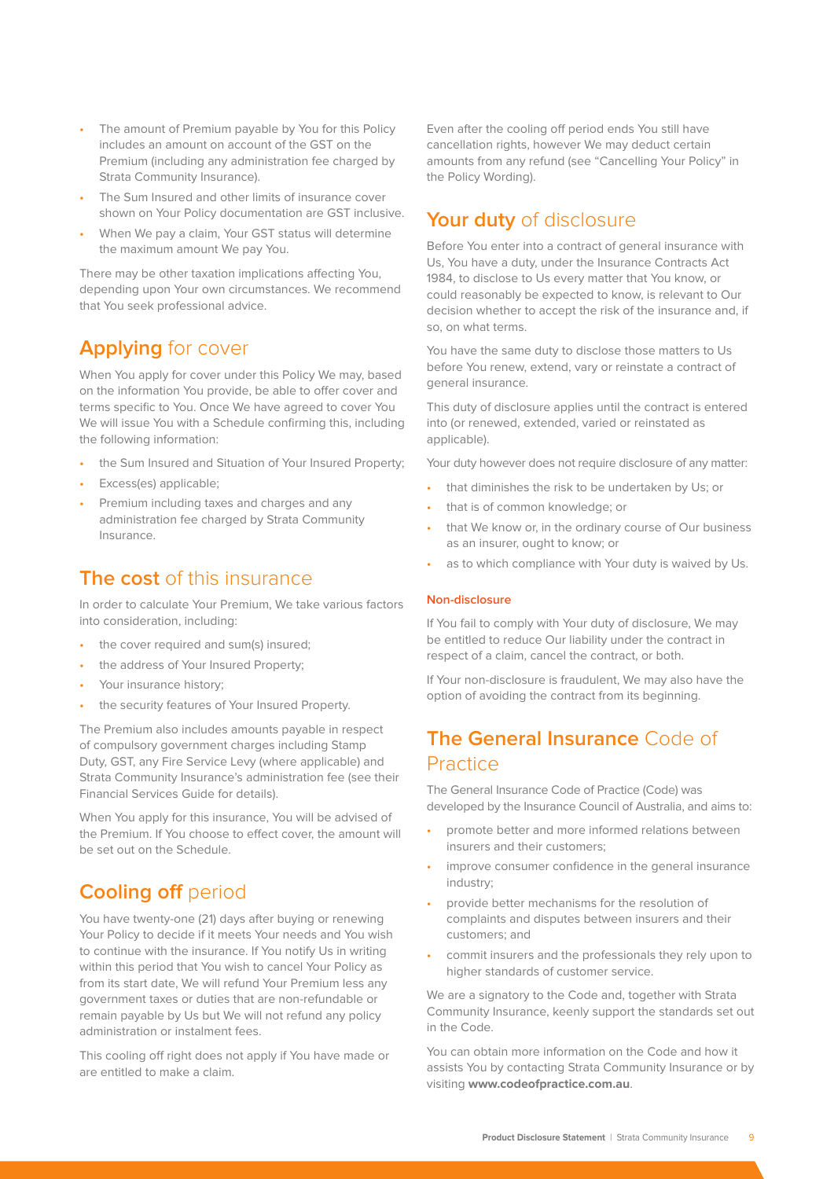- The amount of Premium payable by You for this Policy includes an amount on account of the GST on the Premium (including any administration fee charged by Strata Community Insurance).
- The Sum Insured and other limits of insurance cover shown on Your Policy documentation are GST inclusive.
- When We pay a claim, Your GST status will determine the maximum amount We pay You.

There may be other taxation implications affecting You, depending upon Your own circumstances. We recommend that You seek professional advice.

## Applying for cover

When You apply for cover under this Policy We may, based on the information You provide, be able to offer cover and terms specific to You. Once We have agreed to cover You We will issue You with a Schedule confirming this, including the following information:

- the Sum Insured and Situation of Your Insured Property;
- Excess(es) applicable;
- Premium including taxes and charges and any administration fee charged by Strata Community Insurance.

## The cost of this insurance

In order to calculate Your Premium, We take various factors into consideration, including:

- the cover required and sum(s) insured;
- the address of Your Insured Property;
- Your insurance history;
- the security features of Your Insured Property.

The Premium also includes amounts payable in respect of compulsory government charges including Stamp Duty, GST, any Fire Service Levy (where applicable) and Strata Community Insurance's administration fee (see their Financial Services Guide for details).

When You apply for this insurance, You will be advised of the Premium. If You choose to effect cover, the amount will be set out on the Schedule.

## Cooling off period

You have twenty-one (21) days after buying or renewing Your Policy to decide if it meets Your needs and You wish to continue with the insurance. If You notify Us in writing within this period that You wish to cancel Your Policy as from its start date, We will refund Your Premium less any government taxes or duties that are non-refundable or remain payable by Us but We will not refund any policy administration or instalment fees.

This cooling off right does not apply if You have made or are entitled to make a claim.

Even after the cooling off period ends You still have cancellation rights, however We may deduct certain amounts from any refund (see "Cancelling Your Policy" in the Policy Wording).

## Your duty of disclosure

Before You enter into a contract of general insurance with Us, You have a duty, under the Insurance Contracts Act 1984, to disclose to Us every matter that You know, or could reasonably be expected to know, is relevant to Our decision whether to accept the risk of the insurance and, if so, on what terms.

You have the same duty to disclose those matters to Us before You renew, extend, vary or reinstate a contract of general insurance.

This duty of disclosure applies until the contract is entered into (or renewed, extended, varied or reinstated as applicable).

Your duty however does not require disclosure of any matter:

- that diminishes the risk to be undertaken by Us; or
- that is of common knowledge; or
- that We know or, in the ordinary course of Our business as an insurer, ought to know; or
- as to which compliance with Your duty is waived by Us.

#### Non-disclosure

If You fail to comply with Your duty of disclosure, We may be entitled to reduce Our liability under the contract in respect of a claim, cancel the contract, or both.

If Your non-disclosure is fraudulent, We may also have the option of avoiding the contract from its beginning.

## The General Insurance Code of Practice

The General Insurance Code of Practice (Code) was developed by the Insurance Council of Australia, and aims to:

- promote better and more informed relations between insurers and their customers;
- improve consumer confidence in the general insurance industry;
- provide better mechanisms for the resolution of complaints and disputes between insurers and their customers; and
- commit insurers and the professionals they rely upon to higher standards of customer service.

We are a signatory to the Code and, together with Strata Community Insurance, keenly support the standards set out in the Code.

You can obtain more information on the Code and how it assists You by contacting Strata Community Insurance or by visiting **www.codeofpractice.com.au**.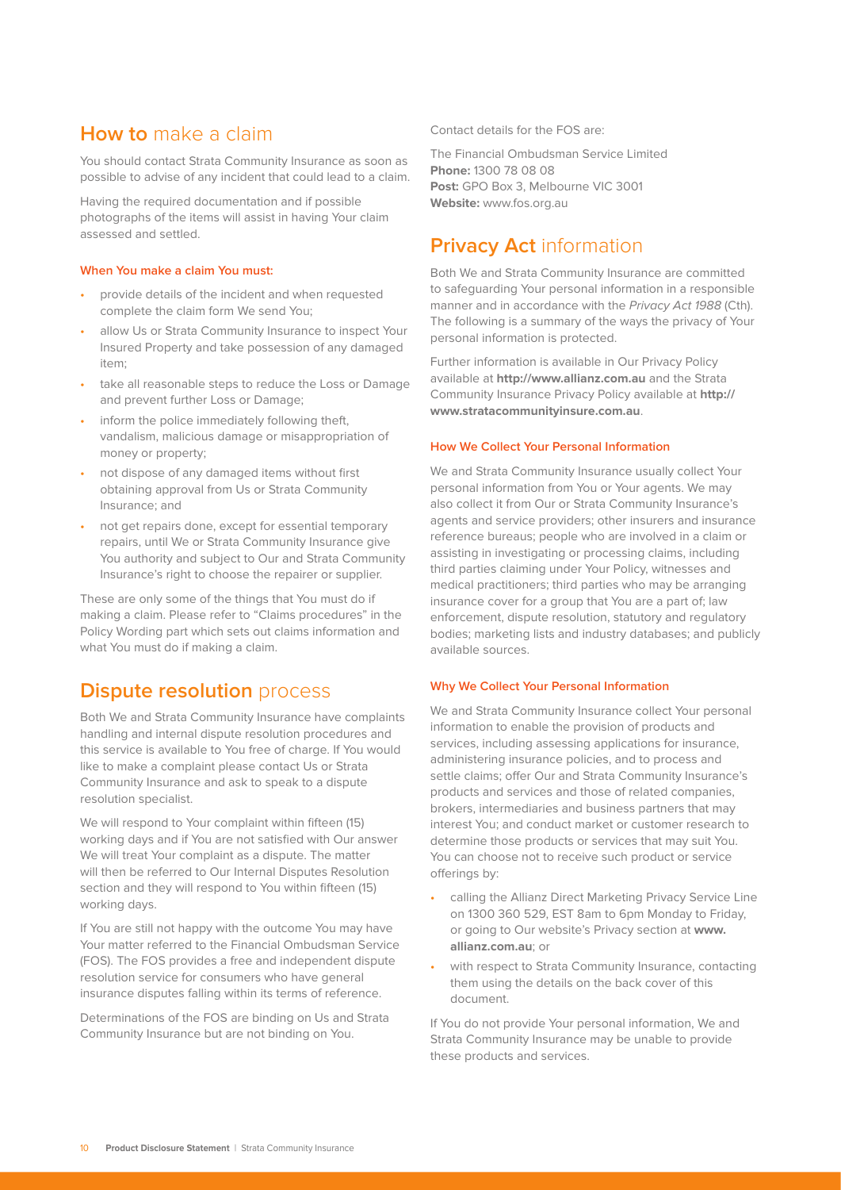## How to make a claim

You should contact Strata Community Insurance as soon as possible to advise of any incident that could lead to a claim.

Having the required documentation and if possible photographs of the items will assist in having Your claim assessed and settled.

#### When You make a claim You must:

- provide details of the incident and when requested complete the claim form We send You;
- allow Us or Strata Community Insurance to inspect Your Insured Property and take possession of any damaged item;
- take all reasonable steps to reduce the Loss or Damage and prevent further Loss or Damage;
- inform the police immediately following theft, vandalism, malicious damage or misappropriation of money or property;
- not dispose of any damaged items without first obtaining approval from Us or Strata Community Insurance; and
- not get repairs done, except for essential temporary repairs, until We or Strata Community Insurance give You authority and subject to Our and Strata Community Insurance's right to choose the repairer or supplier.

These are only some of the things that You must do if making a claim. Please refer to "Claims procedures" in the Policy Wording part which sets out claims information and what You must do if making a claim.

## Dispute resolution process

Both We and Strata Community Insurance have complaints handling and internal dispute resolution procedures and this service is available to You free of charge. If You would like to make a complaint please contact Us or Strata Community Insurance and ask to speak to a dispute resolution specialist.

We will respond to Your complaint within fifteen (15) working days and if You are not satisfied with Our answer We will treat Your complaint as a dispute. The matter will then be referred to Our Internal Disputes Resolution section and they will respond to You within fifteen (15) working days.

If You are still not happy with the outcome You may have Your matter referred to the Financial Ombudsman Service (FOS). The FOS provides a free and independent dispute resolution service for consumers who have general insurance disputes falling within its terms of reference.

Determinations of the FOS are binding on Us and Strata Community Insurance but are not binding on You.

Contact details for the FOS are:

The Financial Ombudsman Service Limited
**Phone:** 1300 78 08 08
**Post:** GPO Box 3, Melbourne VIC 3001
**Website:** www.fos.org.au

## Privacy Act information

Both We and Strata Community Insurance are committed to safeguarding Your personal information in a responsible manner and in accordance with the *Privacy Act 1988* (Cth). The following is a summary of the ways the privacy of Your personal information is protected.

Further information is available in Our Privacy Policy available at **http://www.allianz.com.au** and the Strata Community Insurance Privacy Policy available at **http://www.stratacommunityinsure.com.au**.

#### How We Collect Your Personal Information

We and Strata Community Insurance usually collect Your personal information from You or Your agents. We may also collect it from Our or Strata Community Insurance's agents and service providers; other insurers and insurance reference bureaus; people who are involved in a claim or assisting in investigating or processing claims, including third parties claiming under Your Policy, witnesses and medical practitioners; third parties who may be arranging insurance cover for a group that You are a part of; law enforcement, dispute resolution, statutory and regulatory bodies; marketing lists and industry databases; and publicly available sources.

#### Why We Collect Your Personal Information

We and Strata Community Insurance collect Your personal information to enable the provision of products and services, including assessing applications for insurance, administering insurance policies, and to process and settle claims; offer Our and Strata Community Insurance's products and services and those of related companies, brokers, intermediaries and business partners that may interest You; and conduct market or customer research to determine those products or services that may suit You. You can choose not to receive such product or service offerings by:

- calling the Allianz Direct Marketing Privacy Service Line on 1300 360 529, EST 8am to 6pm Monday to Friday, or going to Our website's Privacy section at **www.allianz.com.au**; or
- with respect to Strata Community Insurance, contacting them using the details on the back cover of this document.

If You do not provide Your personal information, We and Strata Community Insurance may be unable to provide these products and services.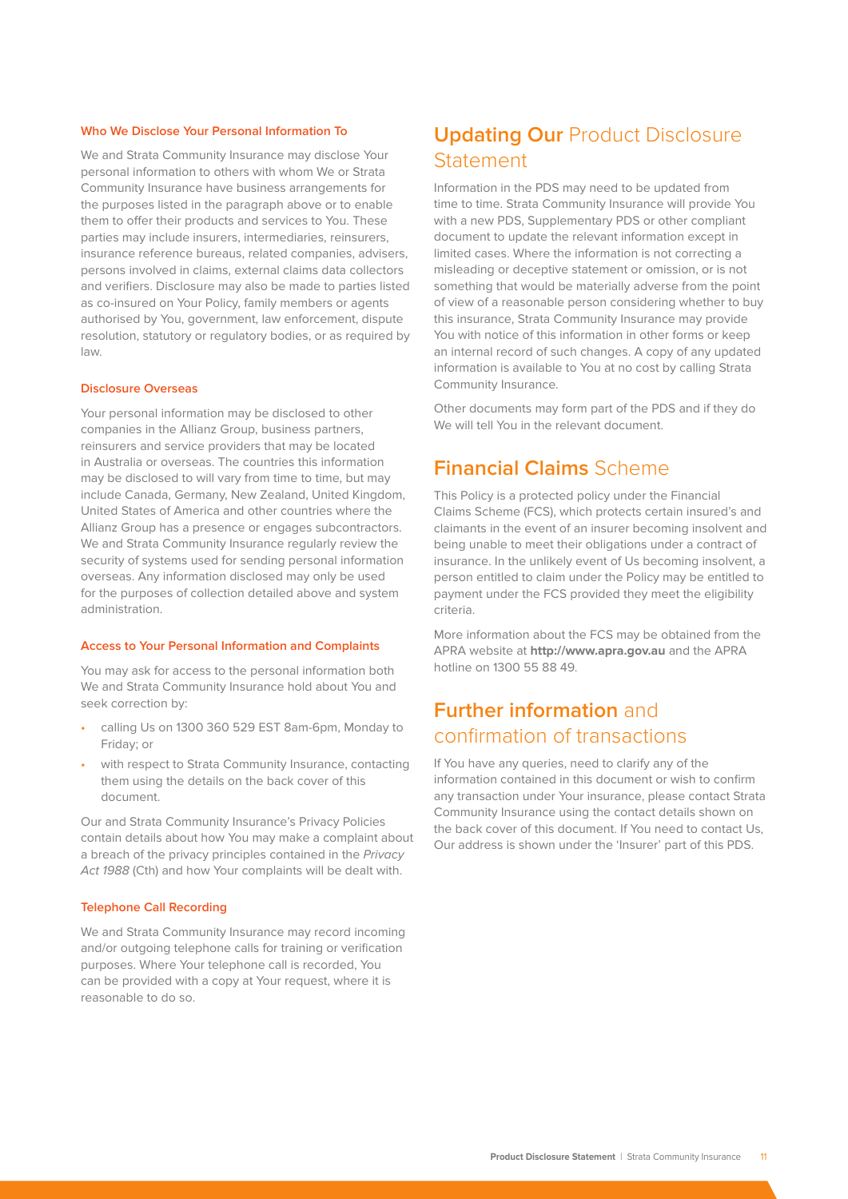### Who We Disclose Your Personal Information To

We and Strata Community Insurance may disclose Your personal information to others with whom We or Strata Community Insurance have business arrangements for the purposes listed in the paragraph above or to enable them to offer their products and services to You. These parties may include insurers, intermediaries, reinsurers, insurance reference bureaus, related companies, advisers, persons involved in claims, external claims data collectors and verifiers. Disclosure may also be made to parties listed as co-insured on Your Policy, family members or agents authorised by You, government, law enforcement, dispute resolution, statutory or regulatory bodies, or as required by law.

### Disclosure Overseas

Your personal information may be disclosed to other companies in the Allianz Group, business partners, reinsurers and service providers that may be located in Australia or overseas. The countries this information may be disclosed to will vary from time to time, but may include Canada, Germany, New Zealand, United Kingdom, United States of America and other countries where the Allianz Group has a presence or engages subcontractors. We and Strata Community Insurance regularly review the security of systems used for sending personal information overseas. Any information disclosed may only be used for the purposes of collection detailed above and system administration.

### Access to Your Personal Information and Complaints

You may ask for access to the personal information both We and Strata Community Insurance hold about You and seek correction by:

- calling Us on 1300 360 529 EST 8am-6pm, Monday to Friday; or
- with respect to Strata Community Insurance, contacting them using the details on the back cover of this document.

Our and Strata Community Insurance's Privacy Policies contain details about how You may make a complaint about a breach of the privacy principles contained in the *Privacy Act 1988* (Cth) and how Your complaints will be dealt with.

### Telephone Call Recording

We and Strata Community Insurance may record incoming and/or outgoing telephone calls for training or verification purposes. Where Your telephone call is recorded, You can be provided with a copy at Your request, where it is reasonable to do so.

## Updating Our Product Disclosure Statement

Information in the PDS may need to be updated from time to time. Strata Community Insurance will provide You with a new PDS, Supplementary PDS or other compliant document to update the relevant information except in limited cases. Where the information is not correcting a misleading or deceptive statement or omission, or is not something that would be materially adverse from the point of view of a reasonable person considering whether to buy this insurance, Strata Community Insurance may provide You with notice of this information in other forms or keep an internal record of such changes. A copy of any updated information is available to You at no cost by calling Strata Community Insurance.

Other documents may form part of the PDS and if they do We will tell You in the relevant document.

## Financial Claims Scheme

This Policy is a protected policy under the Financial Claims Scheme (FCS), which protects certain insured's and claimants in the event of an insurer becoming insolvent and being unable to meet their obligations under a contract of insurance. In the unlikely event of Us becoming insolvent, a person entitled to claim under the Policy may be entitled to payment under the FCS provided they meet the eligibility criteria.

More information about the FCS may be obtained from the APRA website at **http://www.apra.gov.au** and the APRA hotline on 1300 55 88 49.

## Further information and confirmation of transactions

If You have any queries, need to clarify any of the information contained in this document or wish to confirm any transaction under Your insurance, please contact Strata Community Insurance using the contact details shown on the back cover of this document. If You need to contact Us, Our address is shown under the 'Insurer' part of this PDS.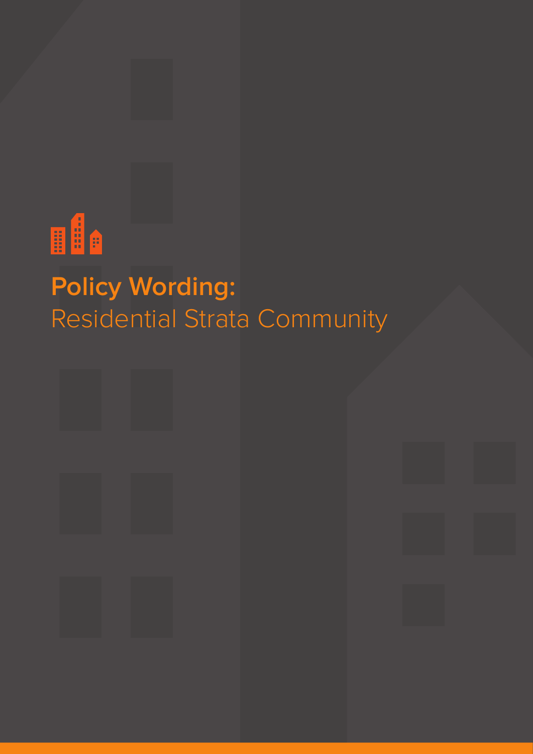# **Policy Wording:** Residential Strata Community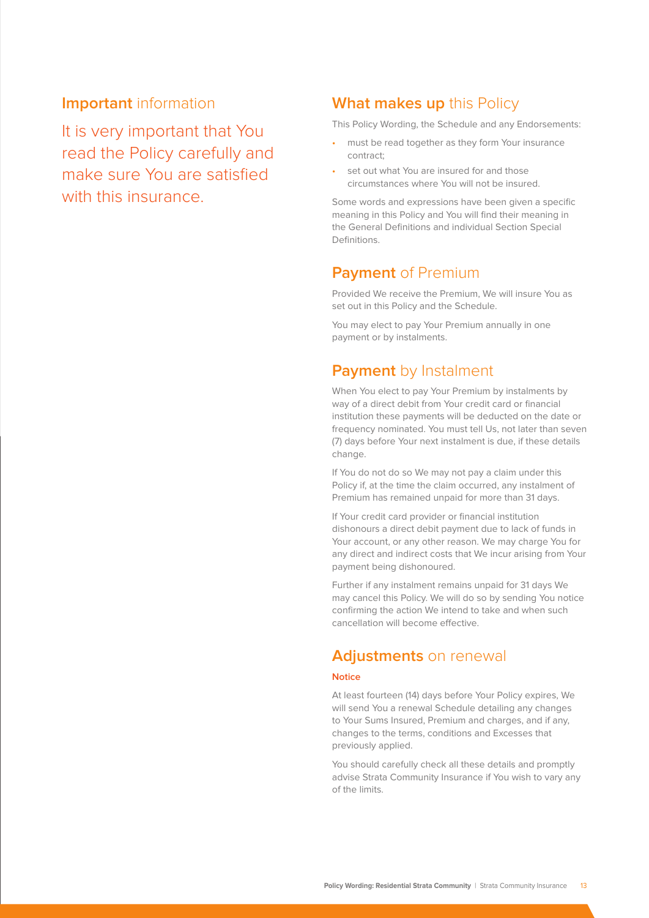## Important information

It is very important that You read the Policy carefully and make sure You are satisfied with this insurance.

## What makes up this Policy

This Policy Wording, the Schedule and any Endorsements:

- must be read together as they form Your insurance contract;
- set out what You are insured for and those circumstances where You will not be insured.

Some words and expressions have been given a specific meaning in this Policy and You will find their meaning in the General Definitions and individual Section Special Definitions.

## Payment of Premium

Provided We receive the Premium, We will insure You as set out in this Policy and the Schedule.

You may elect to pay Your Premium annually in one payment or by instalments.

## Payment by Instalment

When You elect to pay Your Premium by instalments by way of a direct debit from Your credit card or financial institution these payments will be deducted on the date or frequency nominated. You must tell Us, not later than seven (7) days before Your next instalment is due, if these details change.

If You do not do so We may not pay a claim under this Policy if, at the time the claim occurred, any instalment of Premium has remained unpaid for more than 31 days.

If Your credit card provider or financial institution dishonours a direct debit payment due to lack of funds in Your account, or any other reason. We may charge You for any direct and indirect costs that We incur arising from Your payment being dishonoured.

Further if any instalment remains unpaid for 31 days We may cancel this Policy. We will do so by sending You notice confirming the action We intend to take and when such cancellation will become effective.

## Adjustments on renewal

### Notice

At least fourteen (14) days before Your Policy expires, We will send You a renewal Schedule detailing any changes to Your Sums Insured, Premium and charges, and if any, changes to the terms, conditions and Excesses that previously applied.

You should carefully check all these details and promptly advise Strata Community Insurance if You wish to vary any of the limits.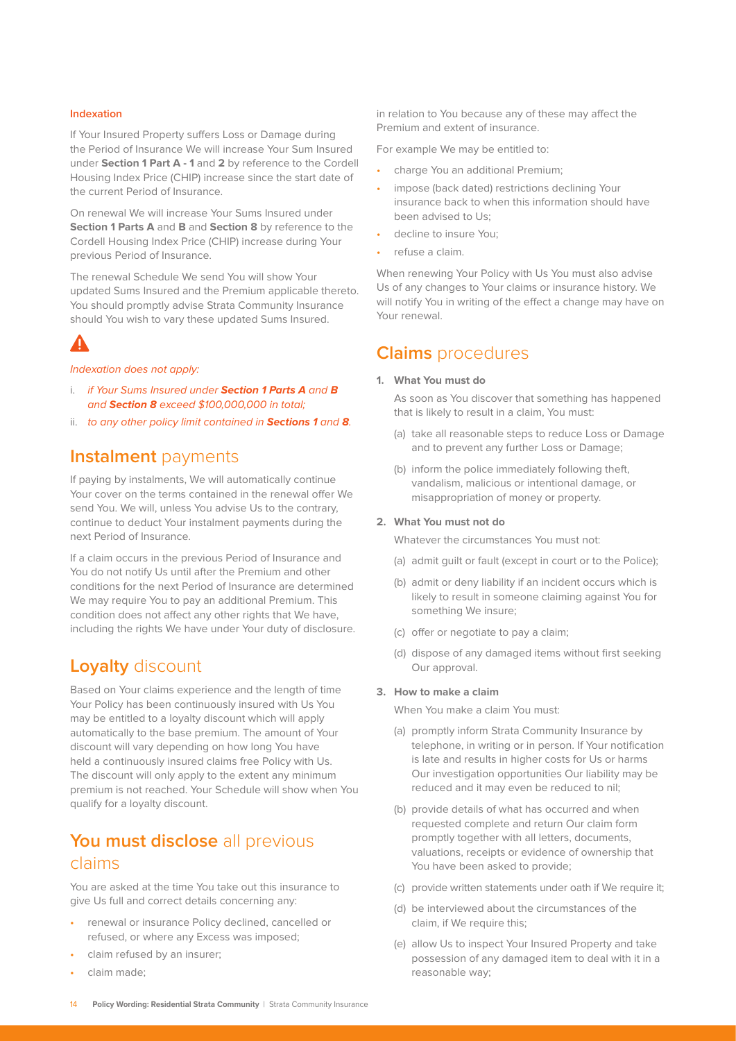#### Indexation

If Your Insured Property suffers Loss or Damage during the Period of Insurance We will increase Your Sum Insured under **Section 1 Part A - 1** and **2** by reference to the Cordell Housing Index Price (CHIP) increase since the start date of the current Period of Insurance.

On renewal We will increase Your Sums Insured under **Section 1 Parts A** and **B** and **Section 8** by reference to the Cordell Housing Index Price (CHIP) increase during Your previous Period of Insurance.

The renewal Schedule We send You will show Your updated Sums Insured and the Premium applicable thereto. You should promptly advise Strata Community Insurance should You wish to vary these updated Sums Insured.

*Indexation does not apply:*

i. *if Your Sums Insured under **Section 1 Parts A** and **B** and **Section 8** exceed $100,000,000 in total;*
ii. *to any other policy limit contained in **Sections 1** and **8**.*

## **Instalment** payments

If paying by instalments, We will automatically continue Your cover on the terms contained in the renewal offer We send You. We will, unless You advise Us to the contrary, continue to deduct Your instalment payments during the next Period of Insurance.

If a claim occurs in the previous Period of Insurance and You do not notify Us until after the Premium and other conditions for the next Period of Insurance are determined We may require You to pay an additional Premium. This condition does not affect any other rights that We have, including the rights We have under Your duty of disclosure.

## **Loyalty** discount

Based on Your claims experience and the length of time Your Policy has been continuously insured with Us You may be entitled to a loyalty discount which will apply automatically to the base premium. The amount of Your discount will vary depending on how long You have held a continuously insured claims free Policy with Us. The discount will only apply to the extent any minimum premium is not reached. Your Schedule will show when You qualify for a loyalty discount.

## **You must disclose** all previous claims

You are asked at the time You take out this insurance to give Us full and correct details concerning any:

- renewal or insurance Policy declined, cancelled or refused, or where any Excess was imposed;
- claim refused by an insurer;
- claim made;

in relation to You because any of these may affect the Premium and extent of insurance.

For example We may be entitled to:

- charge You an additional Premium;
- impose (back dated) restrictions declining Your insurance back to when this information should have been advised to Us;
- decline to insure You;
- refuse a claim.

When renewing Your Policy with Us You must also advise Us of any changes to Your claims or insurance history. We will notify You in writing of the effect a change may have on Your renewal.

## **Claims** procedures

**1. What You must do**

As soon as You discover that something has happened that is likely to result in a claim, You must:

(a) take all reasonable steps to reduce Loss or Damage and to prevent any further Loss or Damage;

(b) inform the police immediately following theft, vandalism, malicious or intentional damage, or misappropriation of money or property.

**2. What You must not do**

Whatever the circumstances You must not:

(a) admit guilt or fault (except in court or to the Police);

(b) admit or deny liability if an incident occurs which is likely to result in someone claiming against You for something We insure;

(c) offer or negotiate to pay a claim;

(d) dispose of any damaged items without first seeking Our approval.

**3. How to make a claim**

When You make a claim You must:

(a) promptly inform Strata Community Insurance by telephone, in writing or in person. If Your notification is late and results in higher costs for Us or harms Our investigation opportunities Our liability may be reduced and it may even be reduced to nil;

(b) provide details of what has occurred and when requested complete and return Our claim form promptly together with all letters, documents, valuations, receipts or evidence of ownership that You have been asked to provide;

(c) provide written statements under oath if We require it;

(d) be interviewed about the circumstances of the claim, if We require this;

(e) allow Us to inspect Your Insured Property and take possession of any damaged item to deal with it in a reasonable way;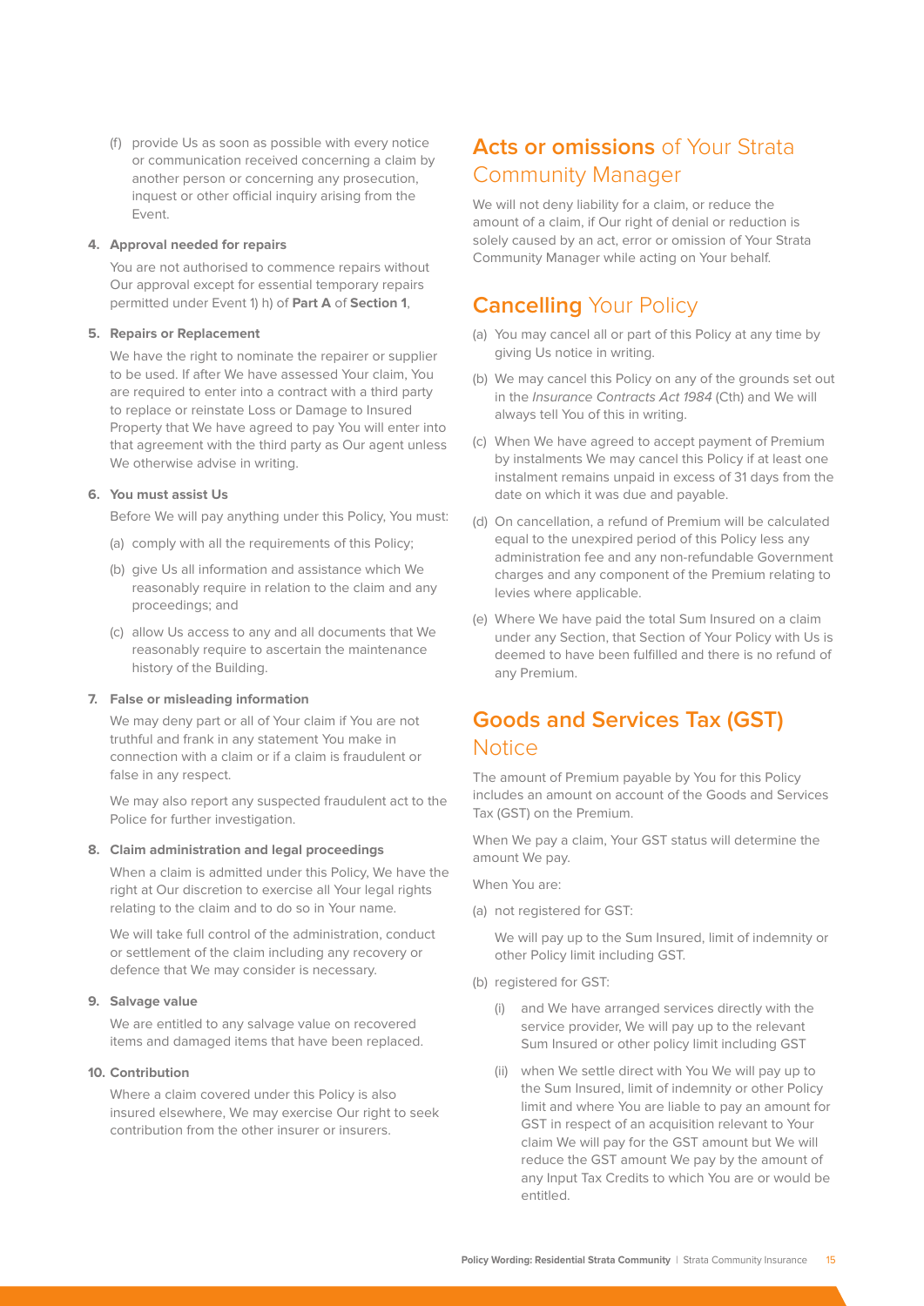(f) provide Us as soon as possible with every notice or communication received concerning a claim by another person or concerning any prosecution, inquest or other official inquiry arising from the Event.

**4. Approval needed for repairs**

You are not authorised to commence repairs without Our approval except for essential temporary repairs permitted under Event 1) h) of **Part A** of **Section 1**,

**5. Repairs or Replacement**

We have the right to nominate the repairer or supplier to be used. If after We have assessed Your claim, You are required to enter into a contract with a third party to replace or reinstate Loss or Damage to Insured Property that We have agreed to pay You will enter into that agreement with the third party as Our agent unless We otherwise advise in writing.

**6. You must assist Us**

Before We will pay anything under this Policy, You must:

(a) comply with all the requirements of this Policy;

(b) give Us all information and assistance which We reasonably require in relation to the claim and any proceedings; and

(c) allow Us access to any and all documents that We reasonably require to ascertain the maintenance history of the Building.

**7. False or misleading information**

We may deny part or all of Your claim if You are not truthful and frank in any statement You make in connection with a claim or if a claim is fraudulent or false in any respect.

We may also report any suspected fraudulent act to the Police for further investigation.

**8. Claim administration and legal proceedings**

When a claim is admitted under this Policy, We have the right at Our discretion to exercise all Your legal rights relating to the claim and to do so in Your name.

We will take full control of the administration, conduct or settlement of the claim including any recovery or defence that We may consider is necessary.

**9. Salvage value**

We are entitled to any salvage value on recovered items and damaged items that have been replaced.

**10. Contribution**

Where a claim covered under this Policy is also insured elsewhere, We may exercise Our right to seek contribution from the other insurer or insurers.

## Acts or omissions of Your Strata Community Manager

We will not deny liability for a claim, or reduce the amount of a claim, if Our right of denial or reduction is solely caused by an act, error or omission of Your Strata Community Manager while acting on Your behalf.

## Cancelling Your Policy

(a) You may cancel all or part of this Policy at any time by giving Us notice in writing.

(b) We may cancel this Policy on any of the grounds set out in the *Insurance Contracts Act 1984* (Cth) and We will always tell You of this in writing.

(c) When We have agreed to accept payment of Premium by instalments We may cancel this Policy if at least one instalment remains unpaid in excess of 31 days from the date on which it was due and payable.

(d) On cancellation, a refund of Premium will be calculated equal to the unexpired period of this Policy less any administration fee and any non-refundable Government charges and any component of the Premium relating to levies where applicable.

(e) Where We have paid the total Sum Insured on a claim under any Section, that Section of Your Policy with Us is deemed to have been fulfilled and there is no refund of any Premium.

## Goods and Services Tax (GST) Notice

The amount of Premium payable by You for this Policy includes an amount on account of the Goods and Services Tax (GST) on the Premium.

When We pay a claim, Your GST status will determine the amount We pay.

When You are:

(a) not registered for GST:

We will pay up to the Sum Insured, limit of indemnity or other Policy limit including GST.

(b) registered for GST:

(i) and We have arranged services directly with the service provider, We will pay up to the relevant Sum Insured or other policy limit including GST

(ii) when We settle direct with You We will pay up to the Sum Insured, limit of indemnity or other Policy limit and where You are liable to pay an amount for GST in respect of an acquisition relevant to Your claim We will pay for the GST amount but We will reduce the GST amount We pay by the amount of any Input Tax Credits to which You are or would be entitled.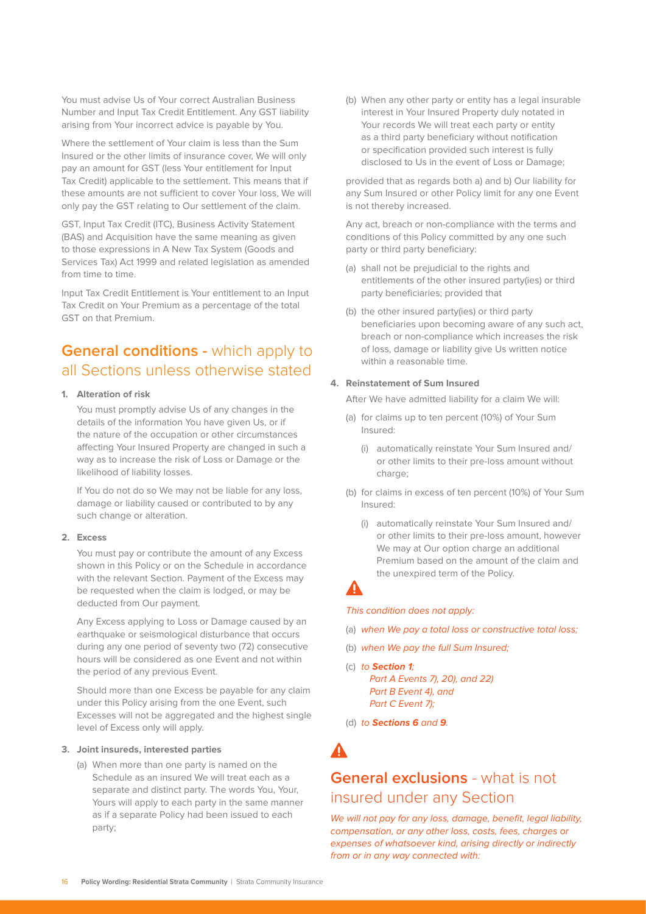You must advise Us of Your correct Australian Business Number and Input Tax Credit Entitlement. Any GST liability arising from Your incorrect advice is payable by You.

Where the settlement of Your claim is less than the Sum Insured or the other limits of insurance cover, We will only pay an amount for GST (less Your entitlement for Input Tax Credit) applicable to the settlement. This means that if these amounts are not sufficient to cover Your loss, We will only pay the GST relating to Our settlement of the claim.

GST, Input Tax Credit (ITC), Business Activity Statement (BAS) and Acquisition have the same meaning as given to those expressions in A New Tax System (Goods and Services Tax) Act 1999 and related legislation as amended from time to time.

Input Tax Credit Entitlement is Your entitlement to an Input Tax Credit on Your Premium as a percentage of the total GST on that Premium.

## **General conditions -** which apply to all Sections unless otherwise stated

**1. Alteration of risk**

You must promptly advise Us of any changes in the details of the information You have given Us, or if the nature of the occupation or other circumstances affecting Your Insured Property are changed in such a way as to increase the risk of Loss or Damage or the likelihood of liability losses.

If You do not do so We may not be liable for any loss, damage or liability caused or contributed to by any such change or alteration.

**2. Excess**

You must pay or contribute the amount of any Excess shown in this Policy or on the Schedule in accordance with the relevant Section. Payment of the Excess may be requested when the claim is lodged, or may be deducted from Our payment.

Any Excess applying to Loss or Damage caused by an earthquake or seismological disturbance that occurs during any one period of seventy two (72) consecutive hours will be considered as one Event and not within the period of any previous Event.

Should more than one Excess be payable for any claim under this Policy arising from the one Event, such Excesses will not be aggregated and the highest single level of Excess only will apply.

**3. Joint insureds, interested parties**

(a) When more than one party is named on the Schedule as an insured We will treat each as a separate and distinct party. The words You, Your, Yours will apply to each party in the same manner as if a separate Policy had been issued to each party;

(b) When any other party or entity has a legal insurable interest in Your Insured Property duly notated in Your records We will treat each party or entity as a third party beneficiary without notification or specification provided such interest is fully disclosed to Us in the event of Loss or Damage;

provided that as regards both a) and b) Our liability for any Sum Insured or other Policy limit for any one Event is not thereby increased.

Any act, breach or non-compliance with the terms and conditions of this Policy committed by any one such party or third party beneficiary:

(a) shall not be prejudicial to the rights and entitlements of the other insured party(ies) or third party beneficiaries; provided that

(b) the other insured party(ies) or third party beneficiaries upon becoming aware of any such act, breach or non-compliance which increases the risk of loss, damage or liability give Us written notice within a reasonable time.

**4. Reinstatement of Sum Insured**

After We have admitted liability for a claim We will:

(a) for claims up to ten percent (10%) of Your Sum Insured:

(i) automatically reinstate Your Sum Insured and/or other limits to their pre-loss amount without charge;

(b) for claims in excess of ten percent (10%) of Your Sum Insured:

(i) automatically reinstate Your Sum Insured and/or other limits to their pre-loss amount, however We may at Our option charge an additional Premium based on the amount of the claim and the unexpired term of the Policy.

*This condition does not apply:*

(a) *when We pay a total loss or constructive total loss;*

(b) *when We pay the full Sum Insured;*

(c) *to **Section 1**;*
*Part A Events 7), 20), and 22)*
*Part B Event 4), and*
*Part C Event 7);*

(d) *to **Sections 6** and **9**.*

## **General exclusions** - what is not insured under any Section

*We will not pay for any loss, damage, benefit, legal liability, compensation, or any other loss, costs, fees, charges or expenses of whatsoever kind, arising directly or indirectly from or in any way connected with:*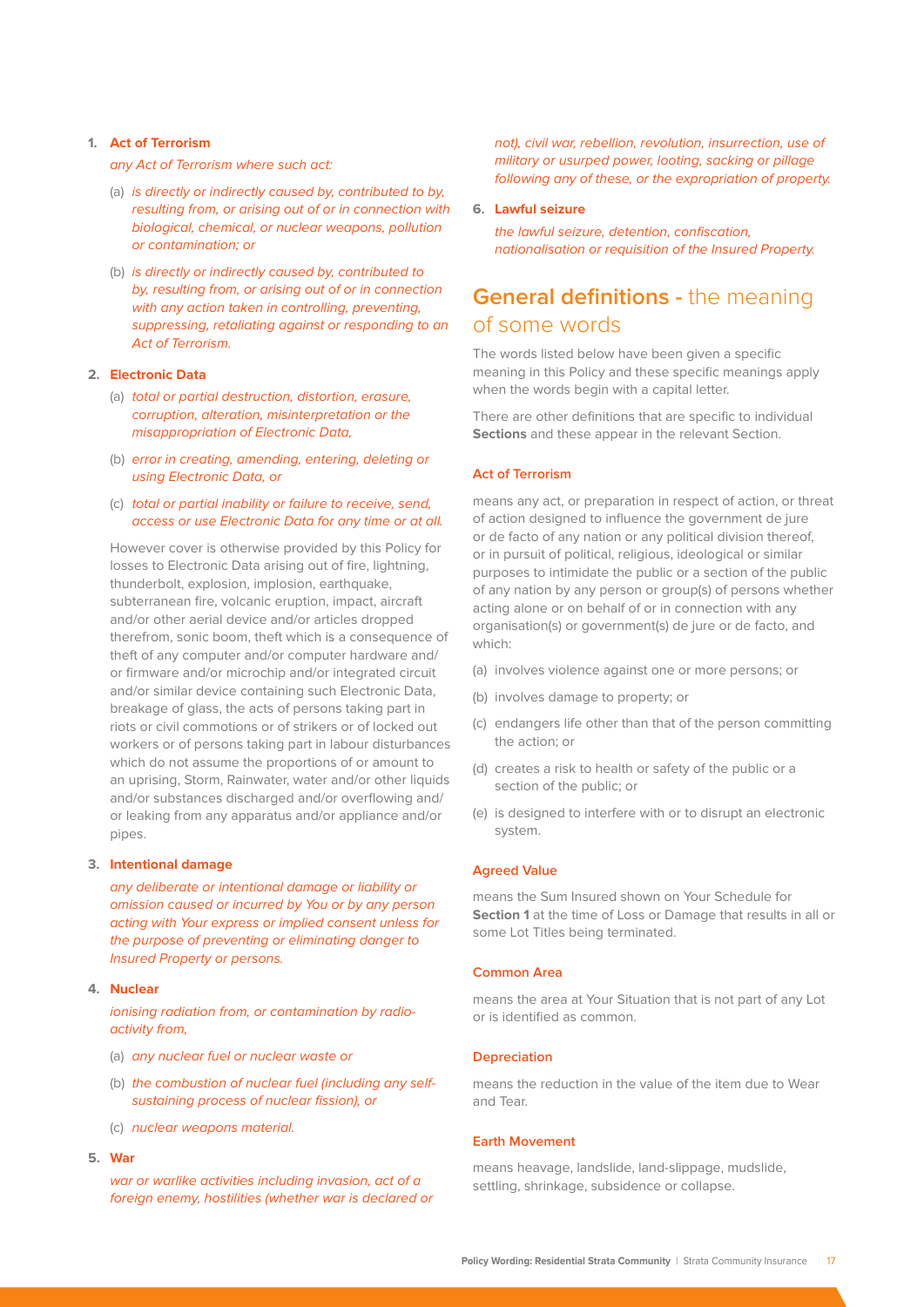1. **Act of Terrorism**

   *any Act of Terrorism where such act:*

   (a) *is directly or indirectly caused by, contributed to by, resulting from, or arising out of or in connection with biological, chemical, or nuclear weapons, pollution or contamination; or*

   (b) *is directly or indirectly caused by, contributed to by, resulting from, or arising out of or in connection with any action taken in controlling, preventing, suppressing, retaliating against or responding to an Act of Terrorism.*

2. **Electronic Data**

   (a) *total or partial destruction, distortion, erasure, corruption, alteration, misinterpretation or the misappropriation of Electronic Data,*

   (b) *error in creating, amending, entering, deleting or using Electronic Data, or*

   (c) *total or partial inability or failure to receive, send, access or use Electronic Data for any time or at all.*

   However cover is otherwise provided by this Policy for losses to Electronic Data arising out of fire, lightning, thunderbolt, explosion, implosion, earthquake, subterranean fire, volcanic eruption, impact, aircraft and/or other aerial device and/or articles dropped therefrom, sonic boom, theft which is a consequence of theft of any computer and/or computer hardware and/or firmware and/or microchip and/or integrated circuit and/or similar device containing such Electronic Data, breakage of glass, the acts of persons taking part in riots or civil commotions or of strikers or of locked out workers or of persons taking part in labour disturbances which do not assume the proportions of or amount to an uprising, Storm, Rainwater, water and/or other liquids and/or substances discharged and/or overflowing and/or leaking from any apparatus and/or appliance and/or pipes.

3. **Intentional damage**

   *any deliberate or intentional damage or liability or omission caused or incurred by You or by any person acting with Your express or implied consent unless for the purpose of preventing or eliminating danger to Insured Property or persons.*

4. **Nuclear**

   *ionising radiation from, or contamination by radio-activity from,*

   (a) *any nuclear fuel or nuclear waste or*

   (b) *the combustion of nuclear fuel (including any self-sustaining process of nuclear fission), or*

   (c) *nuclear weapons material.*

5. **War**

   *war or warlike activities including invasion, act of a foreign enemy, hostilities (whether war is declared or not), civil war, rebellion, revolution, insurrection, use of military or usurped power, looting, sacking or pillage following any of these, or the expropriation of property.*

6. **Lawful seizure**

   *the lawful seizure, detention, confiscation, nationalisation or requisition of the Insured Property.*

## General definitions - the meaning of some words

The words listed below have been given a specific meaning in this Policy and these specific meanings apply when the words begin with a capital letter.

There are other definitions that are specific to individual **Sections** and these appear in the relevant Section.

### Act of Terrorism

means any act, or preparation in respect of action, or threat of action designed to influence the government de jure or de facto of any nation or any political division thereof, or in pursuit of political, religious, ideological or similar purposes to intimidate the public or a section of the public of any nation by any person or group(s) of persons whether acting alone or on behalf of or in connection with any organisation(s) or government(s) de jure or de facto, and which:

(a) involves violence against one or more persons; or

(b) involves damage to property; or

(c) endangers life other than that of the person committing the action; or

(d) creates a risk to health or safety of the public or a section of the public; or

(e) is designed to interfere with or to disrupt an electronic system.

### Agreed Value

means the Sum Insured shown on Your Schedule for **Section 1** at the time of Loss or Damage that results in all or some Lot Titles being terminated.

### Common Area

means the area at Your Situation that is not part of any Lot or is identified as common.

### Depreciation

means the reduction in the value of the item due to Wear and Tear.

### Earth Movement

means heavage, landslide, land-slippage, mudslide, settling, shrinkage, subsidence or collapse.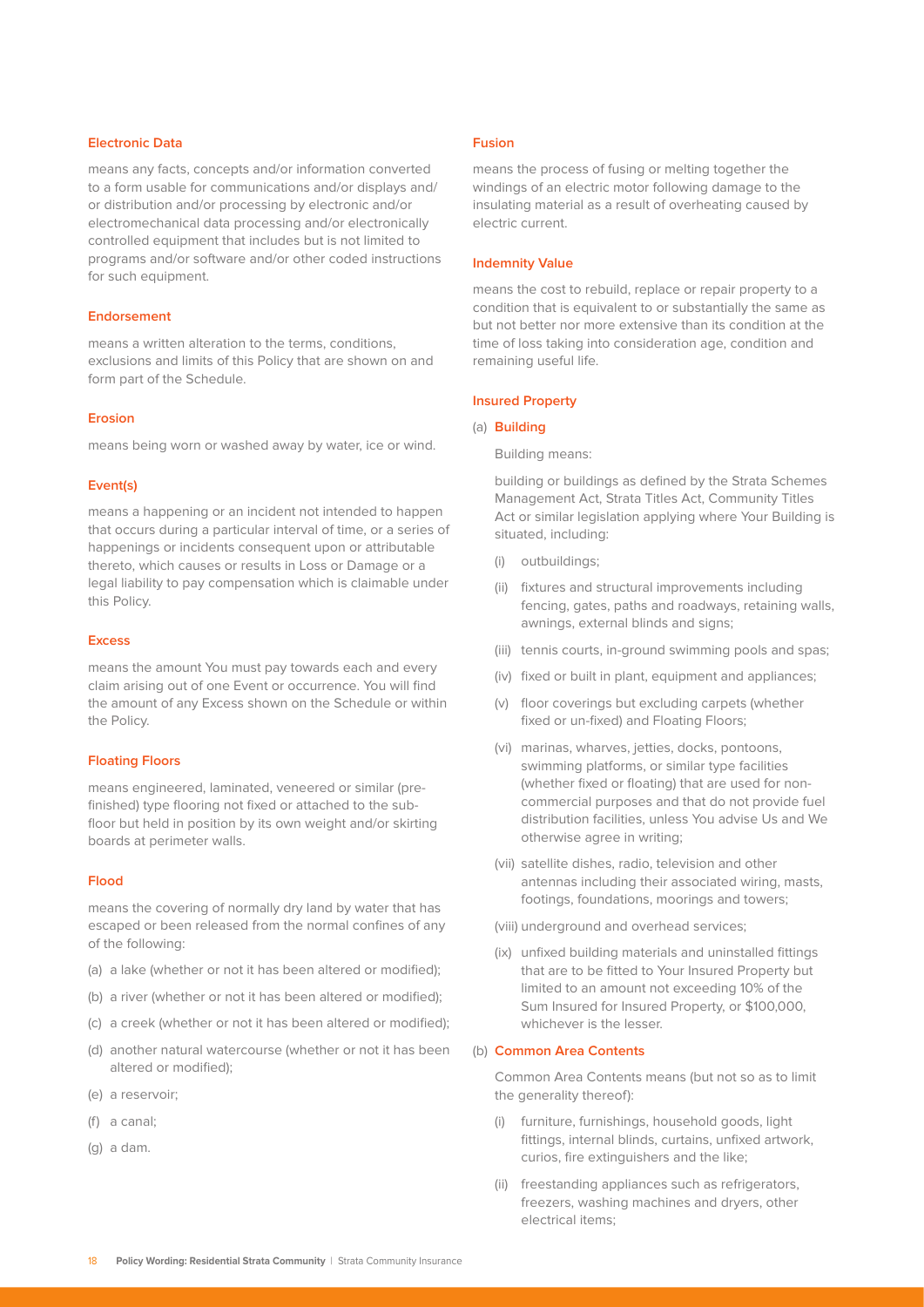### Electronic Data

means any facts, concepts and/or information converted to a form usable for communications and/or displays and/or distribution and/or processing by electronic and/or electromechanical data processing and/or electronically controlled equipment that includes but is not limited to programs and/or software and/or other coded instructions for such equipment.

### Endorsement

means a written alteration to the terms, conditions, exclusions and limits of this Policy that are shown on and form part of the Schedule.

### Erosion

means being worn or washed away by water, ice or wind.

### Event(s)

means a happening or an incident not intended to happen that occurs during a particular interval of time, or a series of happenings or incidents consequent upon or attributable thereto, which causes or results in Loss or Damage or a legal liability to pay compensation which is claimable under this Policy.

### Excess

means the amount You must pay towards each and every claim arising out of one Event or occurrence. You will find the amount of any Excess shown on the Schedule or within the Policy.

### Floating Floors

means engineered, laminated, veneered or similar (pre-finished) type flooring not fixed or attached to the sub-floor but held in position by its own weight and/or skirting boards at perimeter walls.

### Flood

means the covering of normally dry land by water that has escaped or been released from the normal confines of any of the following:

(a) a lake (whether or not it has been altered or modified);

(b) a river (whether or not it has been altered or modified);

(c) a creek (whether or not it has been altered or modified);

(d) another natural watercourse (whether or not it has been altered or modified);

(e) a reservoir;

(f) a canal;

(g) a dam.

### Fusion

means the process of fusing or melting together the windings of an electric motor following damage to the insulating material as a result of overheating caused by electric current.

### Indemnity Value

means the cost to rebuild, replace or repair property to a condition that is equivalent to or substantially the same as but not better nor more extensive than its condition at the time of loss taking into consideration age, condition and remaining useful life.

### Insured Property

(a) **Building**

Building means:

building or buildings as defined by the Strata Schemes Management Act, Strata Titles Act, Community Titles Act or similar legislation applying where Your Building is situated, including:

(i) outbuildings;

(ii) fixtures and structural improvements including fencing, gates, paths and roadways, retaining walls, awnings, external blinds and signs;

(iii) tennis courts, in-ground swimming pools and spas;

(iv) fixed or built in plant, equipment and appliances;

(v) floor coverings but excluding carpets (whether fixed or un-fixed) and Floating Floors;

(vi) marinas, wharves, jetties, docks, pontoons, swimming platforms, or similar type facilities (whether fixed or floating) that are used for non-commercial purposes and that do not provide fuel distribution facilities, unless You advise Us and We otherwise agree in writing;

(vii) satellite dishes, radio, television and other antennas including their associated wiring, masts, footings, foundations, moorings and towers;

(viii) underground and overhead services;

(ix) unfixed building materials and uninstalled fittings that are to be fitted to Your Insured Property but limited to an amount not exceeding 10% of the Sum Insured for Insured Property, or $100,000, whichever is the lesser.

(b) **Common Area Contents**

Common Area Contents means (but not so as to limit the generality thereof):

(i) furniture, furnishings, household goods, light fittings, internal blinds, curtains, unfixed artwork, curios, fire extinguishers and the like;

(ii) freestanding appliances such as refrigerators, freezers, washing machines and dryers, other electrical items;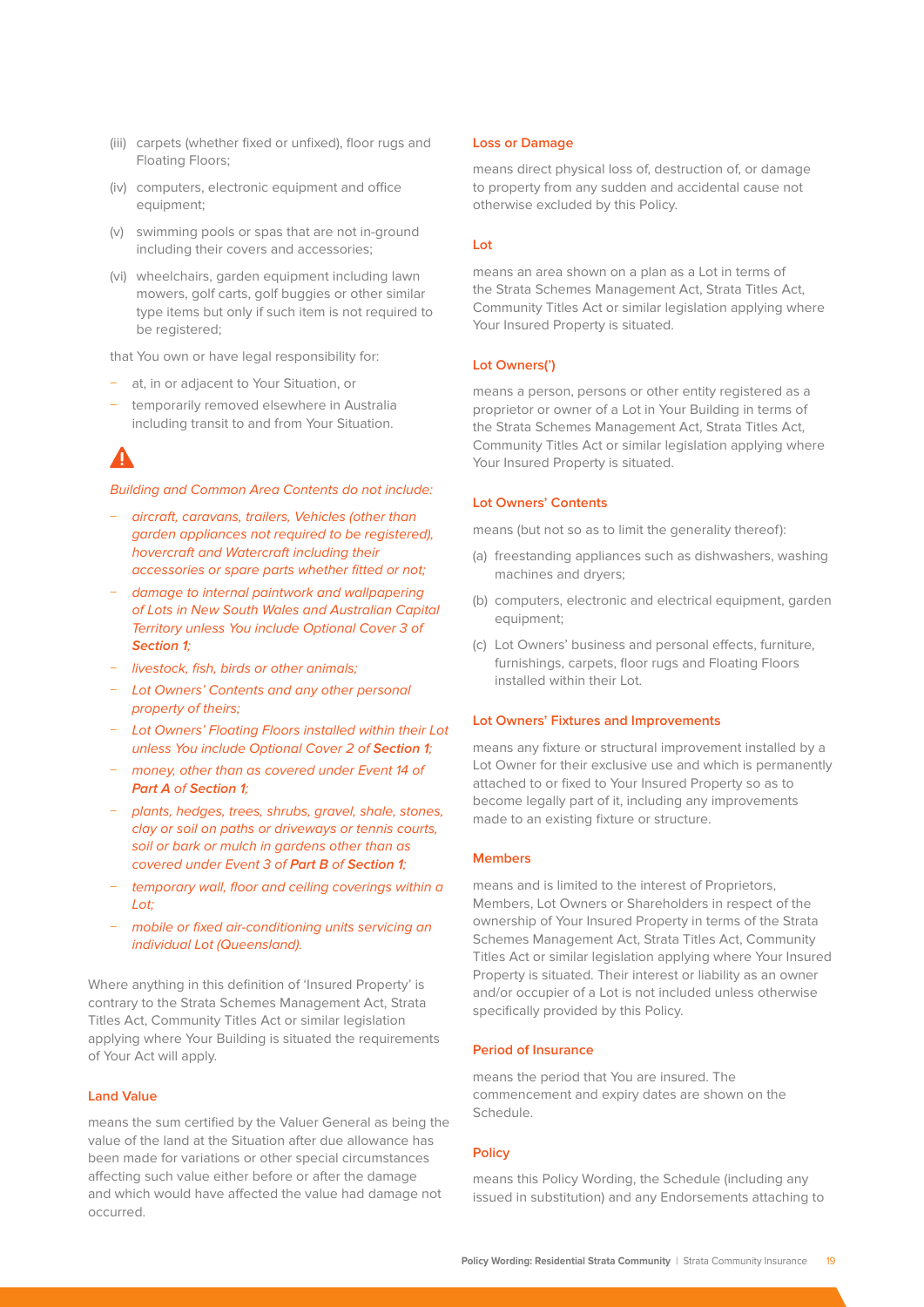(iii) carpets (whether fixed or unfixed), floor rugs and Floating Floors;

(iv) computers, electronic equipment and office equipment;

(v) swimming pools or spas that are not in-ground including their covers and accessories;

(vi) wheelchairs, garden equipment including lawn mowers, golf carts, golf buggies or other similar type items but only if such item is not required to be registered;

that You own or have legal responsibility for:

- at, in or adjacent to Your Situation, or
- temporarily removed elsewhere in Australia including transit to and from Your Situation.

⚠

*Building and Common Area Contents do not include:*

- *aircraft, caravans, trailers, Vehicles (other than garden appliances not required to be registered), hovercraft and Watercraft including their accessories or spare parts whether fitted or not;*
- *damage to internal paintwork and wallpapering of Lots in New South Wales and Australian Capital Territory unless You include Optional Cover 3 of **Section 1**;*
- *livestock, fish, birds or other animals;*
- *Lot Owners' Contents and any other personal property of theirs;*
- *Lot Owners' Floating Floors installed within their Lot unless You include Optional Cover 2 of **Section 1**;*
- *money, other than as covered under Event 14 of **Part A** of **Section 1**;*
- *plants, hedges, trees, shrubs, gravel, shale, stones, clay or soil on paths or driveways or tennis courts, soil or bark or mulch in gardens other than as covered under Event 3 of **Part B** of **Section 1**;*
- *temporary wall, floor and ceiling coverings within a Lot;*
- *mobile or fixed air-conditioning units servicing an individual Lot (Queensland).*

Where anything in this definition of 'Insured Property' is contrary to the Strata Schemes Management Act, Strata Titles Act, Community Titles Act or similar legislation applying where Your Building is situated the requirements of Your Act will apply.

### Land Value

means the sum certified by the Valuer General as being the value of the land at the Situation after due allowance has been made for variations or other special circumstances affecting such value either before or after the damage and which would have affected the value had damage not occurred.

### Loss or Damage

means direct physical loss of, destruction of, or damage to property from any sudden and accidental cause not otherwise excluded by this Policy.

### Lot

means an area shown on a plan as a Lot in terms of the Strata Schemes Management Act, Strata Titles Act, Community Titles Act or similar legislation applying where Your Insured Property is situated.

### Lot Owners(')

means a person, persons or other entity registered as a proprietor or owner of a Lot in Your Building in terms of the Strata Schemes Management Act, Strata Titles Act, Community Titles Act or similar legislation applying where Your Insured Property is situated.

### Lot Owners' Contents

means (but not so as to limit the generality thereof):

(a) freestanding appliances such as dishwashers, washing machines and dryers;

(b) computers, electronic and electrical equipment, garden equipment;

(c) Lot Owners' business and personal effects, furniture, furnishings, carpets, floor rugs and Floating Floors installed within their Lot.

### Lot Owners' Fixtures and Improvements

means any fixture or structural improvement installed by a Lot Owner for their exclusive use and which is permanently attached to or fixed to Your Insured Property so as to become legally part of it, including any improvements made to an existing fixture or structure.

### Members

means and is limited to the interest of Proprietors, Members, Lot Owners or Shareholders in respect of the ownership of Your Insured Property in terms of the Strata Schemes Management Act, Strata Titles Act, Community Titles Act or similar legislation applying where Your Insured Property is situated. Their interest or liability as an owner and/or occupier of a Lot is not included unless otherwise specifically provided by this Policy.

### Period of Insurance

means the period that You are insured. The commencement and expiry dates are shown on the Schedule.

### Policy

means this Policy Wording, the Schedule (including any issued in substitution) and any Endorsements attaching to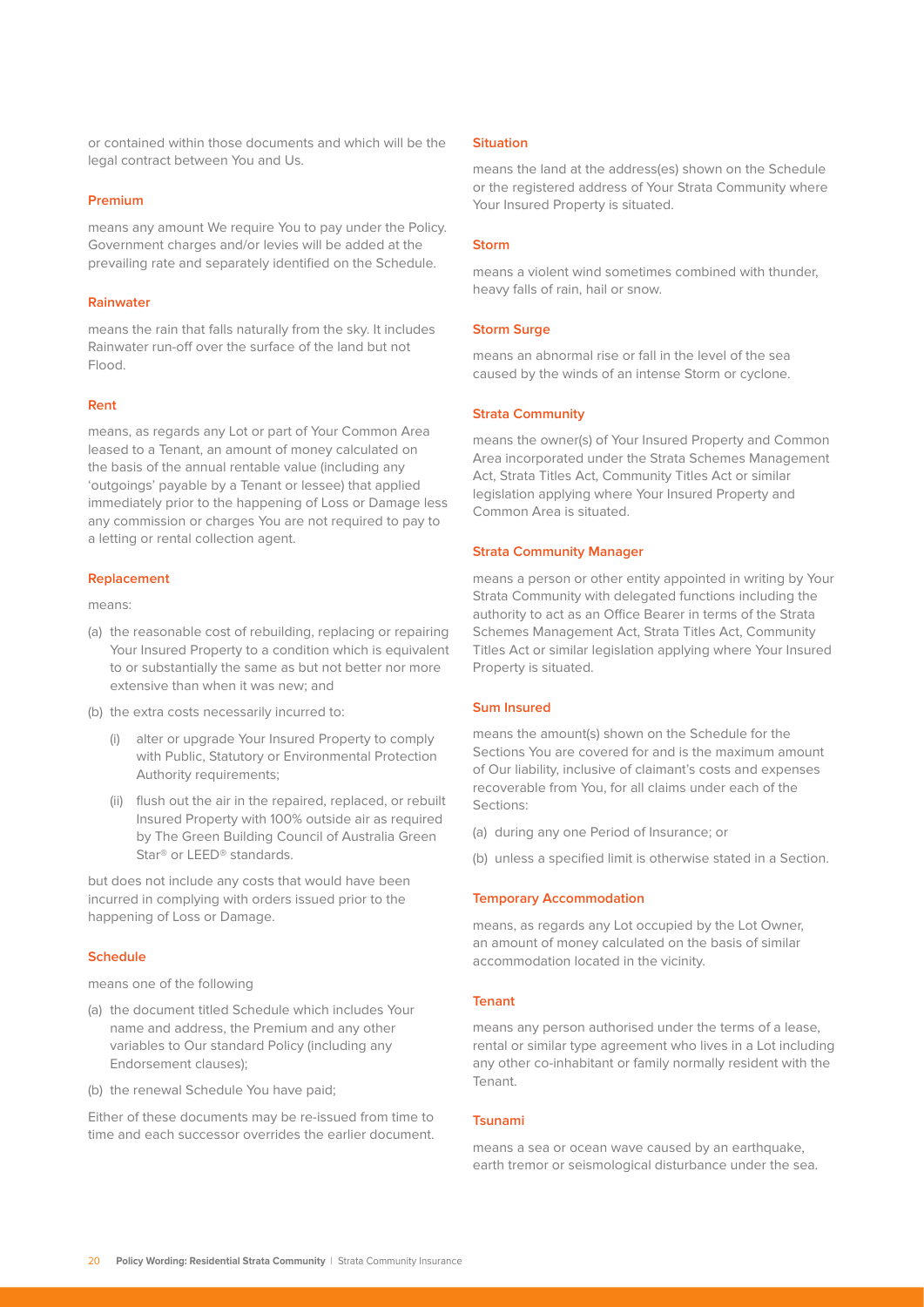or contained within those documents and which will be the legal contract between You and Us.

### Premium

means any amount We require You to pay under the Policy. Government charges and/or levies will be added at the prevailing rate and separately identified on the Schedule.

### Rainwater

means the rain that falls naturally from the sky. It includes Rainwater run-off over the surface of the land but not Flood.

### Rent

means, as regards any Lot or part of Your Common Area leased to a Tenant, an amount of money calculated on the basis of the annual rentable value (including any 'outgoings' payable by a Tenant or lessee) that applied immediately prior to the happening of Loss or Damage less any commission or charges You are not required to pay to a letting or rental collection agent.

### Replacement

means:

(a) the reasonable cost of rebuilding, replacing or repairing Your Insured Property to a condition which is equivalent to or substantially the same as but not better nor more extensive than when it was new; and

(b) the extra costs necessarily incurred to:

  (i) alter or upgrade Your Insured Property to comply with Public, Statutory or Environmental Protection Authority requirements;

  (ii) flush out the air in the repaired, replaced, or rebuilt Insured Property with 100% outside air as required by The Green Building Council of Australia Green Star® or LEED® standards.

but does not include any costs that would have been incurred in complying with orders issued prior to the happening of Loss or Damage.

### Schedule

means one of the following

(a) the document titled Schedule which includes Your name and address, the Premium and any other variables to Our standard Policy (including any Endorsement clauses);

(b) the renewal Schedule You have paid;

Either of these documents may be re-issued from time to time and each successor overrides the earlier document.

### Situation

means the land at the address(es) shown on the Schedule or the registered address of Your Strata Community where Your Insured Property is situated.

### Storm

means a violent wind sometimes combined with thunder, heavy falls of rain, hail or snow.

### Storm Surge

means an abnormal rise or fall in the level of the sea caused by the winds of an intense Storm or cyclone.

### Strata Community

means the owner(s) of Your Insured Property and Common Area incorporated under the Strata Schemes Management Act, Strata Titles Act, Community Titles Act or similar legislation applying where Your Insured Property and Common Area is situated.

### Strata Community Manager

means a person or other entity appointed in writing by Your Strata Community with delegated functions including the authority to act as an Office Bearer in terms of the Strata Schemes Management Act, Strata Titles Act, Community Titles Act or similar legislation applying where Your Insured Property is situated.

### Sum Insured

means the amount(s) shown on the Schedule for the Sections You are covered for and is the maximum amount of Our liability, inclusive of claimant's costs and expenses recoverable from You, for all claims under each of the Sections:

(a) during any one Period of Insurance; or

(b) unless a specified limit is otherwise stated in a Section.

### Temporary Accommodation

means, as regards any Lot occupied by the Lot Owner, an amount of money calculated on the basis of similar accommodation located in the vicinity.

### Tenant

means any person authorised under the terms of a lease, rental or similar type agreement who lives in a Lot including any other co-inhabitant or family normally resident with the Tenant.

### Tsunami

means a sea or ocean wave caused by an earthquake, earth tremor or seismological disturbance under the sea.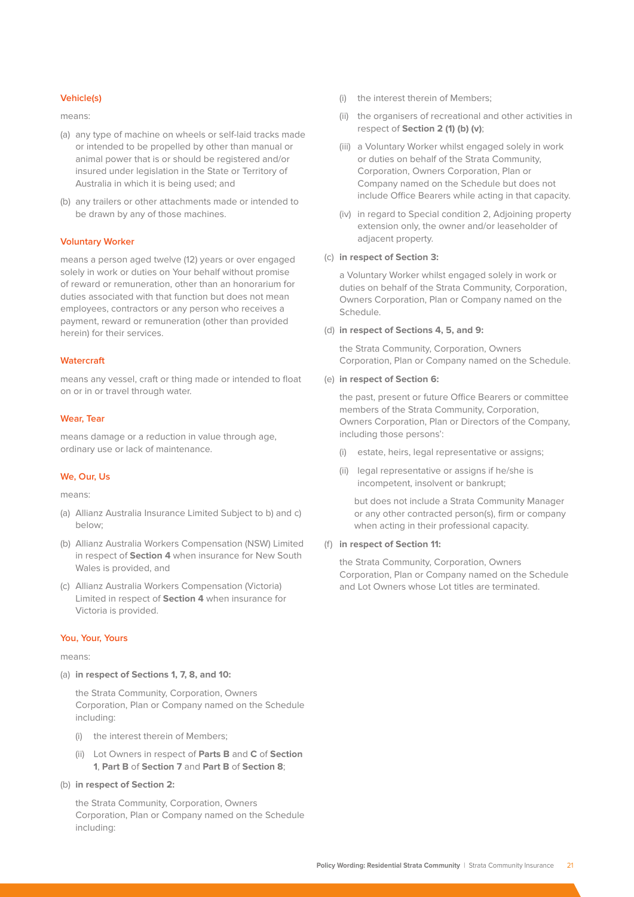### Vehicle(s)

means:

(a) any type of machine on wheels or self-laid tracks made or intended to be propelled by other than manual or animal power that is or should be registered and/or insured under legislation in the State or Territory of Australia in which it is being used; and

(b) any trailers or other attachments made or intended to be drawn by any of those machines.

### Voluntary Worker

means a person aged twelve (12) years or over engaged solely in work or duties on Your behalf without promise of reward or remuneration, other than an honorarium for duties associated with that function but does not mean employees, contractors or any person who receives a payment, reward or remuneration (other than provided herein) for their services.

### Watercraft

means any vessel, craft or thing made or intended to float on or in or travel through water.

### Wear, Tear

means damage or a reduction in value through age, ordinary use or lack of maintenance.

### We, Our, Us

means:

(a) Allianz Australia Insurance Limited Subject to b) and c) below;

(b) Allianz Australia Workers Compensation (NSW) Limited in respect of **Section 4** when insurance for New South Wales is provided, and

(c) Allianz Australia Workers Compensation (Victoria) Limited in respect of **Section 4** when insurance for Victoria is provided.

### You, Your, Yours

means:

(a) **in respect of Sections 1, 7, 8, and 10:**

the Strata Community, Corporation, Owners Corporation, Plan or Company named on the Schedule including:

(i) the interest therein of Members;

(ii) Lot Owners in respect of **Parts B** and **C** of **Section 1**, **Part B** of **Section 7** and **Part B** of **Section 8**;

(b) **in respect of Section 2:**

the Strata Community, Corporation, Owners Corporation, Plan or Company named on the Schedule including:

(i) the interest therein of Members;

(ii) the organisers of recreational and other activities in respect of **Section 2 (1) (b) (v)**;

(iii) a Voluntary Worker whilst engaged solely in work or duties on behalf of the Strata Community, Corporation, Owners Corporation, Plan or Company named on the Schedule but does not include Office Bearers while acting in that capacity.

(iv) in regard to Special condition 2, Adjoining property extension only, the owner and/or leaseholder of adjacent property.

(c) **in respect of Section 3:**

a Voluntary Worker whilst engaged solely in work or duties on behalf of the Strata Community, Corporation, Owners Corporation, Plan or Company named on the Schedule.

(d) **in respect of Sections 4, 5, and 9:**

the Strata Community, Corporation, Owners Corporation, Plan or Company named on the Schedule.

(e) **in respect of Section 6:**

the past, present or future Office Bearers or committee members of the Strata Community, Corporation, Owners Corporation, Plan or Directors of the Company, including those persons':

(i) estate, heirs, legal representative or assigns;

(ii) legal representative or assigns if he/she is incompetent, insolvent or bankrupt;

but does not include a Strata Community Manager or any other contracted person(s), firm or company when acting in their professional capacity.

(f) **in respect of Section 11:**

the Strata Community, Corporation, Owners Corporation, Plan or Company named on the Schedule and Lot Owners whose Lot titles are terminated.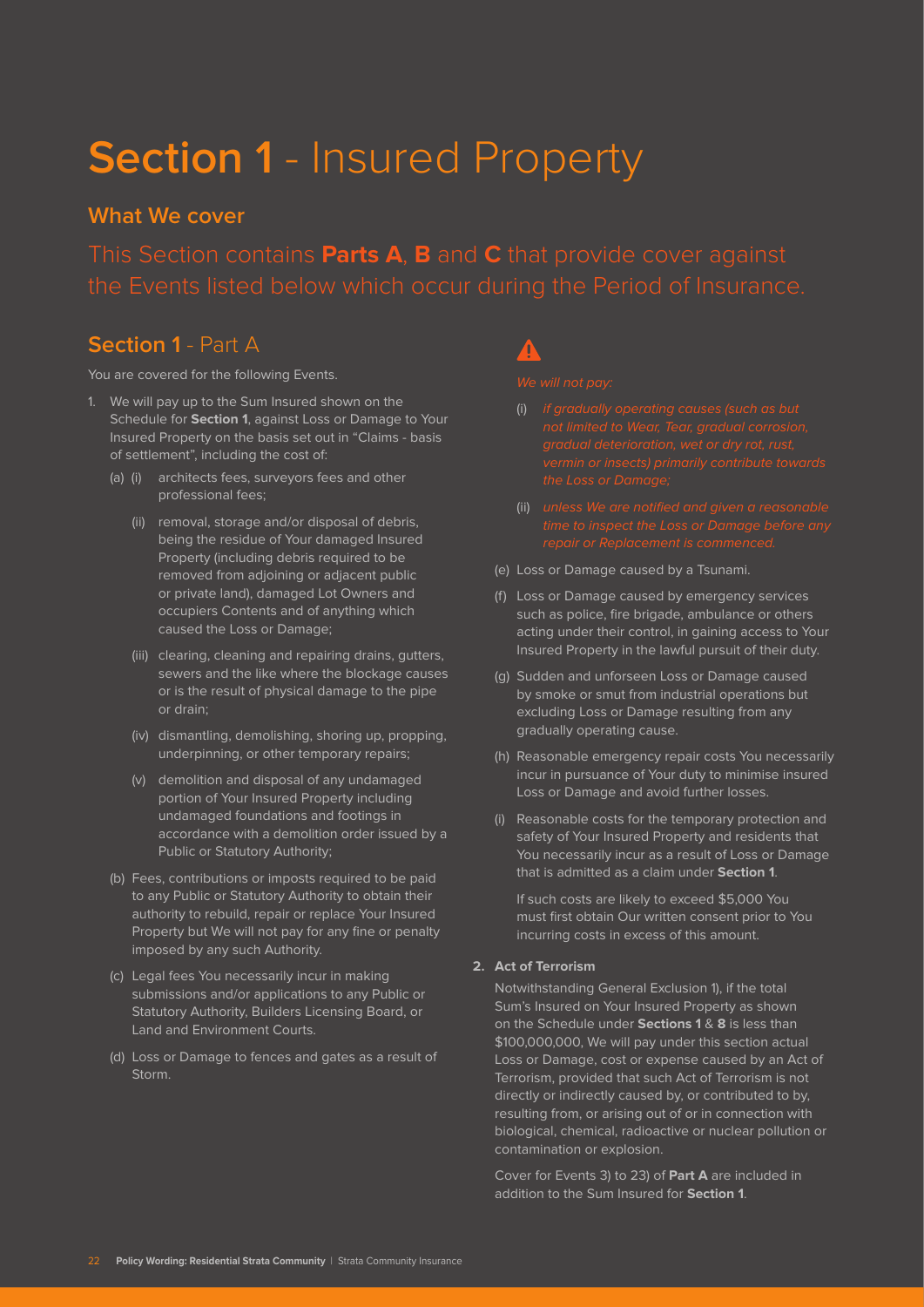# **Section 1** - Insured Property

## What We cover

This Section contains **Parts A**, **B** and **C** that provide cover against the Events listed below which occur during the Period of Insurance.

## **Section 1** - Part A

You are covered for the following Events.

1. We will pay up to the Sum Insured shown on the Schedule for **Section 1**, against Loss or Damage to Your Insured Property on the basis set out in "Claims - basis of settlement", including the cost of:

   (a) (i) architects fees, surveyors fees and other professional fees;

   (ii) removal, storage and/or disposal of debris, being the residue of Your damaged Insured Property (including debris required to be removed from adjoining or adjacent public or private land), damaged Lot Owners and occupiers Contents and of anything which caused the Loss or Damage;

   (iii) clearing, cleaning and repairing drains, gutters, sewers and the like where the blockage causes or is the result of physical damage to the pipe or drain;

   (iv) dismantling, demolishing, shoring up, propping, underpinning, or other temporary repairs;

   (v) demolition and disposal of any undamaged portion of Your Insured Property including undamaged foundations and footings in accordance with a demolition order issued by a Public or Statutory Authority;

   (b) Fees, contributions or imposts required to be paid to any Public or Statutory Authority to obtain their authority to rebuild, repair or replace Your Insured Property but We will not pay for any fine or penalty imposed by any such Authority.

   (c) Legal fees You necessarily incur in making submissions and/or applications to any Public or Statutory Authority, Builders Licensing Board, or Land and Environment Courts.

   (d) Loss or Damage to fences and gates as a result of Storm.

   ⚠ *We will not pay:*

   (i) *if gradually operating causes (such as but not limited to Wear, Tear, gradual corrosion, gradual deterioration, wet or dry rot, rust, vermin or insects) primarily contribute towards the Loss or Damage;*

   (ii) *unless We are notified and given a reasonable time to inspect the Loss or Damage before any repair or Replacement is commenced.*

   (e) Loss or Damage caused by a Tsunami.

   (f) Loss or Damage caused by emergency services such as police, fire brigade, ambulance or others acting under their control, in gaining access to Your Insured Property in the lawful pursuit of their duty.

   (g) Sudden and unforseen Loss or Damage caused by smoke or smut from industrial operations but excluding Loss or Damage resulting from any gradually operating cause.

   (h) Reasonable emergency repair costs You necessarily incur in pursuance of Your duty to minimise insured Loss or Damage and avoid further losses.

   (i) Reasonable costs for the temporary protection and safety of Your Insured Property and residents that You necessarily incur as a result of Loss or Damage that is admitted as a claim under **Section 1**.

   If such costs are likely to exceed $5,000 You must first obtain Our written consent prior to You incurring costs in excess of this amount.

2. **Act of Terrorism**

   Notwithstanding General Exclusion 1), if the total Sum's Insured on Your Insured Property as shown on the Schedule under **Sections 1** & **8** is less than $100,000,000, We will pay under this section actual Loss or Damage, cost or expense caused by an Act of Terrorism, provided that such Act of Terrorism is not directly or indirectly caused by, or contributed to by, resulting from, or arising out of or in connection with biological, chemical, radioactive or nuclear pollution or contamination or explosion.

   Cover for Events 3) to 23) of **Part A** are included in addition to the Sum Insured for **Section 1**.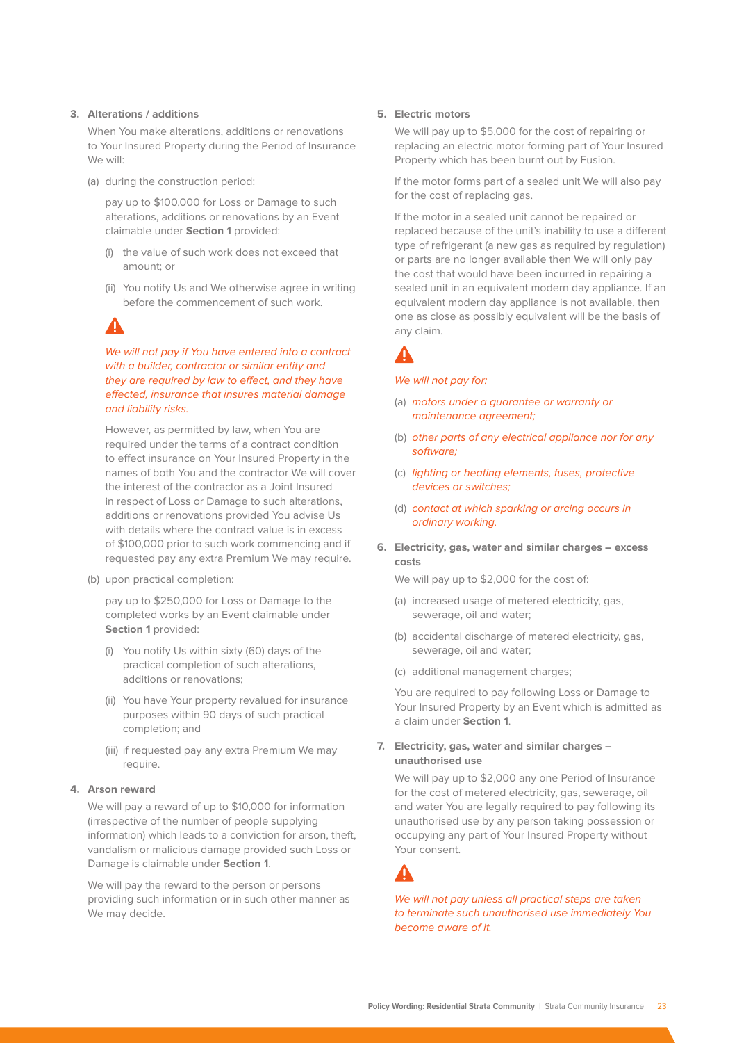### 3. Alterations / additions

When You make alterations, additions or renovations to Your Insured Property during the Period of Insurance We will:

(a) during the construction period:

pay up to $100,000 for Loss or Damage to such alterations, additions or renovations by an Event claimable under **Section 1** provided:

(i) the value of such work does not exceed that amount; or

(ii) You notify Us and We otherwise agree in writing before the commencement of such work.

*We will not pay if You have entered into a contract with a builder, contractor or similar entity and they are required by law to effect, and they have effected, insurance that insures material damage and liability risks.*

However, as permitted by law, when You are required under the terms of a contract condition to effect insurance on Your Insured Property in the names of both You and the contractor We will cover the interest of the contractor as a Joint Insured in respect of Loss or Damage to such alterations, additions or renovations provided You advise Us with details where the contract value is in excess of $100,000 prior to such work commencing and if requested pay any extra Premium We may require.

(b) upon practical completion:

pay up to $250,000 for Loss or Damage to the completed works by an Event claimable under **Section 1** provided:

(i) You notify Us within sixty (60) days of the practical completion of such alterations, additions or renovations;

(ii) You have Your property revalued for insurance purposes within 90 days of such practical completion; and

(iii) if requested pay any extra Premium We may require.

### 4. Arson reward

We will pay a reward of up to $10,000 for information (irrespective of the number of people supplying information) which leads to a conviction for arson, theft, vandalism or malicious damage provided such Loss or Damage is claimable under **Section 1**.

We will pay the reward to the person or persons providing such information or in such other manner as We may decide.

### 5. Electric motors

We will pay up to $5,000 for the cost of repairing or replacing an electric motor forming part of Your Insured Property which has been burnt out by Fusion.

If the motor forms part of a sealed unit We will also pay for the cost of replacing gas.

If the motor in a sealed unit cannot be repaired or replaced because of the unit's inability to use a different type of refrigerant (a new gas as required by regulation) or parts are no longer available then We will only pay the cost that would have been incurred in repairing a sealed unit in an equivalent modern day appliance. If an equivalent modern day appliance is not available, then one as close as possibly equivalent will be the basis of any claim.

*We will not pay for:*

(a) *motors under a guarantee or warranty or maintenance agreement;*

(b) *other parts of any electrical appliance nor for any software;*

(c) *lighting or heating elements, fuses, protective devices or switches;*

(d) *contact at which sparking or arcing occurs in ordinary working.*

### 6. Electricity, gas, water and similar charges – excess costs

We will pay up to $2,000 for the cost of:

(a) increased usage of metered electricity, gas, sewerage, oil and water;

(b) accidental discharge of metered electricity, gas, sewerage, oil and water;

(c) additional management charges;

You are required to pay following Loss or Damage to Your Insured Property by an Event which is admitted as a claim under **Section 1**.

### 7. Electricity, gas, water and similar charges – unauthorised use

We will pay up to $2,000 any one Period of Insurance for the cost of metered electricity, gas, sewerage, oil and water You are legally required to pay following its unauthorised use by any person taking possession or occupying any part of Your Insured Property without Your consent.

*We will not pay unless all practical steps are taken to terminate such unauthorised use immediately You become aware of it.*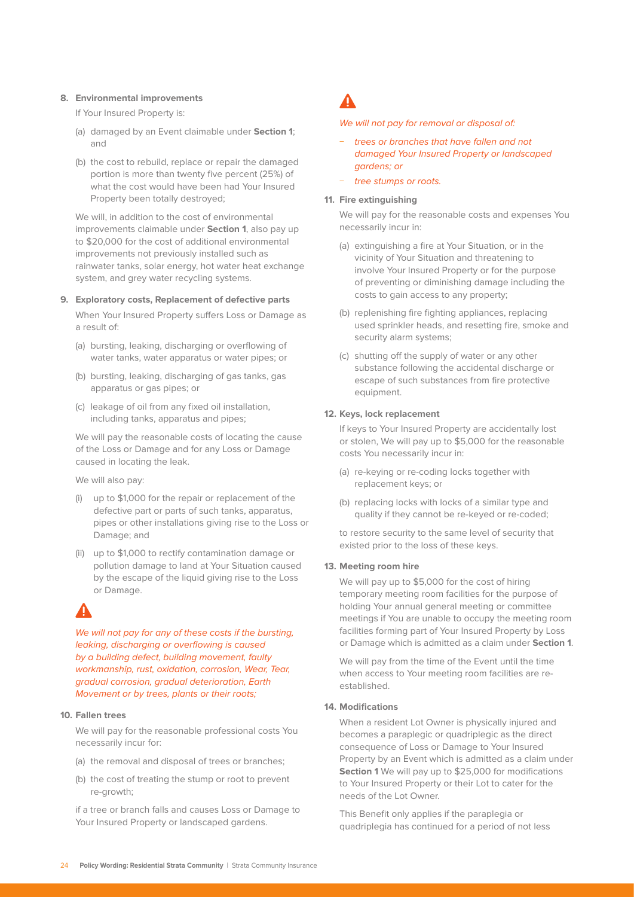**8. Environmental improvements**

If Your Insured Property is:

(a) damaged by an Event claimable under **Section 1**; and

(b) the cost to rebuild, replace or repair the damaged portion is more than twenty five percent (25%) of what the cost would have been had Your Insured Property been totally destroyed;

We will, in addition to the cost of environmental improvements claimable under **Section 1**, also pay up to $20,000 for the cost of additional environmental improvements not previously installed such as rainwater tanks, solar energy, hot water heat exchange system, and grey water recycling systems.

**9. Exploratory costs, Replacement of defective parts**

When Your Insured Property suffers Loss or Damage as a result of:

(a) bursting, leaking, discharging or overflowing of water tanks, water apparatus or water pipes; or

(b) bursting, leaking, discharging of gas tanks, gas apparatus or gas pipes; or

(c) leakage of oil from any fixed oil installation, including tanks, apparatus and pipes;

We will pay the reasonable costs of locating the cause of the Loss or Damage and for any Loss or Damage caused in locating the leak.

We will also pay:

(i) up to $1,000 for the repair or replacement of the defective part or parts of such tanks, apparatus, pipes or other installations giving rise to the Loss or Damage; and

(ii) up to $1,000 to rectify contamination damage or pollution damage to land at Your Situation caused by the escape of the liquid giving rise to the Loss or Damage.

⚠

*We will not pay for any of these costs if the bursting, leaking, discharging or overflowing is caused by a building defect, building movement, faulty workmanship, rust, oxidation, corrosion, Wear, Tear, gradual corrosion, gradual deterioration, Earth Movement or by trees, plants or their roots;*

**10. Fallen trees**

We will pay for the reasonable professional costs You necessarily incur for:

(a) the removal and disposal of trees or branches;

(b) the cost of treating the stump or root to prevent re-growth;

if a tree or branch falls and causes Loss or Damage to Your Insured Property or landscaped gardens.

⚠

*We will not pay for removal or disposal of:*

- *trees or branches that have fallen and not damaged Your Insured Property or landscaped gardens; or*
- *tree stumps or roots.*

**11. Fire extinguishing**

We will pay for the reasonable costs and expenses You necessarily incur in:

(a) extinguishing a fire at Your Situation, or in the vicinity of Your Situation and threatening to involve Your Insured Property or for the purpose of preventing or diminishing damage including the costs to gain access to any property;

(b) replenishing fire fighting appliances, replacing used sprinkler heads, and resetting fire, smoke and security alarm systems;

(c) shutting off the supply of water or any other substance following the accidental discharge or escape of such substances from fire protective equipment.

**12. Keys, lock replacement**

If keys to Your Insured Property are accidentally lost or stolen, We will pay up to $5,000 for the reasonable costs You necessarily incur in:

(a) re-keying or re-coding locks together with replacement keys; or

(b) replacing locks with locks of a similar type and quality if they cannot be re-keyed or re-coded;

to restore security to the same level of security that existed prior to the loss of these keys.

**13. Meeting room hire**

We will pay up to $5,000 for the cost of hiring temporary meeting room facilities for the purpose of holding Your annual general meeting or committee meetings if You are unable to occupy the meeting room facilities forming part of Your Insured Property by Loss or Damage which is admitted as a claim under **Section 1**.

We will pay from the time of the Event until the time when access to Your meeting room facilities are re-established.

**14. Modifications**

When a resident Lot Owner is physically injured and becomes a paraplegic or quadriplegic as the direct consequence of Loss or Damage to Your Insured Property by an Event which is admitted as a claim under **Section 1** We will pay up to $25,000 for modifications to Your Insured Property or their Lot to cater for the needs of the Lot Owner.

This Benefit only applies if the paraplegia or quadriplegia has continued for a period of not less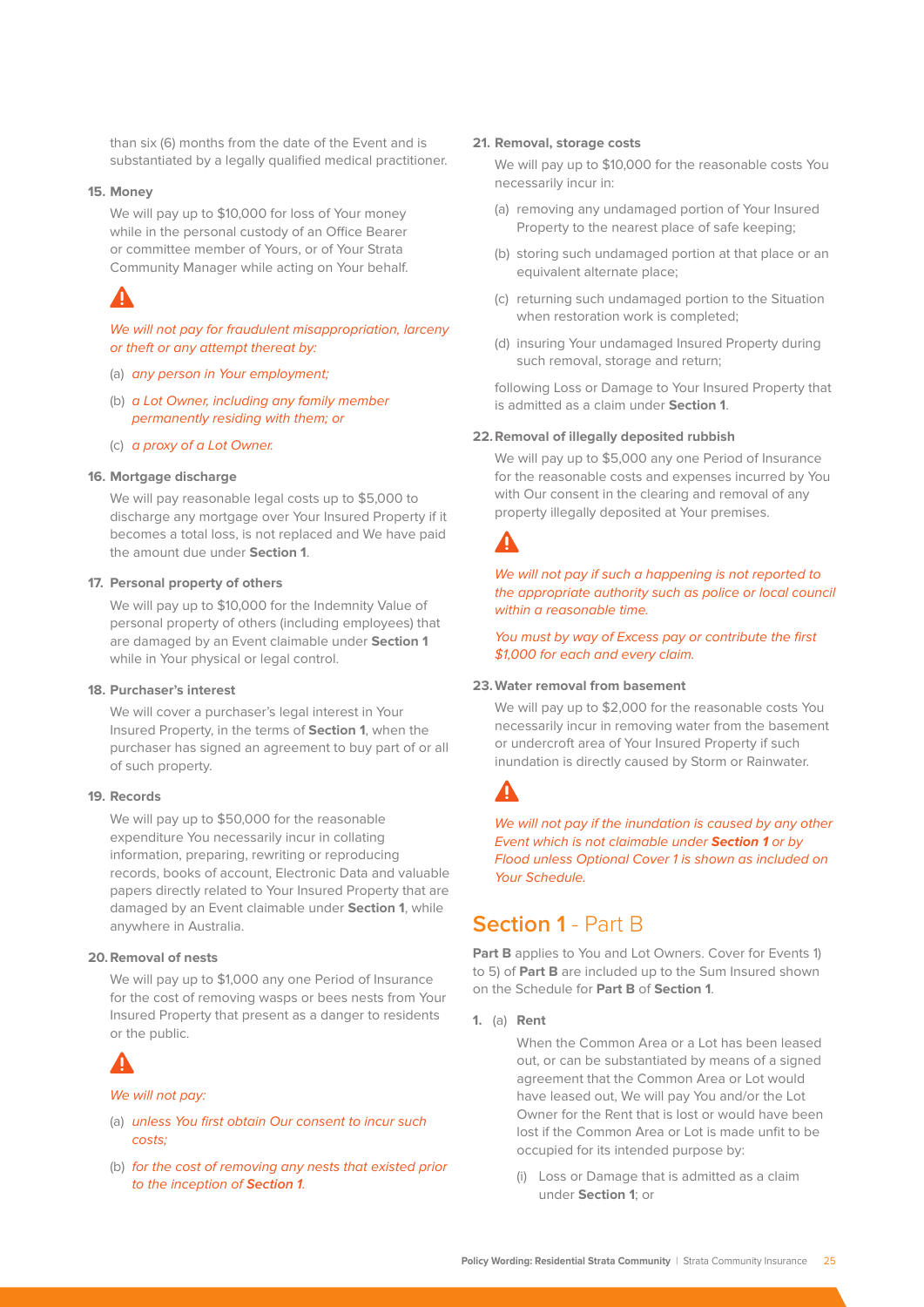than six (6) months from the date of the Event and is substantiated by a legally qualified medical practitioner.

**15. Money**

We will pay up to $10,000 for loss of Your money while in the personal custody of an Office Bearer or committee member of Yours, or of Your Strata Community Manager while acting on Your behalf.

*We will not pay for fraudulent misappropriation, larceny or theft or any attempt thereat by:*

(a) *any person in Your employment;*

(b) *a Lot Owner, including any family member permanently residing with them; or*

(c) *a proxy of a Lot Owner.*

**16. Mortgage discharge**

We will pay reasonable legal costs up to $5,000 to discharge any mortgage over Your Insured Property if it becomes a total loss, is not replaced and We have paid the amount due under **Section 1**.

**17. Personal property of others**

We will pay up to $10,000 for the Indemnity Value of personal property of others (including employees) that are damaged by an Event claimable under **Section 1** while in Your physical or legal control.

**18. Purchaser's interest**

We will cover a purchaser's legal interest in Your Insured Property, in the terms of **Section 1**, when the purchaser has signed an agreement to buy part of or all of such property.

**19. Records**

We will pay up to $50,000 for the reasonable expenditure You necessarily incur in collating information, preparing, rewriting or reproducing records, books of account, Electronic Data and valuable papers directly related to Your Insured Property that are damaged by an Event claimable under **Section 1**, while anywhere in Australia.

**20. Removal of nests**

We will pay up to $1,000 any one Period of Insurance for the cost of removing wasps or bees nests from Your Insured Property that present as a danger to residents or the public.

*We will not pay:*

(a) *unless You first obtain Our consent to incur such costs;*

(b) *for the cost of removing any nests that existed prior to the inception of **Section 1**.*

**21. Removal, storage costs**

We will pay up to $10,000 for the reasonable costs You necessarily incur in:

(a) removing any undamaged portion of Your Insured Property to the nearest place of safe keeping;

(b) storing such undamaged portion at that place or an equivalent alternate place;

(c) returning such undamaged portion to the Situation when restoration work is completed;

(d) insuring Your undamaged Insured Property during such removal, storage and return;

following Loss or Damage to Your Insured Property that is admitted as a claim under **Section 1**.

**22. Removal of illegally deposited rubbish**

We will pay up to $5,000 any one Period of Insurance for the reasonable costs and expenses incurred by You with Our consent in the clearing and removal of any property illegally deposited at Your premises.

*We will not pay if such a happening is not reported to the appropriate authority such as police or local council within a reasonable time.*

*You must by way of Excess pay or contribute the first $1,000 for each and every claim.*

**23. Water removal from basement**

We will pay up to $2,000 for the reasonable costs You necessarily incur in removing water from the basement or undercroft area of Your Insured Property if such inundation is directly caused by Storm or Rainwater.

*We will not pay if the inundation is caused by any other Event which is not claimable under **Section 1** or by Flood unless Optional Cover 1 is shown as included on Your Schedule.*

## Section 1 - Part B

**Part B** applies to You and Lot Owners. Cover for Events 1) to 5) of **Part B** are included up to the Sum Insured shown on the Schedule for **Part B** of **Section 1**.

**1.** (a) **Rent**

When the Common Area or a Lot has been leased out, or can be substantiated by means of a signed agreement that the Common Area or Lot would have leased out, We will pay You and/or the Lot Owner for the Rent that is lost or would have been lost if the Common Area or Lot is made unfit to be occupied for its intended purpose by:

(i) Loss or Damage that is admitted as a claim under **Section 1**; or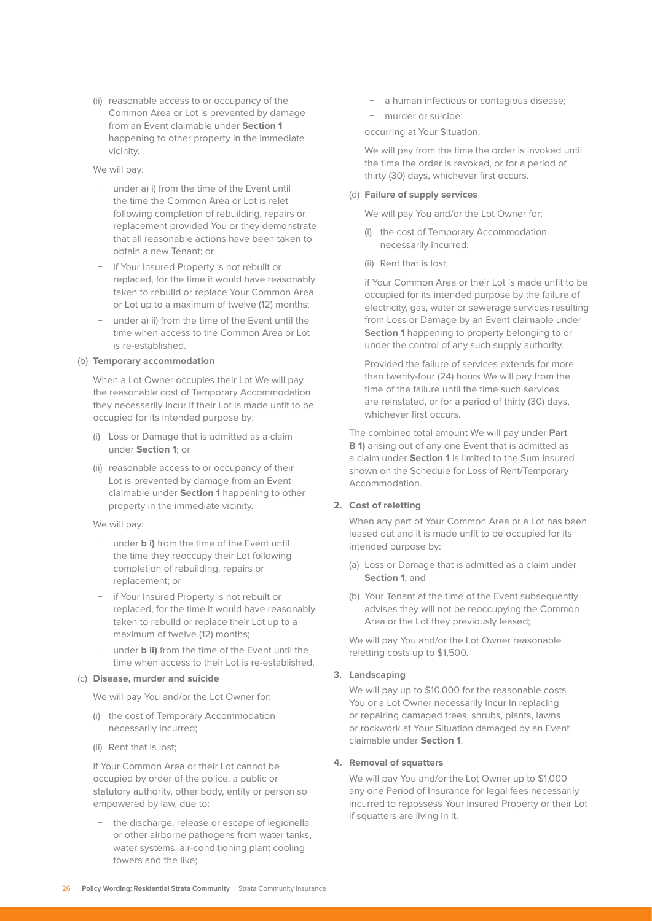(ii) reasonable access to or occupancy of the Common Area or Lot is prevented by damage from an Event claimable under **Section 1** happening to other property in the immediate vicinity.

We will pay:

- under a) i) from the time of the Event until the time the Common Area or Lot is relet following completion of rebuilding, repairs or replacement provided You or they demonstrate that all reasonable actions have been taken to obtain a new Tenant; or
- if Your Insured Property is not rebuilt or replaced, for the time it would have reasonably taken to rebuild or replace Your Common Area or Lot up to a maximum of twelve (12) months;
- under a) ii) from the time of the Event until the time when access to the Common Area or Lot is re-established.

(b) **Temporary accommodation**

When a Lot Owner occupies their Lot We will pay the reasonable cost of Temporary Accommodation they necessarily incur if their Lot is made unfit to be occupied for its intended purpose by:

(i) Loss or Damage that is admitted as a claim under **Section 1**; or

(ii) reasonable access to or occupancy of their Lot is prevented by damage from an Event claimable under **Section 1** happening to other property in the immediate vicinity.

We will pay:

- under **b i)** from the time of the Event until the time they reoccupy their Lot following completion of rebuilding, repairs or replacement; or
- if Your Insured Property is not rebuilt or replaced, for the time it would have reasonably taken to rebuild or replace their Lot up to a maximum of twelve (12) months;
- under **b ii)** from the time of the Event until the time when access to their Lot is re-established.

(c) **Disease, murder and suicide**

We will pay You and/or the Lot Owner for:

(i) the cost of Temporary Accommodation necessarily incurred;

(ii) Rent that is lost;

if Your Common Area or their Lot cannot be occupied by order of the police, a public or statutory authority, other body, entity or person so empowered by law, due to:

- the discharge, release or escape of legionella or other airborne pathogens from water tanks, water systems, air-conditioning plant cooling towers and the like;
- a human infectious or contagious disease;
- murder or suicide;

occurring at Your Situation.

We will pay from the time the order is invoked until the time the order is revoked, or for a period of thirty (30) days, whichever first occurs.

(d) **Failure of supply services**

We will pay You and/or the Lot Owner for:

(i) the cost of Temporary Accommodation necessarily incurred;

(ii) Rent that is lost;

if Your Common Area or their Lot is made unfit to be occupied for its intended purpose by the failure of electricity, gas, water or sewerage services resulting from Loss or Damage by an Event claimable under **Section 1** happening to property belonging to or under the control of any such supply authority.

Provided the failure of services extends for more than twenty-four (24) hours We will pay from the time of the failure until the time such services are reinstated, or for a period of thirty (30) days, whichever first occurs.

The combined total amount We will pay under **Part B 1)** arising out of any one Event that is admitted as a claim under **Section 1** is limited to the Sum Insured shown on the Schedule for Loss of Rent/Temporary Accommodation.

**2. Cost of reletting**

When any part of Your Common Area or a Lot has been leased out and it is made unfit to be occupied for its intended purpose by:

(a) Loss or Damage that is admitted as a claim under **Section 1**; and

(b) Your Tenant at the time of the Event subsequently advises they will not be reoccupying the Common Area or the Lot they previously leased;

We will pay You and/or the Lot Owner reasonable reletting costs up to $1,500.

**3. Landscaping**

We will pay up to $10,000 for the reasonable costs You or a Lot Owner necessarily incur in replacing or repairing damaged trees, shrubs, plants, lawns or rockwork at Your Situation damaged by an Event claimable under **Section 1**.

**4. Removal of squatters**

We will pay You and/or the Lot Owner up to $1,000 any one Period of Insurance for legal fees necessarily incurred to repossess Your Insured Property or their Lot if squatters are living in it.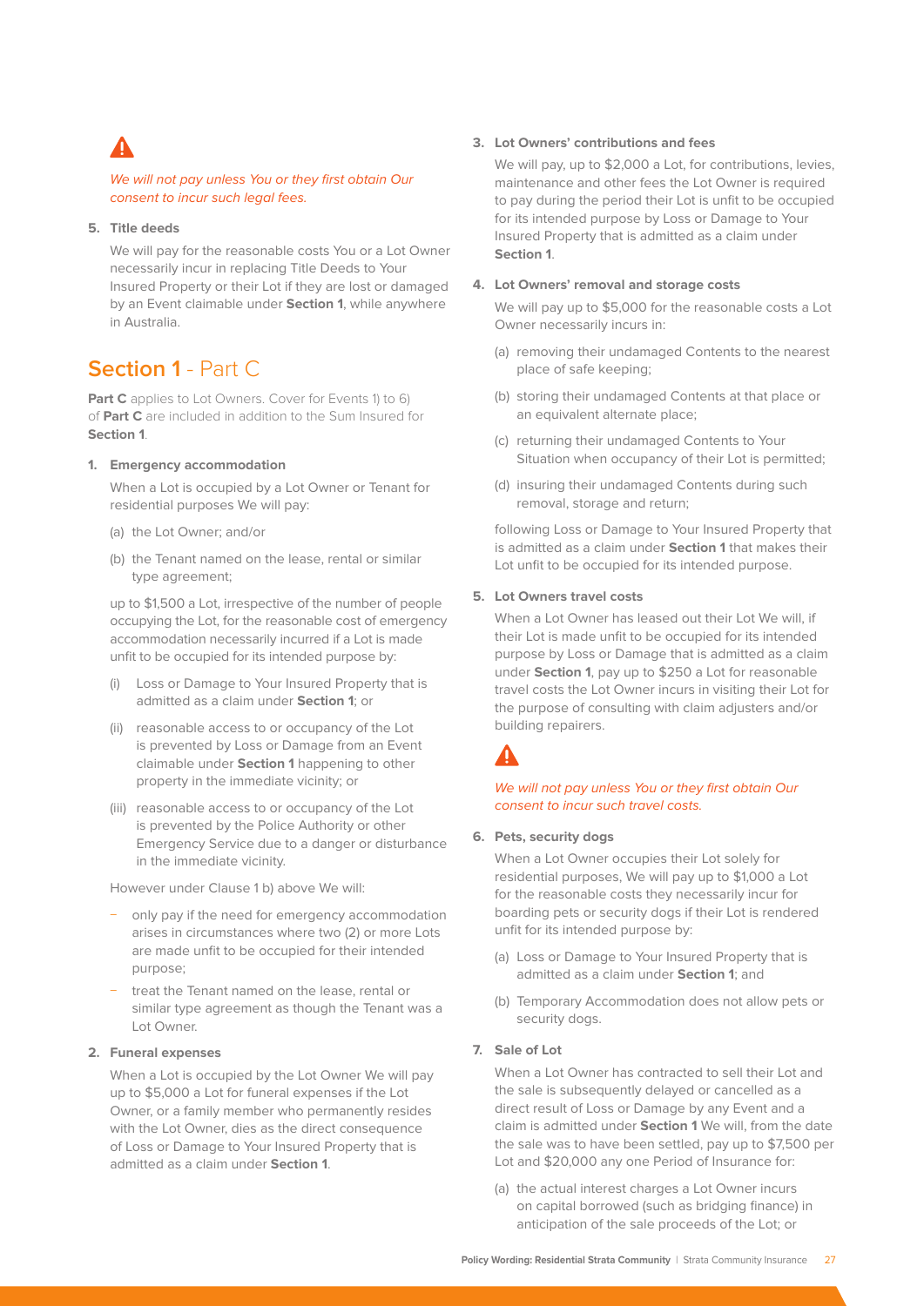*We will not pay unless You or they first obtain Our consent to incur such legal fees.*

5. **Title deeds**

   We will pay for the reasonable costs You or a Lot Owner necessarily incur in replacing Title Deeds to Your Insured Property or their Lot if they are lost or damaged by an Event claimable under **Section 1**, while anywhere in Australia.

## Section 1 - Part C

**Part C** applies to Lot Owners. Cover for Events 1) to 6) of **Part C** are included in addition to the Sum Insured for **Section 1**.

1. **Emergency accommodation**

   When a Lot is occupied by a Lot Owner or Tenant for residential purposes We will pay:

   (a) the Lot Owner; and/or

   (b) the Tenant named on the lease, rental or similar type agreement;

   up to $1,500 a Lot, irrespective of the number of people occupying the Lot, for the reasonable cost of emergency accommodation necessarily incurred if a Lot is made unfit to be occupied for its intended purpose by:

   (i) Loss or Damage to Your Insured Property that is admitted as a claim under **Section 1**; or

   (ii) reasonable access to or occupancy of the Lot is prevented by Loss or Damage from an Event claimable under **Section 1** happening to other property in the immediate vicinity; or

   (iii) reasonable access to or occupancy of the Lot is prevented by the Police Authority or other Emergency Service due to a danger or disturbance in the immediate vicinity.

   However under Clause 1 b) above We will:

   - only pay if the need for emergency accommodation arises in circumstances where two (2) or more Lots are made unfit to be occupied for their intended purpose;
   - treat the Tenant named on the lease, rental or similar type agreement as though the Tenant was a Lot Owner.

2. **Funeral expenses**

   When a Lot is occupied by the Lot Owner We will pay up to $5,000 a Lot for funeral expenses if the Lot Owner, or a family member who permanently resides with the Lot Owner, dies as the direct consequence of Loss or Damage to Your Insured Property that is admitted as a claim under **Section 1**.

3. **Lot Owners' contributions and fees**

   We will pay, up to $2,000 a Lot, for contributions, levies, maintenance and other fees the Lot Owner is required to pay during the period their Lot is unfit to be occupied for its intended purpose by Loss or Damage to Your Insured Property that is admitted as a claim under **Section 1**.

4. **Lot Owners' removal and storage costs**

   We will pay up to $5,000 for the reasonable costs a Lot Owner necessarily incurs in:

   (a) removing their undamaged Contents to the nearest place of safe keeping;

   (b) storing their undamaged Contents at that place or an equivalent alternate place;

   (c) returning their undamaged Contents to Your Situation when occupancy of their Lot is permitted;

   (d) insuring their undamaged Contents during such removal, storage and return;

   following Loss or Damage to Your Insured Property that is admitted as a claim under **Section 1** that makes their Lot unfit to be occupied for its intended purpose.

5. **Lot Owners travel costs**

   When a Lot Owner has leased out their Lot We will, if their Lot is made unfit to be occupied for its intended purpose by Loss or Damage that is admitted as a claim under **Section 1**, pay up to $250 a Lot for reasonable travel costs the Lot Owner incurs in visiting their Lot for the purpose of consulting with claim adjusters and/or building repairers.

   *We will not pay unless You or they first obtain Our consent to incur such travel costs.*

6. **Pets, security dogs**

   When a Lot Owner occupies their Lot solely for residential purposes, We will pay up to $1,000 a Lot for the reasonable costs they necessarily incur for boarding pets or security dogs if their Lot is rendered unfit for its intended purpose by:

   (a) Loss or Damage to Your Insured Property that is admitted as a claim under **Section 1**; and

   (b) Temporary Accommodation does not allow pets or security dogs.

7. **Sale of Lot**

   When a Lot Owner has contracted to sell their Lot and the sale is subsequently delayed or cancelled as a direct result of Loss or Damage by any Event and a claim is admitted under **Section 1** We will, from the date the sale was to have been settled, pay up to $7,500 per Lot and $20,000 any one Period of Insurance for:

   (a) the actual interest charges a Lot Owner incurs on capital borrowed (such as bridging finance) in anticipation of the sale proceeds of the Lot; or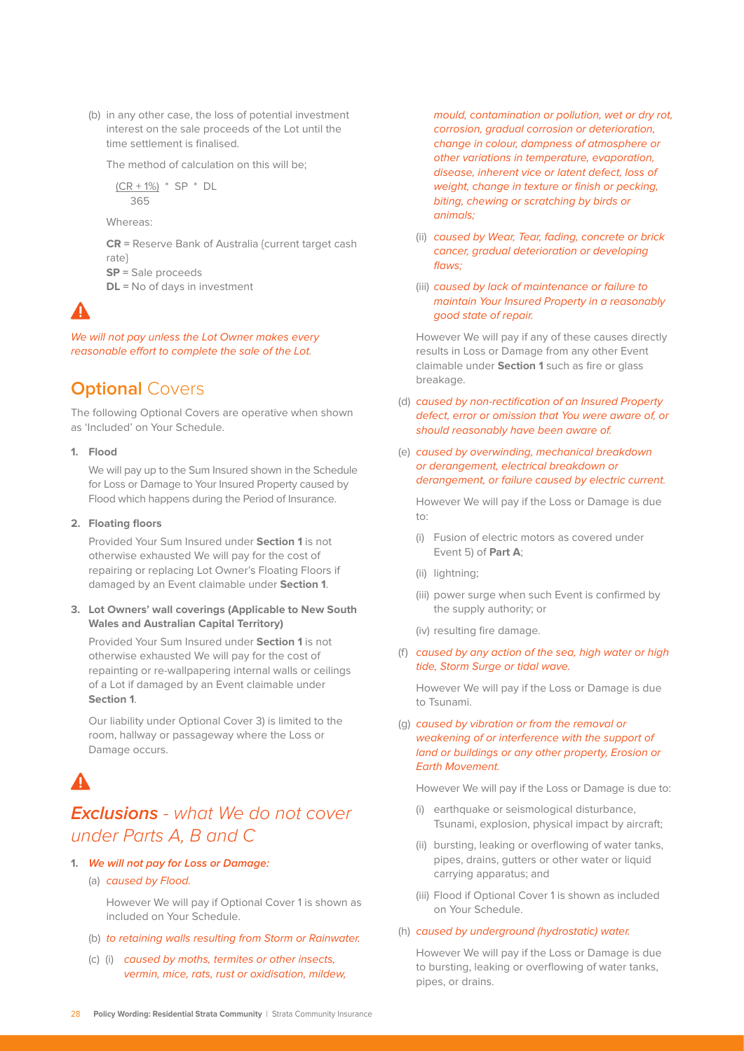(b) in any other case, the loss of potential investment interest on the sale proceeds of the Lot until the time settlement is finalised.

The method of calculation on this will be;

$$\frac{(CR + 1\%)}{365} * SP * DL$$

Whereas:

**CR** = Reserve Bank of Australia {current target cash rate}
**SP** = Sale proceeds
**DL** = No of days in investment

*We will not pay unless the Lot Owner makes every reasonable effort to complete the sale of the Lot.*

## **Optional** Covers

The following Optional Covers are operative when shown as 'Included' on Your Schedule.

**1. Flood**

We will pay up to the Sum Insured shown in the Schedule for Loss or Damage to Your Insured Property caused by Flood which happens during the Period of Insurance.

**2. Floating floors**

Provided Your Sum Insured under **Section 1** is not otherwise exhausted We will pay for the cost of repairing or replacing Lot Owner's Floating Floors if damaged by an Event claimable under **Section 1**.

**3. Lot Owners' wall coverings (Applicable to New South Wales and Australian Capital Territory)**

Provided Your Sum Insured under **Section 1** is not otherwise exhausted We will pay for the cost of repainting or re-wallpapering internal walls or ceilings of a Lot if damaged by an Event claimable under **Section 1**.

Our liability under Optional Cover 3) is limited to the room, hallway or passageway where the Loss or Damage occurs.

## ***Exclusions*** *- what We do not cover under Parts A, B and C*

**1. *We will not pay for Loss or Damage:***

(a) *caused by Flood.*

However We will pay if Optional Cover 1 is shown as included on Your Schedule.

(b) *to retaining walls resulting from Storm or Rainwater.*

(c) (i) *caused by moths, termites or other insects, vermin, mice, rats, rust or oxidisation, mildew, mould, contamination or pollution, wet or dry rot, corrosion, gradual corrosion or deterioration, change in colour, dampness of atmosphere or other variations in temperature, evaporation, disease, inherent vice or latent defect, loss of weight, change in texture or finish or pecking, biting, chewing or scratching by birds or animals;*

(ii) *caused by Wear, Tear, fading, concrete or brick cancer, gradual deterioration or developing flaws;*

(iii) *caused by lack of maintenance or failure to maintain Your Insured Property in a reasonably good state of repair.*

However We will pay if any of these causes directly results in Loss or Damage from any other Event claimable under **Section 1** such as fire or glass breakage.

(d) *caused by non-rectification of an Insured Property defect, error or omission that You were aware of, or should reasonably have been aware of.*

(e) *caused by overwinding, mechanical breakdown or derangement, electrical breakdown or derangement, or failure caused by electric current.*

However We will pay if the Loss or Damage is due to:

(i) Fusion of electric motors as covered under Event 5) of **Part A**;

(ii) lightning;

(iii) power surge when such Event is confirmed by the supply authority; or

(iv) resulting fire damage.

(f) *caused by any action of the sea, high water or high tide, Storm Surge or tidal wave.*

However We will pay if the Loss or Damage is due to Tsunami.

(g) *caused by vibration or from the removal or weakening of or interference with the support of land or buildings or any other property, Erosion or Earth Movement.*

However We will pay if the Loss or Damage is due to:

(i) earthquake or seismological disturbance, Tsunami, explosion, physical impact by aircraft;

(ii) bursting, leaking or overflowing of water tanks, pipes, drains, gutters or other water or liquid carrying apparatus; and

(iii) Flood if Optional Cover 1 is shown as included on Your Schedule.

(h) *caused by underground (hydrostatic) water.*

However We will pay if the Loss or Damage is due to bursting, leaking or overflowing of water tanks, pipes, or drains.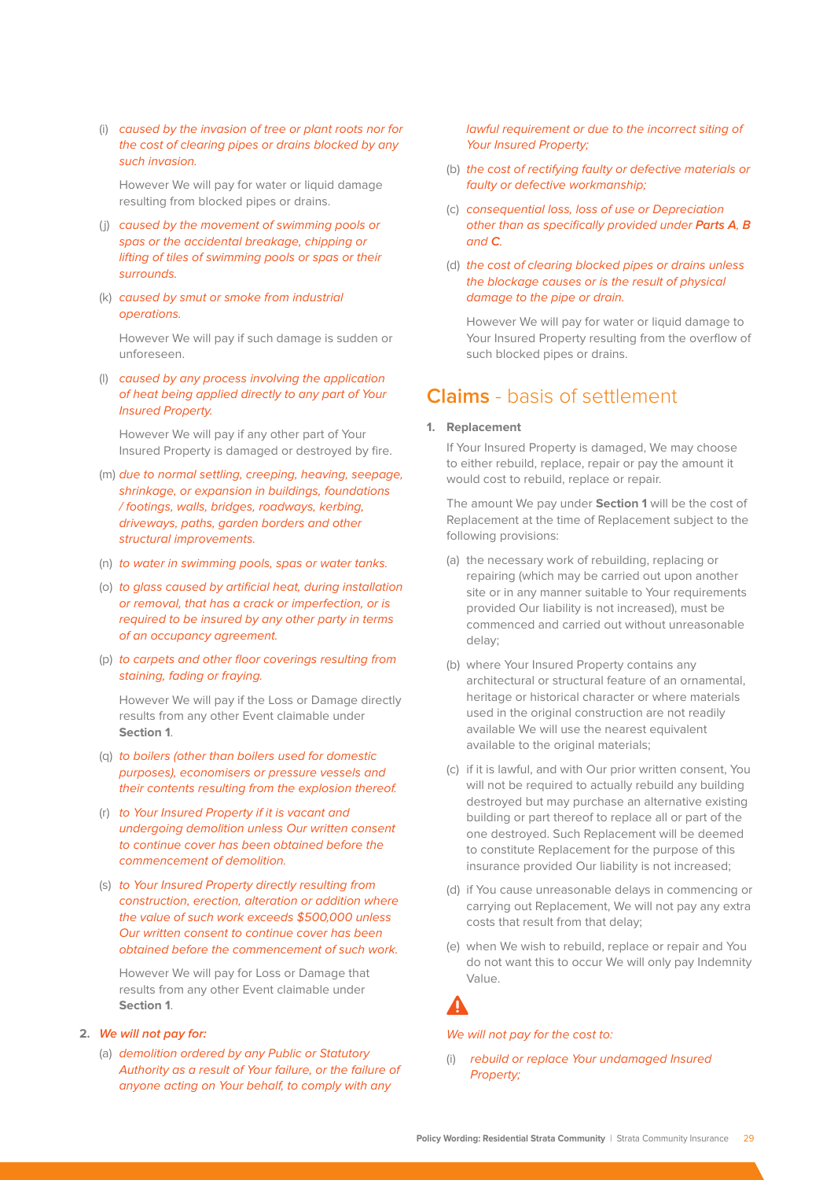(i) *caused by the invasion of tree or plant roots nor for the cost of clearing pipes or drains blocked by any such invasion.*

However We will pay for water or liquid damage resulting from blocked pipes or drains.

(j) *caused by the movement of swimming pools or spas or the accidental breakage, chipping or lifting of tiles of swimming pools or spas or their surrounds.*

(k) *caused by smut or smoke from industrial operations.*

However We will pay if such damage is sudden or unforeseen.

(l) *caused by any process involving the application of heat being applied directly to any part of Your Insured Property.*

However We will pay if any other part of Your Insured Property is damaged or destroyed by fire.

(m) *due to normal settling, creeping, heaving, seepage, shrinkage, or expansion in buildings, foundations / footings, walls, bridges, roadways, kerbing, driveways, paths, garden borders and other structural improvements.*

(n) *to water in swimming pools, spas or water tanks.*

(o) *to glass caused by artificial heat, during installation or removal, that has a crack or imperfection, or is required to be insured by any other party in terms of an occupancy agreement.*

(p) *to carpets and other floor coverings resulting from staining, fading or fraying.*

However We will pay if the Loss or Damage directly results from any other Event claimable under **Section 1**.

(q) *to boilers (other than boilers used for domestic purposes), economisers or pressure vessels and their contents resulting from the explosion thereof.*

(r) *to Your Insured Property if it is vacant and undergoing demolition unless Our written consent to continue cover has been obtained before the commencement of demolition.*

(s) *to Your Insured Property directly resulting from construction, erection, alteration or addition where the value of such work exceeds $500,000 unless Our written consent to continue cover has been obtained before the commencement of such work.*

However We will pay for Loss or Damage that results from any other Event claimable under **Section 1**.

2. ***We will not pay for:***

(a) *demolition ordered by any Public or Statutory Authority as a result of Your failure, or the failure of anyone acting on Your behalf, to comply with any lawful requirement or due to the incorrect siting of Your Insured Property;*

(b) *the cost of rectifying faulty or defective materials or faulty or defective workmanship;*

(c) *consequential loss, loss of use or Depreciation other than as specifically provided under **Parts A, B** and **C**.*

(d) *the cost of clearing blocked pipes or drains unless the blockage causes or is the result of physical damage to the pipe or drain.*

However We will pay for water or liquid damage to Your Insured Property resulting from the overflow of such blocked pipes or drains.

## Claims - basis of settlement

1. **Replacement**

If Your Insured Property is damaged, We may choose to either rebuild, replace, repair or pay the amount it would cost to rebuild, replace or repair.

The amount We pay under **Section 1** will be the cost of Replacement at the time of Replacement subject to the following provisions:

(a) the necessary work of rebuilding, replacing or repairing (which may be carried out upon another site or in any manner suitable to Your requirements provided Our liability is not increased), must be commenced and carried out without unreasonable delay;

(b) where Your Insured Property contains any architectural or structural feature of an ornamental, heritage or historical character or where materials used in the original construction are not readily available We will use the nearest equivalent available to the original materials;

(c) if it is lawful, and with Our prior written consent, You will not be required to actually rebuild any building destroyed but may purchase an alternative existing building or part thereof to replace all or part of the one destroyed. Such Replacement will be deemed to constitute Replacement for the purpose of this insurance provided Our liability is not increased;

(d) if You cause unreasonable delays in commencing or carrying out Replacement, We will not pay any extra costs that result from that delay;

(e) when We wish to rebuild, replace or repair and You do not want this to occur We will only pay Indemnity Value.

*We will not pay for the cost to:*

(i) *rebuild or replace Your undamaged Insured Property;*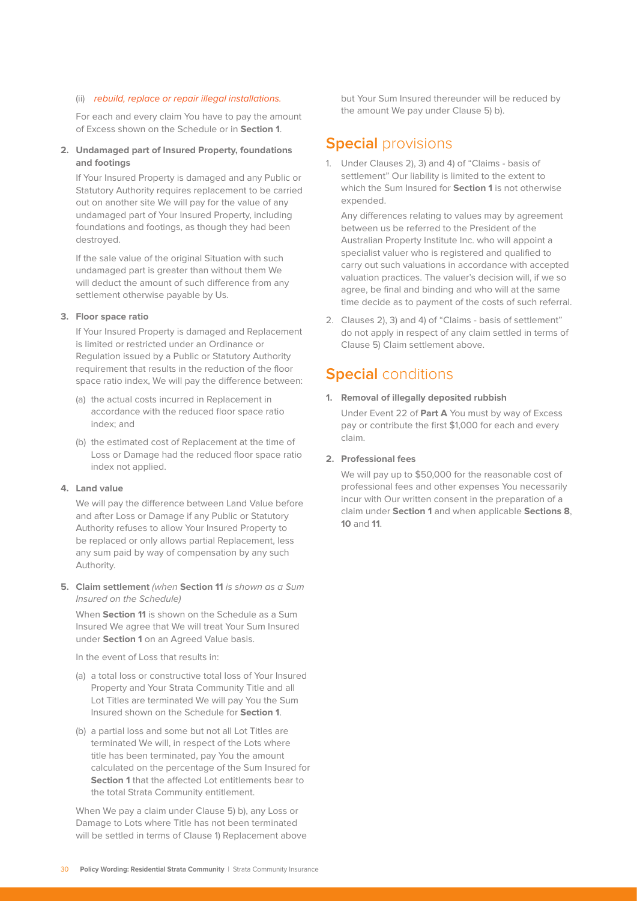(ii) *rebuild, replace or repair illegal installations.*

For each and every claim You have to pay the amount of Excess shown on the Schedule or in **Section 1**.

**2. Undamaged part of Insured Property, foundations and footings**

If Your Insured Property is damaged and any Public or Statutory Authority requires replacement to be carried out on another site We will pay for the value of any undamaged part of Your Insured Property, including foundations and footings, as though they had been destroyed.

If the sale value of the original Situation with such undamaged part is greater than without them We will deduct the amount of such difference from any settlement otherwise payable by Us.

**3. Floor space ratio**

If Your Insured Property is damaged and Replacement is limited or restricted under an Ordinance or Regulation issued by a Public or Statutory Authority requirement that results in the reduction of the floor space ratio index, We will pay the difference between:

(a) the actual costs incurred in Replacement in accordance with the reduced floor space ratio index; and

(b) the estimated cost of Replacement at the time of Loss or Damage had the reduced floor space ratio index not applied.

**4. Land value**

We will pay the difference between Land Value before and after Loss or Damage if any Public or Statutory Authority refuses to allow Your Insured Property to be replaced or only allows partial Replacement, less any sum paid by way of compensation by any such Authority.

**5. Claim settlement** *(when* **Section 11** *is shown as a Sum Insured on the Schedule)*

When **Section 11** is shown on the Schedule as a Sum Insured We agree that We will treat Your Sum Insured under **Section 1** on an Agreed Value basis.

In the event of Loss that results in:

(a) a total loss or constructive total loss of Your Insured Property and Your Strata Community Title and all Lot Titles are terminated We will pay You the Sum Insured shown on the Schedule for **Section 1**.

(b) a partial loss and some but not all Lot Titles are terminated We will, in respect of the Lots where title has been terminated, pay You the amount calculated on the percentage of the Sum Insured for **Section 1** that the affected Lot entitlements bear to the total Strata Community entitlement.

When We pay a claim under Clause 5) b), any Loss or Damage to Lots where Title has not been terminated will be settled in terms of Clause 1) Replacement above but Your Sum Insured thereunder will be reduced by the amount We pay under Clause 5) b).

## Special provisions

1. Under Clauses 2), 3) and 4) of "Claims - basis of settlement" Our liability is limited to the extent to which the Sum Insured for **Section 1** is not otherwise expended.

   Any differences relating to values may by agreement between us be referred to the President of the Australian Property Institute Inc. who will appoint a specialist valuer who is registered and qualified to carry out such valuations in accordance with accepted valuation practices. The valuer's decision will, if we so agree, be final and binding and who will at the same time decide as to payment of the costs of such referral.

2. Clauses 2), 3) and 4) of "Claims - basis of settlement" do not apply in respect of any claim settled in terms of Clause 5) Claim settlement above.

## Special conditions

**1. Removal of illegally deposited rubbish**

Under Event 22 of **Part A** You must by way of Excess pay or contribute the first $1,000 for each and every claim.

**2. Professional fees**

We will pay up to $50,000 for the reasonable cost of professional fees and other expenses You necessarily incur with Our written consent in the preparation of a claim under **Section 1** and when applicable **Sections 8**, **10** and **11**.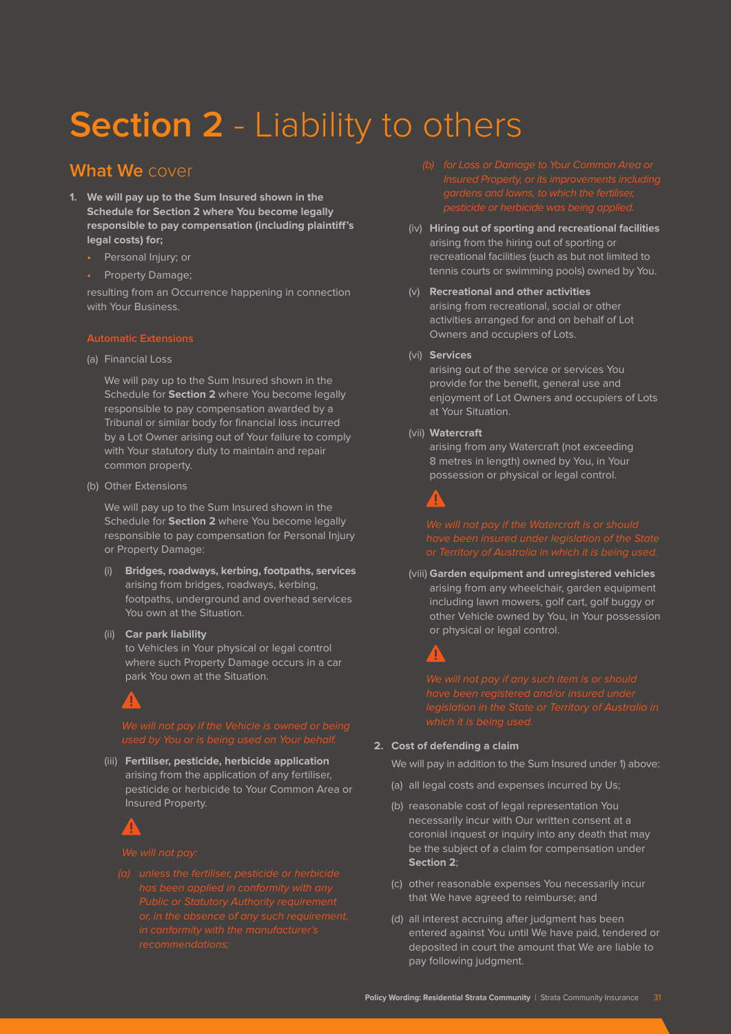# **Section 2** - Liability to others

## **What We** cover

1. **We will pay up to the Sum Insured shown in the Schedule for Section 2 where You become legally responsible to pay compensation (including plaintiff's legal costs) for;**
   - Personal Injury; or
   - Property Damage;

   resulting from an Occurrence happening in connection with Your Business.

   **Automatic Extensions**

   (a) Financial Loss

   We will pay up to the Sum Insured shown in the Schedule for **Section 2** where You become legally responsible to pay compensation awarded by a Tribunal or similar body for financial loss incurred by a Lot Owner arising out of Your failure to comply with Your statutory duty to maintain and repair common property.

   (b) Other Extensions

   We will pay up to the Sum Insured shown in the Schedule for **Section 2** where You become legally responsible to pay compensation for Personal Injury or Property Damage:

   (i) **Bridges, roadways, kerbing, footpaths, services** arising from bridges, roadways, kerbing, footpaths, underground and overhead services You own at the Situation.

   (ii) **Car park liability** to Vehicles in Your physical or legal control where such Property Damage occurs in a car park You own at the Situation.

   *We will not pay if the Vehicle is owned or being used by You or is being used on Your behalf.*

   (iii) **Fertiliser, pesticide, herbicide application** arising from the application of any fertiliser, pesticide or herbicide to Your Common Area or Insured Property.

   *We will not pay:*

   *(a) unless the fertiliser, pesticide or herbicide has been applied in conformity with any Public or Statutory Authority requirement or, in the absence of any such requirement, in conformity with the manufacturer's recommendations;*

   *(b) for Loss or Damage to Your Common Area or Insured Property, or its improvements including gardens and lawns, to which the fertiliser, pesticide or herbicide was being applied.*

   (iv) **Hiring out of sporting and recreational facilities** arising from the hiring out of sporting or recreational facilities (such as but not limited to tennis courts or swimming pools) owned by You.

   (v) **Recreational and other activities** arising from recreational, social or other activities arranged for and on behalf of Lot Owners and occupiers of Lots.

   (vi) **Services** arising out of the service or services You provide for the benefit, general use and enjoyment of Lot Owners and occupiers of Lots at Your Situation.

   (vii) **Watercraft** arising from any Watercraft (not exceeding 8 metres in length) owned by You, in Your possession or physical or legal control.

   *We will not pay if the Watercraft is or should have been insured under legislation of the State or Territory of Australia in which it is being used.*

   (viii) **Garden equipment and unregistered vehicles** arising from any wheelchair, garden equipment including lawn mowers, golf cart, golf buggy or other Vehicle owned by You, in Your possession or physical or legal control.

   *We will not pay if any such item is or should have been registered and/or insured under legislation in the State or Territory of Australia in which it is being used.*

2. **Cost of defending a claim**

   We will pay in addition to the Sum Insured under 1) above:

   (a) all legal costs and expenses incurred by Us;

   (b) reasonable cost of legal representation You necessarily incur with Our written consent at a coronial inquest or inquiry into any death that may be the subject of a claim for compensation under **Section 2**;

   (c) other reasonable expenses You necessarily incur that We have agreed to reimburse; and

   (d) all interest accruing after judgment has been entered against You until We have paid, tendered or deposited in court the amount that We are liable to pay following judgment.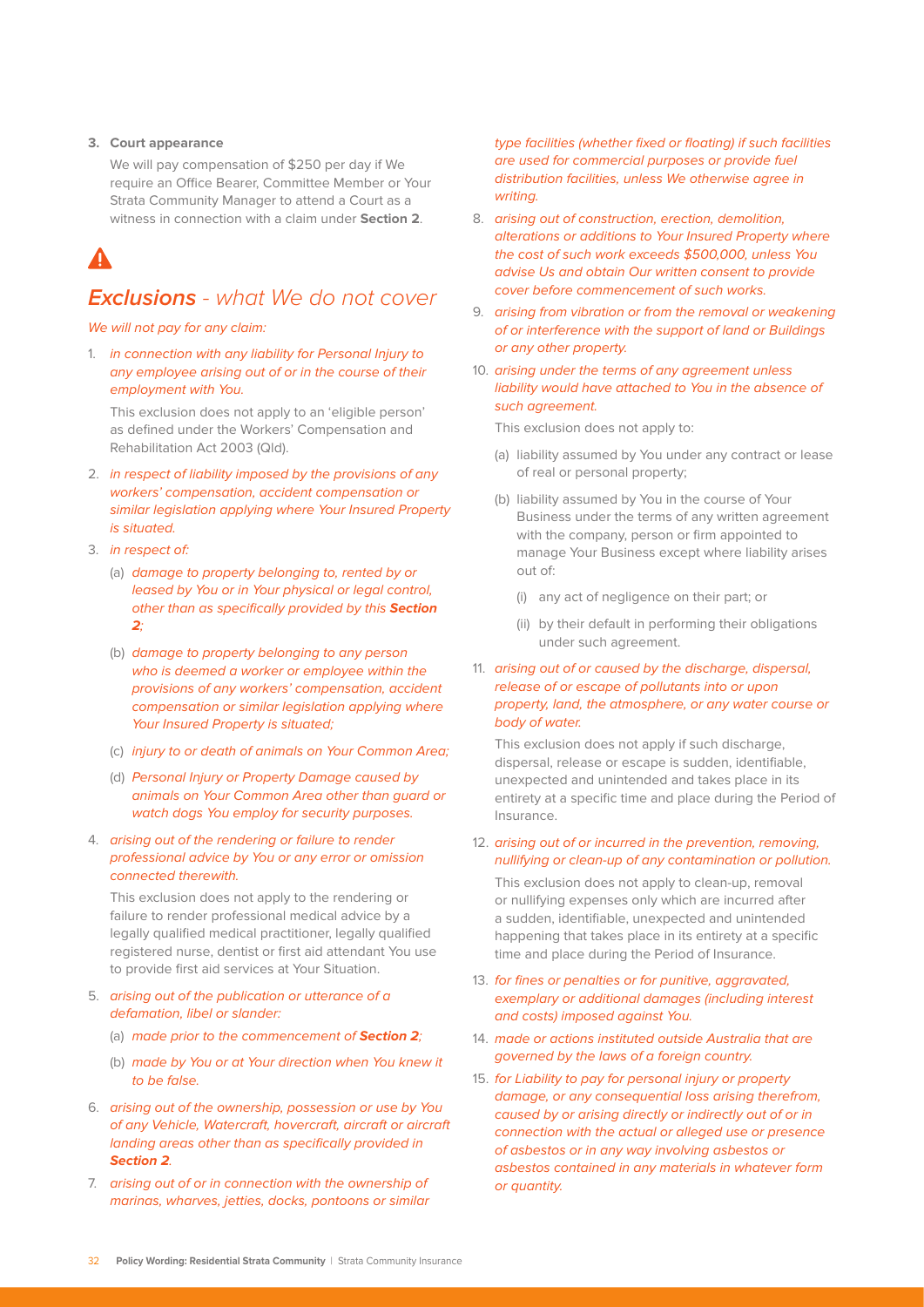**3. Court appearance**

We will pay compensation of $250 per day if We require an Office Bearer, Committee Member or Your Strata Community Manager to attend a Court as a witness in connection with a claim under **Section 2**.

## ***Exclusions*** *- what We do not cover*

*We will not pay for any claim:*

1. *in connection with any liability for Personal Injury to any employee arising out of or in the course of their employment with You.*

   This exclusion does not apply to an 'eligible person' as defined under the Workers' Compensation and Rehabilitation Act 2003 (Qld).

2. *in respect of liability imposed by the provisions of any workers' compensation, accident compensation or similar legislation applying where Your Insured Property is situated.*

3. *in respect of:*

   (a) *damage to property belonging to, rented by or leased by You or in Your physical or legal control, other than as specifically provided by this* ***Section 2****;*

   (b) *damage to property belonging to any person who is deemed a worker or employee within the provisions of any workers' compensation, accident compensation or similar legislation applying where Your Insured Property is situated;*

   (c) *injury to or death of animals on Your Common Area;*

   (d) *Personal Injury or Property Damage caused by animals on Your Common Area other than guard or watch dogs You employ for security purposes.*

4. *arising out of the rendering or failure to render professional advice by You or any error or omission connected therewith.*

   This exclusion does not apply to the rendering or failure to render professional medical advice by a legally qualified medical practitioner, legally qualified registered nurse, dentist or first aid attendant You use to provide first aid services at Your Situation.

5. *arising out of the publication or utterance of a defamation, libel or slander:*

   (a) *made prior to the commencement of* ***Section 2****;*

   (b) *made by You or at Your direction when You knew it to be false.*

6. *arising out of the ownership, possession or use by You of any Vehicle, Watercraft, hovercraft, aircraft or aircraft landing areas other than as specifically provided in* ***Section 2****.*

7. *arising out of or in connection with the ownership of marinas, wharves, jetties, docks, pontoons or similar type facilities (whether fixed or floating) if such facilities are used for commercial purposes or provide fuel distribution facilities, unless We otherwise agree in writing.*

8. *arising out of construction, erection, demolition, alterations or additions to Your Insured Property where the cost of such work exceeds $500,000, unless You advise Us and obtain Our written consent to provide cover before commencement of such works.*

9. *arising from vibration or from the removal or weakening of or interference with the support of land or Buildings or any other property.*

10. *arising under the terms of any agreement unless liability would have attached to You in the absence of such agreement.*

    This exclusion does not apply to:

    (a) liability assumed by You under any contract or lease of real or personal property;

    (b) liability assumed by You in the course of Your Business under the terms of any written agreement with the company, person or firm appointed to manage Your Business except where liability arises out of:

       (i) any act of negligence on their part; or

       (ii) by their default in performing their obligations under such agreement.

11. *arising out of or caused by the discharge, dispersal, release of or escape of pollutants into or upon property, land, the atmosphere, or any water course or body of water.*

    This exclusion does not apply if such discharge, dispersal, release or escape is sudden, identifiable, unexpected and unintended and takes place in its entirety at a specific time and place during the Period of Insurance.

12. *arising out of or incurred in the prevention, removing, nullifying or clean-up of any contamination or pollution.*

    This exclusion does not apply to clean-up, removal or nullifying expenses only which are incurred after a sudden, identifiable, unexpected and unintended happening that takes place in its entirety at a specific time and place during the Period of Insurance.

13. *for fines or penalties or for punitive, aggravated, exemplary or additional damages (including interest and costs) imposed against You.*

14. *made or actions instituted outside Australia that are governed by the laws of a foreign country.*

15. *for Liability to pay for personal injury or property damage, or any consequential loss arising therefrom, caused by or arising directly or indirectly out of or in connection with the actual or alleged use or presence of asbestos or in any way involving asbestos or asbestos contained in any materials in whatever form or quantity.*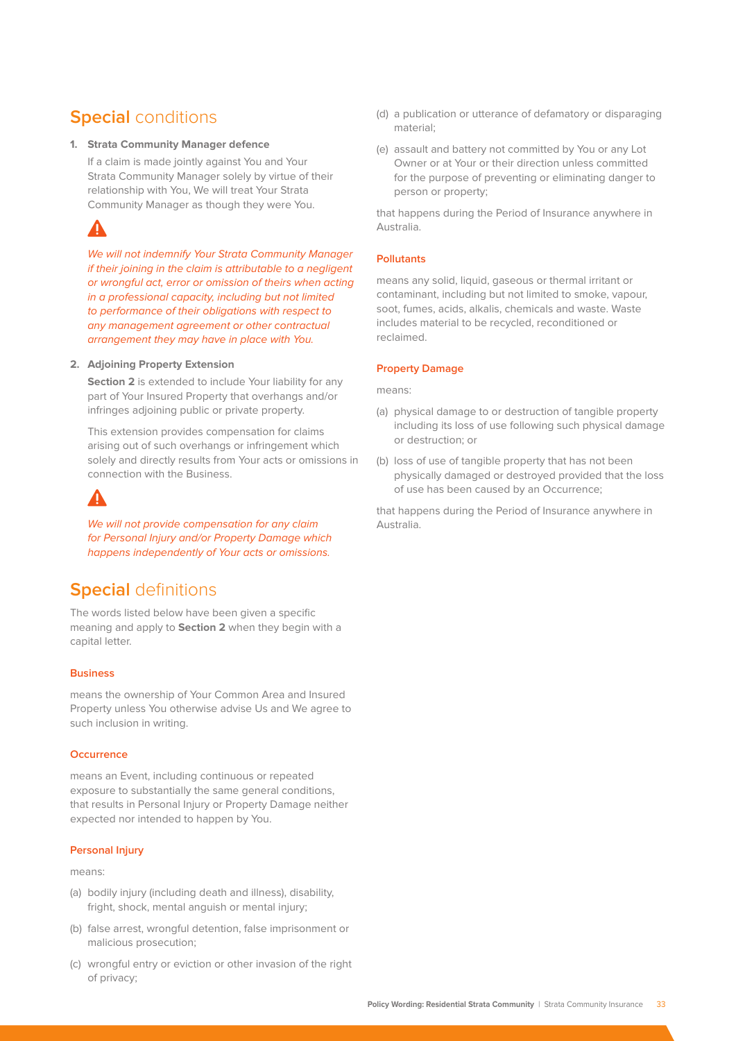## **Special** conditions

**1. Strata Community Manager defence**

If a claim is made jointly against You and Your Strata Community Manager solely by virtue of their relationship with You, We will treat Your Strata Community Manager as though they were You.

*We will not indemnify Your Strata Community Manager if their joining in the claim is attributable to a negligent or wrongful act, error or omission of theirs when acting in a professional capacity, including but not limited to performance of their obligations with respect to any management agreement or other contractual arrangement they may have in place with You.*

**2. Adjoining Property Extension**

**Section 2** is extended to include Your liability for any part of Your Insured Property that overhangs and/or infringes adjoining public or private property.

This extension provides compensation for claims arising out of such overhangs or infringement which solely and directly results from Your acts or omissions in connection with the Business.

*We will not provide compensation for any claim for Personal Injury and/or Property Damage which happens independently of Your acts or omissions.*

## **Special** definitions

The words listed below have been given a specific meaning and apply to **Section 2** when they begin with a capital letter.

### Business

means the ownership of Your Common Area and Insured Property unless You otherwise advise Us and We agree to such inclusion in writing.

### Occurrence

means an Event, including continuous or repeated exposure to substantially the same general conditions, that results in Personal Injury or Property Damage neither expected nor intended to happen by You.

### Personal Injury

means:

(a) bodily injury (including death and illness), disability, fright, shock, mental anguish or mental injury;

(b) false arrest, wrongful detention, false imprisonment or malicious prosecution;

(c) wrongful entry or eviction or other invasion of the right of privacy;

(d) a publication or utterance of defamatory or disparaging material;

(e) assault and battery not committed by You or any Lot Owner or at Your or their direction unless committed for the purpose of preventing or eliminating danger to person or property;

that happens during the Period of Insurance anywhere in Australia.

### Pollutants

means any solid, liquid, gaseous or thermal irritant or contaminant, including but not limited to smoke, vapour, soot, fumes, acids, alkalis, chemicals and waste. Waste includes material to be recycled, reconditioned or reclaimed.

### Property Damage

means:

(a) physical damage to or destruction of tangible property including its loss of use following such physical damage or destruction; or

(b) loss of use of tangible property that has not been physically damaged or destroyed provided that the loss of use has been caused by an Occurrence;

that happens during the Period of Insurance anywhere in Australia.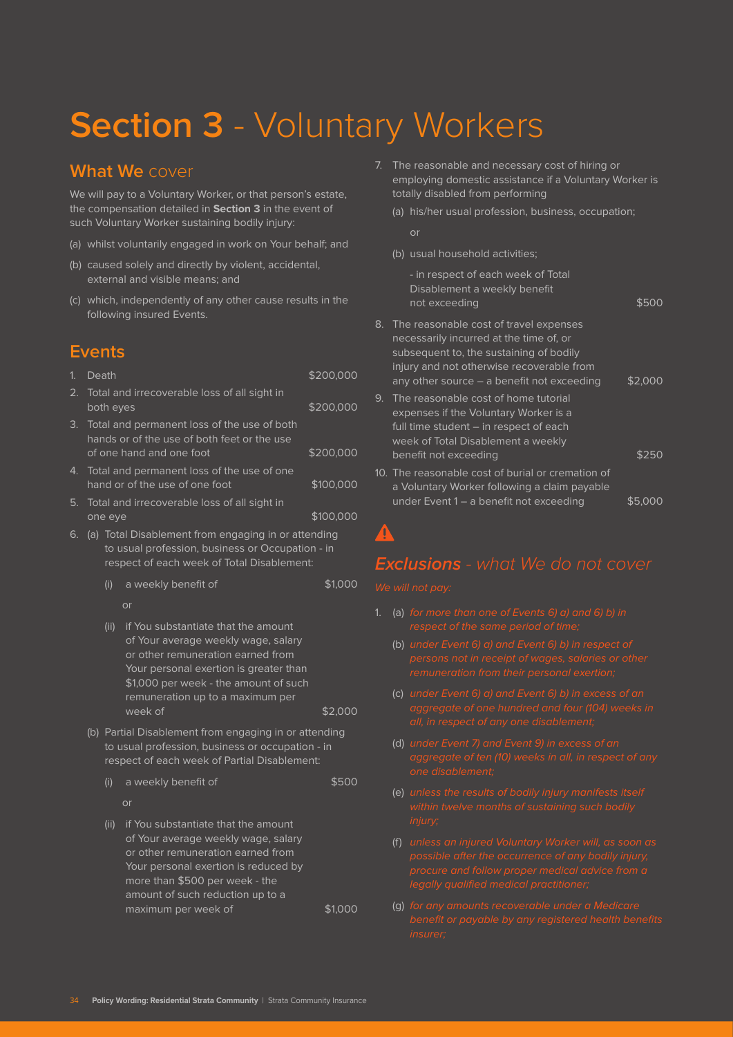# **Section 3** - Voluntary Workers

## **What We** cover

We will pay to a Voluntary Worker, or that person's estate, the compensation detailed in **Section 3** in the event of such Voluntary Worker sustaining bodily injury:

(a) whilst voluntarily engaged in work on Your behalf; and

(b) caused solely and directly by violent, accidental, external and visible means; and

(c) which, independently of any other cause results in the following insured Events.

## Events

1. Death — $200,000
2. Total and irrecoverable loss of all sight in both eyes — $200,000
3. Total and permanent loss of the use of both hands or of the use of both feet or the use of one hand and one foot — $200,000
4. Total and permanent loss of the use of one hand or of the use of one foot — $100,000
5. Total and irrecoverable loss of all sight in one eye — $100,000
6. (a) Total Disablement from engaging in or attending to usual profession, business or Occupation - in respect of each week of Total Disablement:

   (i) a weekly benefit of — $1,000

   or

   (ii) if You substantiate that the amount of Your average weekly wage, salary or other remuneration earned from Your personal exertion is greater than $1,000 per week - the amount of such remuneration up to a maximum per week of — $2,000

   (b) Partial Disablement from engaging in or attending to usual profession, business or occupation - in respect of each week of Partial Disablement:

   (i) a weekly benefit of — $500

   or

   (ii) if You substantiate that the amount of Your average weekly wage, salary or other remuneration earned from Your personal exertion is reduced by more than $500 per week - the amount of such reduction up to a maximum per week of — $1,000

7. The reasonable and necessary cost of hiring or employing domestic assistance if a Voluntary Worker is totally disabled from performing

   (a) his/her usual profession, business, occupation;

   or

   (b) usual household activities;

   - in respect of each week of Total Disablement a weekly benefit not exceeding — $500

8. The reasonable cost of travel expenses necessarily incurred at the time of, or subsequent to, the sustaining of bodily injury and not otherwise recoverable from any other source – a benefit not exceeding — $2,000
9. The reasonable cost of home tutorial expenses if the Voluntary Worker is a full time student – in respect of each week of Total Disablement a weekly benefit not exceeding — $250
10. The reasonable cost of burial or cremation of a Voluntary Worker following a claim payable under Event 1 – a benefit not exceeding — $5,000

## ***Exclusions*** *- what We do not cover*

*We will not pay:*

1. (a) *for more than one of Events 6) a) and 6) b) in respect of the same period of time;*

   (b) *under Event 6) a) and Event 6) b) in respect of persons not in receipt of wages, salaries or other remuneration from their personal exertion;*

   (c) *under Event 6) a) and Event 6) b) in excess of an aggregate of one hundred and four (104) weeks in all, in respect of any one disablement;*

   (d) *under Event 7) and Event 9) in excess of an aggregate of ten (10) weeks in all, in respect of any one disablement;*

   (e) *unless the results of bodily injury manifests itself within twelve months of sustaining such bodily injury;*

   (f) *unless an injured Voluntary Worker will, as soon as possible after the occurrence of any bodily injury, procure and follow proper medical advice from a legally qualified medical practitioner;*

   (g) *for any amounts recoverable under a Medicare benefit or payable by any registered health benefits insurer;*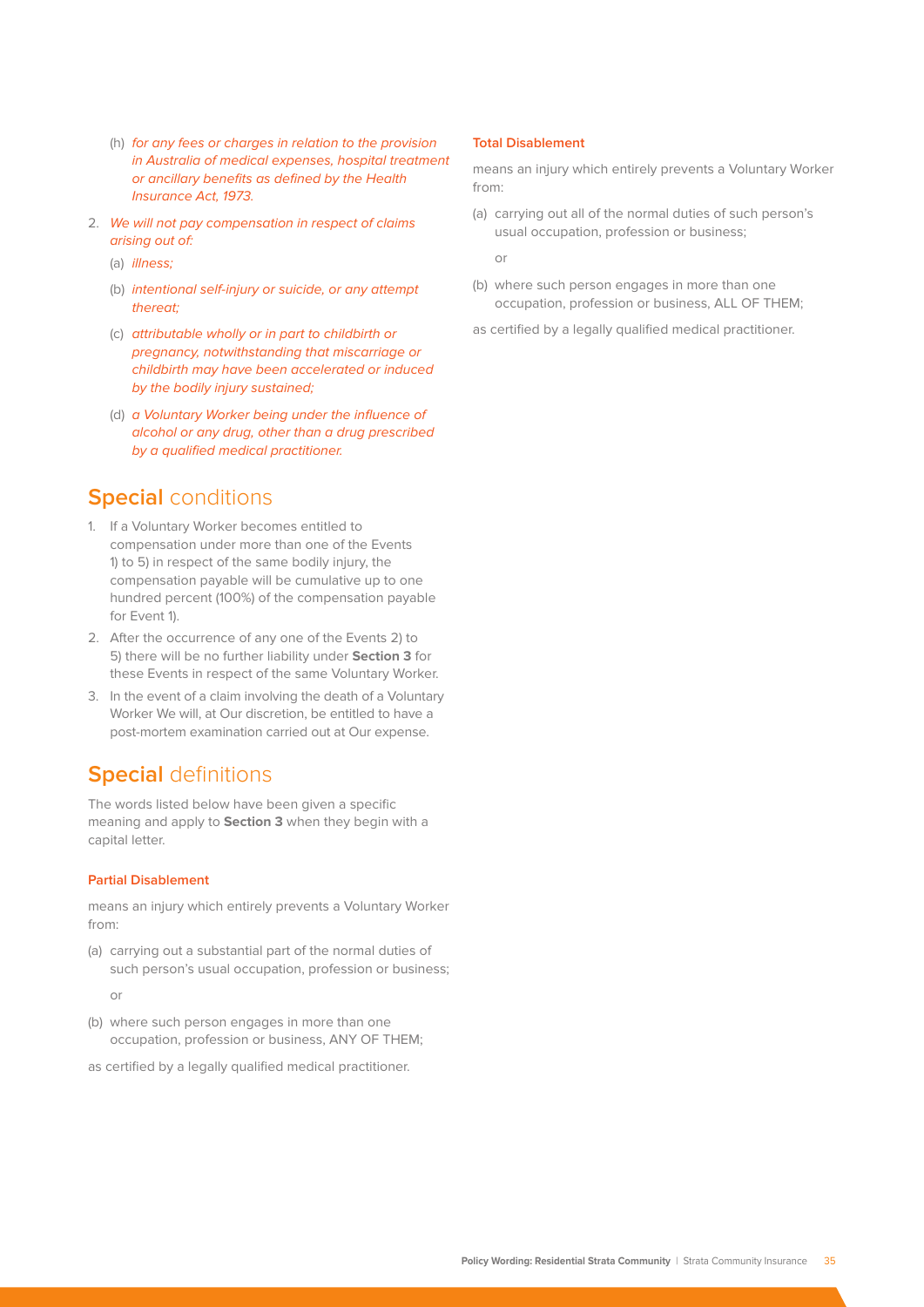(h) *for any fees or charges in relation to the provision in Australia of medical expenses, hospital treatment or ancillary benefits as defined by the Health Insurance Act, 1973.*

2. *We will not pay compensation in respect of claims arising out of:*

   (a) *illness;*

   (b) *intentional self-injury or suicide, or any attempt thereat;*

   (c) *attributable wholly or in part to childbirth or pregnancy, notwithstanding that miscarriage or childbirth may have been accelerated or induced by the bodily injury sustained;*

   (d) *a Voluntary Worker being under the influence of alcohol or any drug, other than a drug prescribed by a qualified medical practitioner.*

## **Special** conditions

1. If a Voluntary Worker becomes entitled to compensation under more than one of the Events 1) to 5) in respect of the same bodily injury, the compensation payable will be cumulative up to one hundred percent (100%) of the compensation payable for Event 1).
2. After the occurrence of any one of the Events 2) to 5) there will be no further liability under **Section 3** for these Events in respect of the same Voluntary Worker.
3. In the event of a claim involving the death of a Voluntary Worker We will, at Our discretion, be entitled to have a post-mortem examination carried out at Our expense.

## **Special** definitions

The words listed below have been given a specific meaning and apply to **Section 3** when they begin with a capital letter.

#### Partial Disablement

means an injury which entirely prevents a Voluntary Worker from:

(a) carrying out a substantial part of the normal duties of such person's usual occupation, profession or business;

or

(b) where such person engages in more than one occupation, profession or business, ANY OF THEM;

as certified by a legally qualified medical practitioner.

#### Total Disablement

means an injury which entirely prevents a Voluntary Worker from:

(a) carrying out all of the normal duties of such person's usual occupation, profession or business;

or

(b) where such person engages in more than one occupation, profession or business, ALL OF THEM;

as certified by a legally qualified medical practitioner.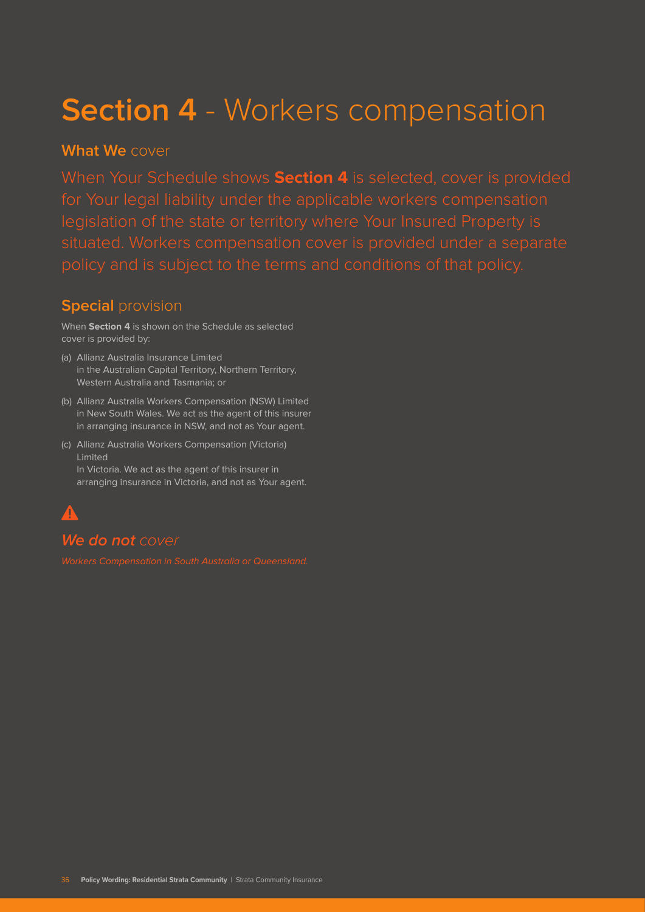# **Section 4** - Workers compensation

## **What We** cover

When Your Schedule shows **Section 4** is selected, cover is provided for Your legal liability under the applicable workers compensation legislation of the state or territory where Your Insured Property is situated. Workers compensation cover is provided under a separate policy and is subject to the terms and conditions of that policy.

## **Special** provision

When **Section 4** is shown on the Schedule as selected cover is provided by:

(a) Allianz Australia Insurance Limited
in the Australian Capital Territory, Northern Territory, Western Australia and Tasmania; or

(b) Allianz Australia Workers Compensation (NSW) Limited
in New South Wales. We act as the agent of this insurer in arranging insurance in NSW, and not as Your agent.

(c) Allianz Australia Workers Compensation (Victoria) Limited
In Victoria. We act as the agent of this insurer in arranging insurance in Victoria, and not as Your agent.

## ***We do not*** *cover*

*Workers Compensation in South Australia or Queensland.*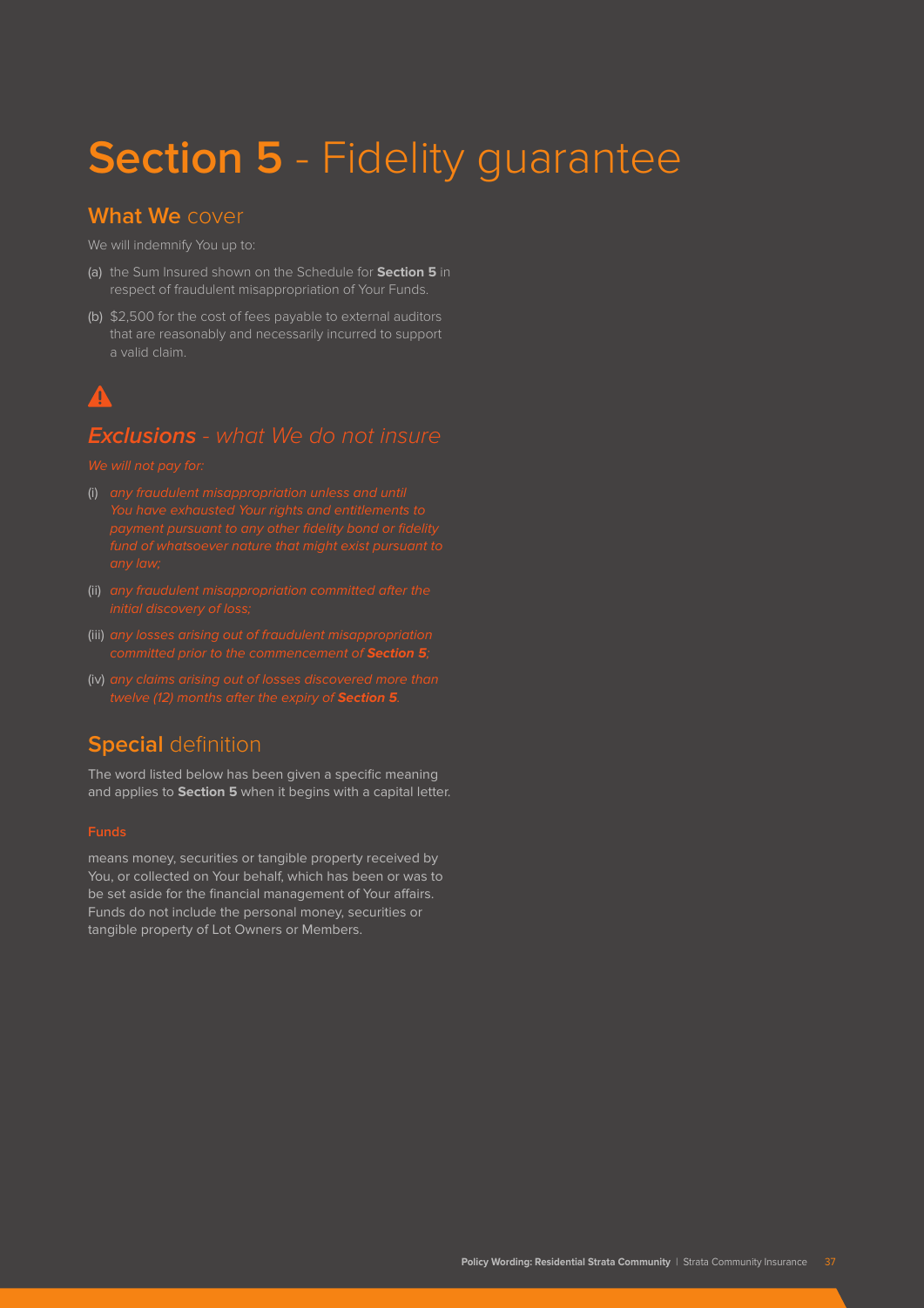# **Section 5** - Fidelity guarantee

## **What We** cover

We will indemnify You up to:

(a) the Sum Insured shown on the Schedule for **Section 5** in respect of fraudulent misappropriation of Your Funds.

(b) $2,500 for the cost of fees payable to external auditors that are reasonably and necessarily incurred to support a valid claim.

## ***Exclusions*** *- what We do not insure*

*We will not pay for:*

(i) *any fraudulent misappropriation unless and until You have exhausted Your rights and entitlements to payment pursuant to any other fidelity bond or fidelity fund of whatsoever nature that might exist pursuant to any law;*

(ii) *any fraudulent misappropriation committed after the initial discovery of loss;*

(iii) *any losses arising out of fraudulent misappropriation committed prior to the commencement of **Section 5**;*

(iv) *any claims arising out of losses discovered more than twelve (12) months after the expiry of **Section 5**.*

## **Special** definition

The word listed below has been given a specific meaning and applies to **Section 5** when it begins with a capital letter.

### Funds

means money, securities or tangible property received by You, or collected on Your behalf, which has been or was to be set aside for the financial management of Your affairs. Funds do not include the personal money, securities or tangible property of Lot Owners or Members.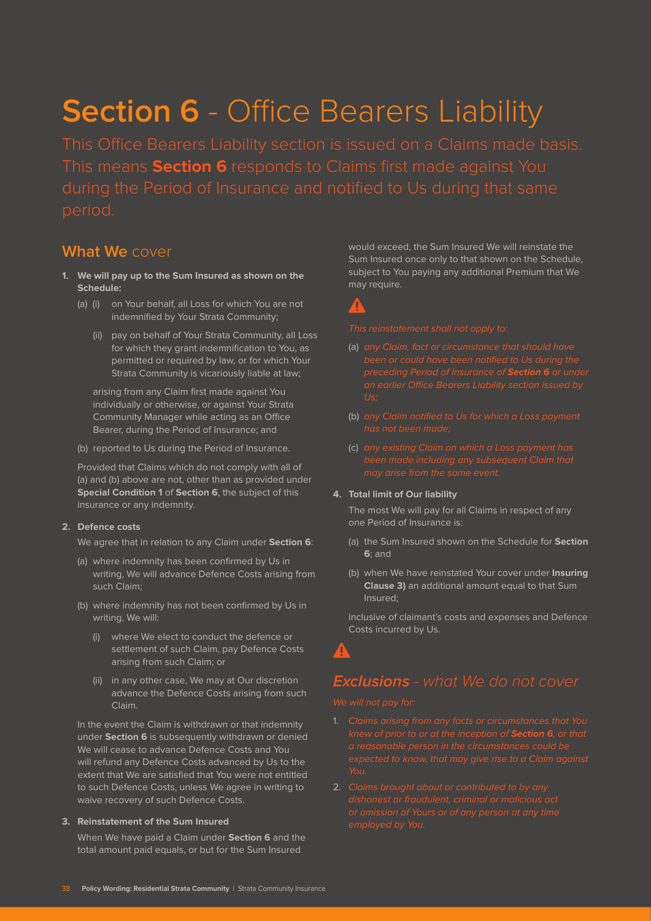# **Section 6** - Office Bearers Liability

This Office Bearers Liability section is issued on a Claims made basis. This means **Section 6** responds to Claims first made against You during the Period of Insurance and notified to Us during that same period.

## **What We** cover

1. **We will pay up to the Sum Insured as shown on the Schedule:**

   (a) (i) on Your behalf, all Loss for which You are not indemnified by Your Strata Community;

   (ii) pay on behalf of Your Strata Community, all Loss for which they grant indemnification to You, as permitted or required by law, or for which Your Strata Community is vicariously liable at law;

   arising from any Claim first made against You individually or otherwise, or against Your Strata Community Manager while acting as an Office Bearer, during the Period of Insurance; and

   (b) reported to Us during the Period of Insurance.

   Provided that Claims which do not comply with all of (a) and (b) above are not, other than as provided under **Special Condition 1** of **Section 6**, the subject of this insurance or any indemnity.

2. **Defence costs**

   We agree that in relation to any Claim under **Section 6**:

   (a) where indemnity has been confirmed by Us in writing, We will advance Defence Costs arising from such Claim;

   (b) where indemnity has not been confirmed by Us in writing, We will:

   (i) where We elect to conduct the defence or settlement of such Claim, pay Defence Costs arising from such Claim; or

   (ii) in any other case, We may at Our discretion advance the Defence Costs arising from such Claim.

   In the event the Claim is withdrawn or that indemnity under **Section 6** is subsequently withdrawn or denied We will cease to advance Defence Costs and You will refund any Defence Costs advanced by Us to the extent that We are satisfied that You were not entitled to such Defence Costs, unless We agree in writing to waive recovery of such Defence Costs.

3. **Reinstatement of the Sum Insured**

   When We have paid a Claim under **Section 6** and the total amount paid equals, or but for the Sum Insured would exceed, the Sum Insured We will reinstate the Sum Insured once only to that shown on the Schedule, subject to You paying any additional Premium that We may require.

   *This reinstatement shall not apply to:*

   *(a) any Claim, fact or circumstance that should have been or could have been notified to Us during the preceding Period of Insurance of **Section 6** or under an earlier Office Bearers Liability section issued by Us;*

   *(b) any Claim notified to Us for which a Loss payment has not been made;*

   *(c) any existing Claim on which a Loss payment has been made including any subsequent Claim that may arise from the same event.*

4. **Total limit of Our liability**

   The most We will pay for all Claims in respect of any one Period of Insurance is:

   (a) the Sum Insured shown on the Schedule for **Section 6**; and

   (b) when We have reinstated Your cover under **Insuring Clause 3)** an additional amount equal to that Sum Insured;

   inclusive of claimant's costs and expenses and Defence Costs incurred by Us.

## ***Exclusions** - what We do not cover*

*We will not pay for:*

1. *Claims arising from any facts or circumstances that You knew of prior to or at the inception of **Section 6**, or that a reasonable person in the circumstances could be expected to know, that may give rise to a Claim against You.*
2. *Claims brought about or contributed to by any dishonest or fraudulent, criminal or malicious act or omission of Yours or of any person at any time employed by You.*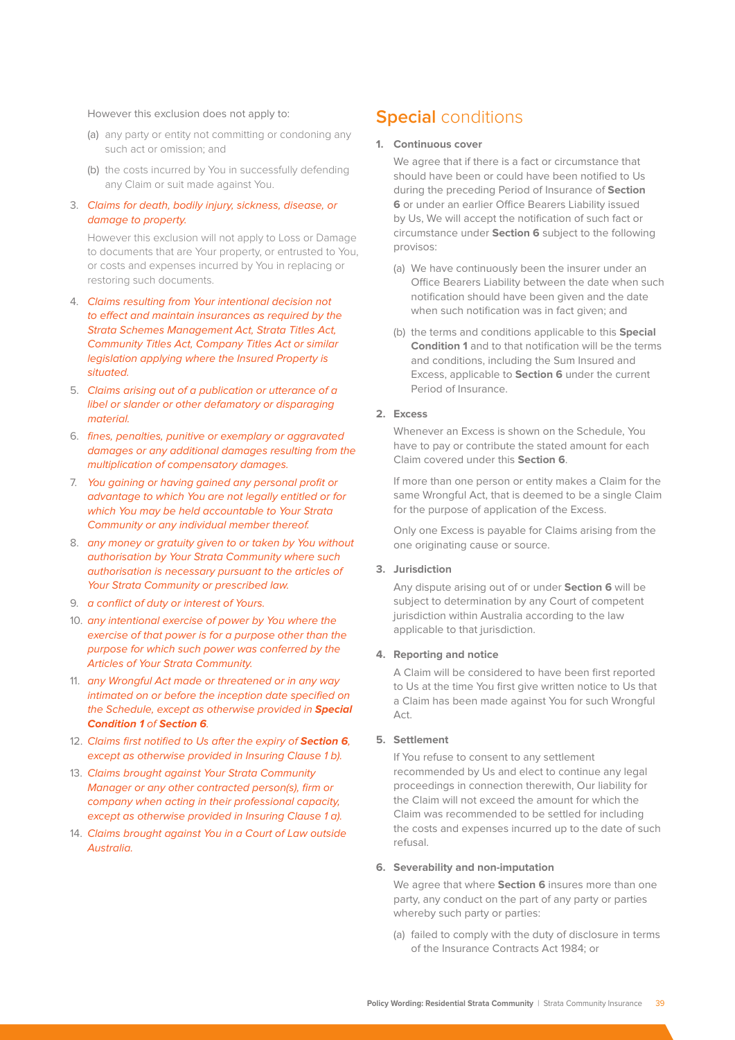However this exclusion does not apply to:

(a) any party or entity not committing or condoning any such act or omission; and

(b) the costs incurred by You in successfully defending any Claim or suit made against You.

3. *Claims for death, bodily injury, sickness, disease, or damage to property.*

   However this exclusion will not apply to Loss or Damage to documents that are Your property, or entrusted to You, or costs and expenses incurred by You in replacing or restoring such documents.

4. *Claims resulting from Your intentional decision not to effect and maintain insurances as required by the Strata Schemes Management Act, Strata Titles Act, Community Titles Act, Company Titles Act or similar legislation applying where the Insured Property is situated.*

5. *Claims arising out of a publication or utterance of a libel or slander or other defamatory or disparaging material.*

6. *fines, penalties, punitive or exemplary or aggravated damages or any additional damages resulting from the multiplication of compensatory damages.*

7. *You gaining or having gained any personal profit or advantage to which You are not legally entitled or for which You may be held accountable to Your Strata Community or any individual member thereof.*

8. *any money or gratuity given to or taken by You without authorisation by Your Strata Community where such authorisation is necessary pursuant to the articles of Your Strata Community or prescribed law.*

9. *a conflict of duty or interest of Yours.*

10. *any intentional exercise of power by You where the exercise of that power is for a purpose other than the purpose for which such power was conferred by the Articles of Your Strata Community.*

11. *any Wrongful Act made or threatened or in any way intimated on or before the inception date specified on the Schedule, except as otherwise provided in **Special Condition 1** of **Section 6**.*

12. *Claims first notified to Us after the expiry of **Section 6**, except as otherwise provided in Insuring Clause 1 b).*

13. *Claims brought against Your Strata Community Manager or any other contracted person(s), firm or company when acting in their professional capacity, except as otherwise provided in Insuring Clause 1 a).*

14. *Claims brought against You in a Court of Law outside Australia.*

## Special conditions

**1. Continuous cover**

We agree that if there is a fact or circumstance that should have been or could have been notified to Us during the preceding Period of Insurance of **Section 6** or under an earlier Office Bearers Liability issued by Us, We will accept the notification of such fact or circumstance under **Section 6** subject to the following provisos:

(a) We have continuously been the insurer under an Office Bearers Liability between the date when such notification should have been given and the date when such notification was in fact given; and

(b) the terms and conditions applicable to this **Special Condition 1** and to that notification will be the terms and conditions, including the Sum Insured and Excess, applicable to **Section 6** under the current Period of Insurance.

**2. Excess**

Whenever an Excess is shown on the Schedule, You have to pay or contribute the stated amount for each Claim covered under this **Section 6**.

If more than one person or entity makes a Claim for the same Wrongful Act, that is deemed to be a single Claim for the purpose of application of the Excess.

Only one Excess is payable for Claims arising from the one originating cause or source.

**3. Jurisdiction**

Any dispute arising out of or under **Section 6** will be subject to determination by any Court of competent jurisdiction within Australia according to the law applicable to that jurisdiction.

**4. Reporting and notice**

A Claim will be considered to have been first reported to Us at the time You first give written notice to Us that a Claim has been made against You for such Wrongful Act.

**5. Settlement**

If You refuse to consent to any settlement recommended by Us and elect to continue any legal proceedings in connection therewith, Our liability for the Claim will not exceed the amount for which the Claim was recommended to be settled for including the costs and expenses incurred up to the date of such refusal.

**6. Severability and non-imputation**

We agree that where **Section 6** insures more than one party, any conduct on the part of any party or parties whereby such party or parties:

(a) failed to comply with the duty of disclosure in terms of the Insurance Contracts Act 1984; or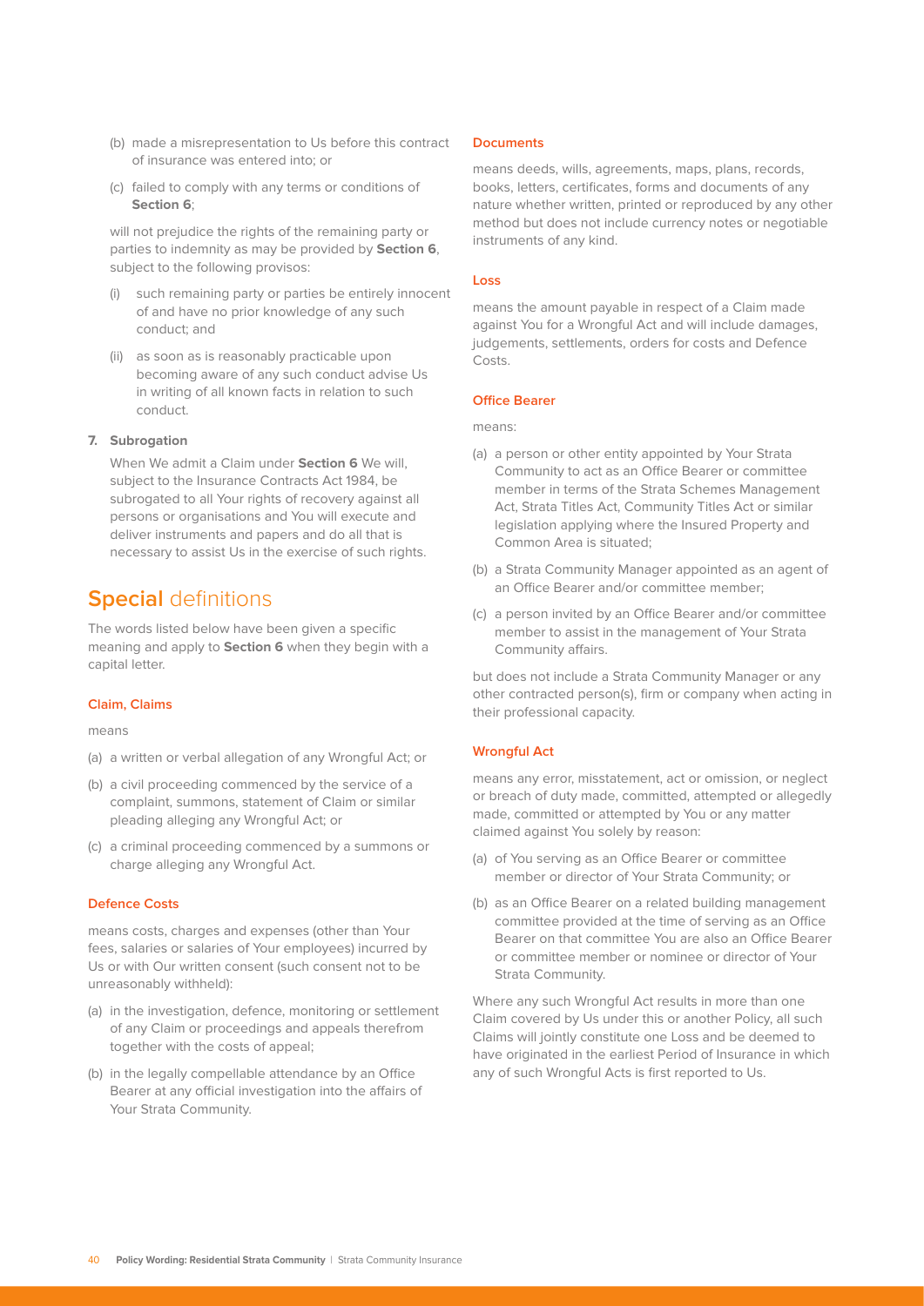(b) made a misrepresentation to Us before this contract of insurance was entered into; or

(c) failed to comply with any terms or conditions of **Section 6**;

will not prejudice the rights of the remaining party or parties to indemnity as may be provided by **Section 6**, subject to the following provisos:

(i) such remaining party or parties be entirely innocent of and have no prior knowledge of any such conduct; and

(ii) as soon as is reasonably practicable upon becoming aware of any such conduct advise Us in writing of all known facts in relation to such conduct.

**7. Subrogation**

When We admit a Claim under **Section 6** We will, subject to the Insurance Contracts Act 1984, be subrogated to all Your rights of recovery against all persons or organisations and You will execute and deliver instruments and papers and do all that is necessary to assist Us in the exercise of such rights.

## **Special** definitions

The words listed below have been given a specific meaning and apply to **Section 6** when they begin with a capital letter.

#### Claim, Claims

means

(a) a written or verbal allegation of any Wrongful Act; or

(b) a civil proceeding commenced by the service of a complaint, summons, statement of Claim or similar pleading alleging any Wrongful Act; or

(c) a criminal proceeding commenced by a summons or charge alleging any Wrongful Act.

#### Defence Costs

means costs, charges and expenses (other than Your fees, salaries or salaries of Your employees) incurred by Us or with Our written consent (such consent not to be unreasonably withheld):

(a) in the investigation, defence, monitoring or settlement of any Claim or proceedings and appeals therefrom together with the costs of appeal;

(b) in the legally compellable attendance by an Office Bearer at any official investigation into the affairs of Your Strata Community.

#### Documents

means deeds, wills, agreements, maps, plans, records, books, letters, certificates, forms and documents of any nature whether written, printed or reproduced by any other method but does not include currency notes or negotiable instruments of any kind.

#### Loss

means the amount payable in respect of a Claim made against You for a Wrongful Act and will include damages, judgements, settlements, orders for costs and Defence Costs.

#### Office Bearer

means:

(a) a person or other entity appointed by Your Strata Community to act as an Office Bearer or committee member in terms of the Strata Schemes Management Act, Strata Titles Act, Community Titles Act or similar legislation applying where the Insured Property and Common Area is situated;

(b) a Strata Community Manager appointed as an agent of an Office Bearer and/or committee member;

(c) a person invited by an Office Bearer and/or committee member to assist in the management of Your Strata Community affairs.

but does not include a Strata Community Manager or any other contracted person(s), firm or company when acting in their professional capacity.

#### Wrongful Act

means any error, misstatement, act or omission, or neglect or breach of duty made, committed, attempted or allegedly made, committed or attempted by You or any matter claimed against You solely by reason:

(a) of You serving as an Office Bearer or committee member or director of Your Strata Community; or

(b) as an Office Bearer on a related building management committee provided at the time of serving as an Office Bearer on that committee You are also an Office Bearer or committee member or nominee or director of Your Strata Community.

Where any such Wrongful Act results in more than one Claim covered by Us under this or another Policy, all such Claims will jointly constitute one Loss and be deemed to have originated in the earliest Period of Insurance in which any of such Wrongful Acts is first reported to Us.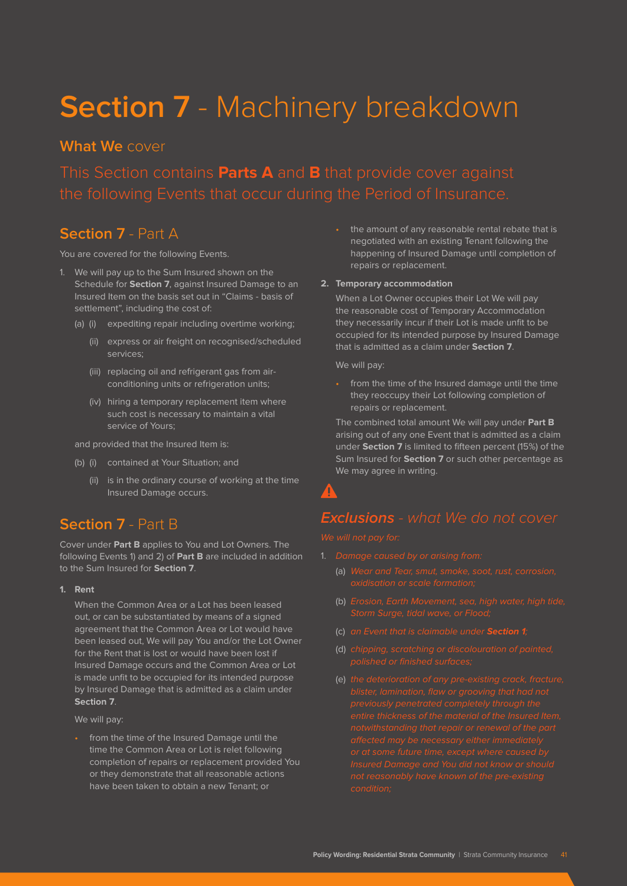# **Section 7** - Machinery breakdown

## **What We** cover

This Section contains **Parts A** and **B** that provide cover against the following Events that occur during the Period of Insurance.

## **Section 7** - Part A

You are covered for the following Events.

1. We will pay up to the Sum Insured shown on the Schedule for **Section 7**, against Insured Damage to an Insured Item on the basis set out in "Claims - basis of settlement", including the cost of:

   (a) (i) expediting repair including overtime working;

   (ii) express or air freight on recognised/scheduled services;

   (iii) replacing oil and refrigerant gas from air-conditioning units or refrigeration units;

   (iv) hiring a temporary replacement item where such cost is necessary to maintain a vital service of Yours;

   and provided that the Insured Item is:

   (b) (i) contained at Your Situation; and

   (ii) is in the ordinary course of working at the time Insured Damage occurs.

## **Section 7** - Part B

Cover under **Part B** applies to You and Lot Owners. The following Events 1) and 2) of **Part B** are included in addition to the Sum Insured for **Section 7**.

**1. Rent**

When the Common Area or a Lot has been leased out, or can be substantiated by means of a signed agreement that the Common Area or Lot would have been leased out, We will pay You and/or the Lot Owner for the Rent that is lost or would have been lost if Insured Damage occurs and the Common Area or Lot is made unfit to be occupied for its intended purpose by Insured Damage that is admitted as a claim under **Section 7**.

We will pay:

- from the time of the Insured Damage until the time the Common Area or Lot is relet following completion of repairs or replacement provided You or they demonstrate that all reasonable actions have been taken to obtain a new Tenant; or
- the amount of any reasonable rental rebate that is negotiated with an existing Tenant following the happening of Insured Damage until completion of repairs or replacement.

**2. Temporary accommodation**

When a Lot Owner occupies their Lot We will pay the reasonable cost of Temporary Accommodation they necessarily incur if their Lot is made unfit to be occupied for its intended purpose by Insured Damage that is admitted as a claim under **Section 7**.

We will pay:

- from the time of the Insured damage until the time they reoccupy their Lot following completion of repairs or replacement.

The combined total amount We will pay under **Part B** arising out of any one Event that is admitted as a claim under **Section 7** is limited to fifteen percent (15%) of the Sum Insured for **Section 7** or such other percentage as We may agree in writing.

## ***Exclusions*** *- what We do not cover*

*We will not pay for:*

1. *Damage caused by or arising from:*

   (a) *Wear and Tear, smut, smoke, soot, rust, corrosion, oxidisation or scale formation;*

   (b) *Erosion, Earth Movement, sea, high water, high tide, Storm Surge, tidal wave, or Flood;*

   (c) *an Event that is claimable under* ***Section 1****;*

   (d) *chipping, scratching or discolouration of painted, polished or finished surfaces;*

   (e) *the deterioration of any pre-existing crack, fracture, blister, lamination, flaw or grooving that had not previously penetrated completely through the entire thickness of the material of the Insured Item, notwithstanding that repair or renewal of the part affected may be necessary either immediately or at some future time, except where caused by Insured Damage and You did not know or should not reasonably have known of the pre-existing condition;*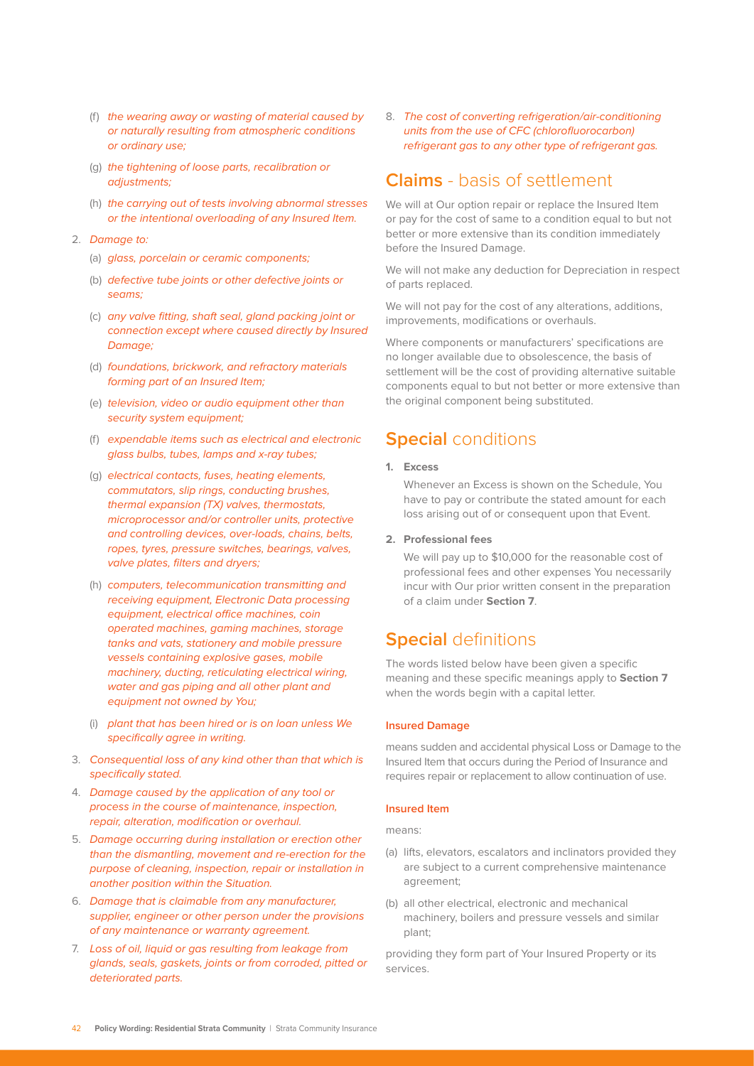(f) *the wearing away or wasting of material caused by or naturally resulting from atmospheric conditions or ordinary use;*

   (g) *the tightening of loose parts, recalibration or adjustments;*

   (h) *the carrying out of tests involving abnormal stresses or the intentional overloading of any Insured Item.*

2. *Damage to:*

   (a) *glass, porcelain or ceramic components;*

   (b) *defective tube joints or other defective joints or seams;*

   (c) *any valve fitting, shaft seal, gland packing joint or connection except where caused directly by Insured Damage;*

   (d) *foundations, brickwork, and refractory materials forming part of an Insured Item;*

   (e) *television, video or audio equipment other than security system equipment;*

   (f) *expendable items such as electrical and electronic glass bulbs, tubes, lamps and x-ray tubes;*

   (g) *electrical contacts, fuses, heating elements, commutators, slip rings, conducting brushes, thermal expansion (TX) valves, thermostats, microprocessor and/or controller units, protective and controlling devices, over-loads, chains, belts, ropes, tyres, pressure switches, bearings, valves, valve plates, filters and dryers;*

   (h) *computers, telecommunication transmitting and receiving equipment, Electronic Data processing equipment, electrical office machines, coin operated machines, gaming machines, storage tanks and vats, stationery and mobile pressure vessels containing explosive gases, mobile machinery, ducting, reticulating electrical wiring, water and gas piping and all other plant and equipment not owned by You;*

   (i) *plant that has been hired or is on loan unless We specifically agree in writing.*

3. *Consequential loss of any kind other than that which is specifically stated.*

4. *Damage caused by the application of any tool or process in the course of maintenance, inspection, repair, alteration, modification or overhaul.*

5. *Damage occurring during installation or erection other than the dismantling, movement and re-erection for the purpose of cleaning, inspection, repair or installation in another position within the Situation.*

6. *Damage that is claimable from any manufacturer, supplier, engineer or other person under the provisions of any maintenance or warranty agreement.*

7. *Loss of oil, liquid or gas resulting from leakage from glands, seals, gaskets, joints or from corroded, pitted or deteriorated parts.*

8. *The cost of converting refrigeration/air-conditioning units from the use of CFC (chlorofluorocarbon) refrigerant gas to any other type of refrigerant gas.*

## **Claims** - basis of settlement

We will at Our option repair or replace the Insured Item or pay for the cost of same to a condition equal to but not better or more extensive than its condition immediately before the Insured Damage.

We will not make any deduction for Depreciation in respect of parts replaced.

We will not pay for the cost of any alterations, additions, improvements, modifications or overhauls.

Where components or manufacturers' specifications are no longer available due to obsolescence, the basis of settlement will be the cost of providing alternative suitable components equal to but not better or more extensive than the original component being substituted.

## **Special** conditions

**1. Excess**

Whenever an Excess is shown on the Schedule, You have to pay or contribute the stated amount for each loss arising out of or consequent upon that Event.

**2. Professional fees**

We will pay up to $10,000 for the reasonable cost of professional fees and other expenses You necessarily incur with Our prior written consent in the preparation of a claim under **Section 7**.

## **Special** definitions

The words listed below have been given a specific meaning and these specific meanings apply to **Section 7** when the words begin with a capital letter.

#### Insured Damage

means sudden and accidental physical Loss or Damage to the Insured Item that occurs during the Period of Insurance and requires repair or replacement to allow continuation of use.

#### Insured Item

means:

(a) lifts, elevators, escalators and inclinators provided they are subject to a current comprehensive maintenance agreement;

(b) all other electrical, electronic and mechanical machinery, boilers and pressure vessels and similar plant;

providing they form part of Your Insured Property or its services.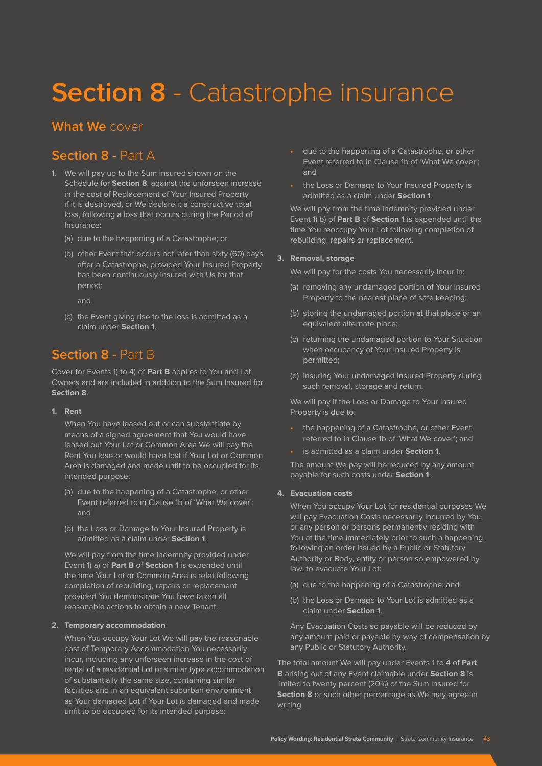# **Section 8** - Catastrophe insurance

## **What We** cover

### **Section 8** - Part A

1. We will pay up to the Sum Insured shown on the Schedule for **Section 8**, against the unforseen increase in the cost of Replacement of Your Insured Property if it is destroyed, or We declare it a constructive total loss, following a loss that occurs during the Period of Insurance:

   (a) due to the happening of a Catastrophe; or

   (b) other Event that occurs not later than sixty (60) days after a Catastrophe, provided Your Insured Property has been continuously insured with Us for that period;

   and

   (c) the Event giving rise to the loss is admitted as a claim under **Section 1**.

### **Section 8** - Part B

Cover for Events 1) to 4) of **Part B** applies to You and Lot Owners and are included in addition to the Sum Insured for **Section 8**.

**1. Rent**

When You have leased out or can substantiate by means of a signed agreement that You would have leased out Your Lot or Common Area We will pay the Rent You lose or would have lost if Your Lot or Common Area is damaged and made unfit to be occupied for its intended purpose:

(a) due to the happening of a Catastrophe, or other Event referred to in Clause 1b of 'What We cover'; and

(b) the Loss or Damage to Your Insured Property is admitted as a claim under **Section 1**.

We will pay from the time indemnity provided under Event 1) a) of **Part B** of **Section 1** is expended until the time Your Lot or Common Area is relet following completion of rebuilding, repairs or replacement provided You demonstrate You have taken all reasonable actions to obtain a new Tenant.

**2. Temporary accommodation**

When You occupy Your Lot We will pay the reasonable cost of Temporary Accommodation You necessarily incur, including any unforseen increase in the cost of rental of a residential Lot or similar type accommodation of substantially the same size, containing similar facilities and in an equivalent suburban environment as Your damaged Lot if Your Lot is damaged and made unfit to be occupied for its intended purpose:

- due to the happening of a Catastrophe, or other Event referred to in Clause 1b of 'What We cover'; and
- the Loss or Damage to Your Insured Property is admitted as a claim under **Section 1**.

We will pay from the time indemnity provided under Event 1) b) of **Part B** of **Section 1** is expended until the time You reoccupy Your Lot following completion of rebuilding, repairs or replacement.

**3. Removal, storage**

We will pay for the costs You necessarily incur in:

(a) removing any undamaged portion of Your Insured Property to the nearest place of safe keeping;

(b) storing the undamaged portion at that place or an equivalent alternate place;

(c) returning the undamaged portion to Your Situation when occupancy of Your Insured Property is permitted;

(d) insuring Your undamaged Insured Property during such removal, storage and return.

We will pay if the Loss or Damage to Your Insured Property is due to:

- the happening of a Catastrophe, or other Event referred to in Clause 1b of 'What We cover'; and
- is admitted as a claim under **Section 1**.

The amount We pay will be reduced by any amount payable for such costs under **Section 1**.

**4. Evacuation costs**

When You occupy Your Lot for residential purposes We will pay Evacuation Costs necessarily incurred by You, or any person or persons permanently residing with You at the time immediately prior to such a happening, following an order issued by a Public or Statutory Authority or Body, entity or person so empowered by law, to evacuate Your Lot:

(a) due to the happening of a Catastrophe; and

(b) the Loss or Damage to Your Lot is admitted as a claim under **Section 1**.

Any Evacuation Costs so payable will be reduced by any amount paid or payable by way of compensation by any Public or Statutory Authority.

The total amount We will pay under Events 1 to 4 of **Part B** arising out of any Event claimable under **Section 8** is limited to twenty percent (20%) of the Sum Insured for **Section 8** or such other percentage as We may agree in writing.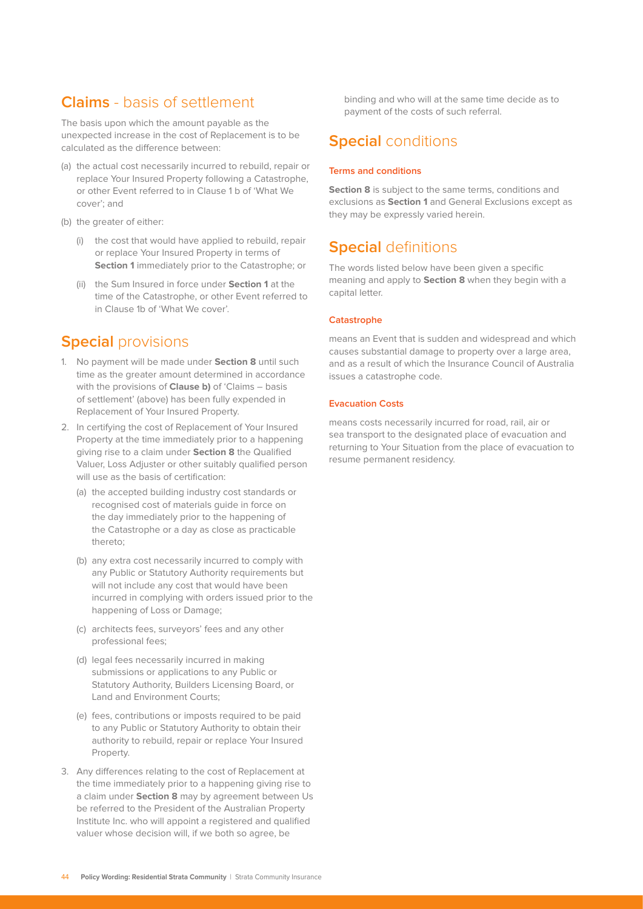## **Claims** - basis of settlement

The basis upon which the amount payable as the unexpected increase in the cost of Replacement is to be calculated as the difference between:

(a) the actual cost necessarily incurred to rebuild, repair or replace Your Insured Property following a Catastrophe, or other Event referred to in Clause 1 b of 'What We cover'; and

(b) the greater of either:

   (i) the cost that would have applied to rebuild, repair or replace Your Insured Property in terms of **Section 1** immediately prior to the Catastrophe; or

   (ii) the Sum Insured in force under **Section 1** at the time of the Catastrophe, or other Event referred to in Clause 1b of 'What We cover'.

## **Special** provisions

1. No payment will be made under **Section 8** until such time as the greater amount determined in accordance with the provisions of **Clause b)** of 'Claims – basis of settlement' (above) has been fully expended in Replacement of Your Insured Property.
2. In certifying the cost of Replacement of Your Insured Property at the time immediately prior to a happening giving rise to a claim under **Section 8** the Qualified Valuer, Loss Adjuster or other suitably qualified person will use as the basis of certification:
   (a) the accepted building industry cost standards or recognised cost of materials guide in force on the day immediately prior to the happening of the Catastrophe or a day as close as practicable thereto;

   (b) any extra cost necessarily incurred to comply with any Public or Statutory Authority requirements but will not include any cost that would have been incurred in complying with orders issued prior to the happening of Loss or Damage;

   (c) architects fees, surveyors' fees and any other professional fees;

   (d) legal fees necessarily incurred in making submissions or applications to any Public or Statutory Authority, Builders Licensing Board, or Land and Environment Courts;

   (e) fees, contributions or imposts required to be paid to any Public or Statutory Authority to obtain their authority to rebuild, repair or replace Your Insured Property.
3. Any differences relating to the cost of Replacement at the time immediately prior to a happening giving rise to a claim under **Section 8** may by agreement between Us be referred to the President of the Australian Property Institute Inc. who will appoint a registered and qualified valuer whose decision will, if we both so agree, be binding and who will at the same time decide as to payment of the costs of such referral.

## **Special** conditions

### Terms and conditions

**Section 8** is subject to the same terms, conditions and exclusions as **Section 1** and General Exclusions except as they may be expressly varied herein.

## **Special** definitions

The words listed below have been given a specific meaning and apply to **Section 8** when they begin with a capital letter.

### Catastrophe

means an Event that is sudden and widespread and which causes substantial damage to property over a large area, and as a result of which the Insurance Council of Australia issues a catastrophe code.

### Evacuation Costs

means costs necessarily incurred for road, rail, air or sea transport to the designated place of evacuation and returning to Your Situation from the place of evacuation to resume permanent residency.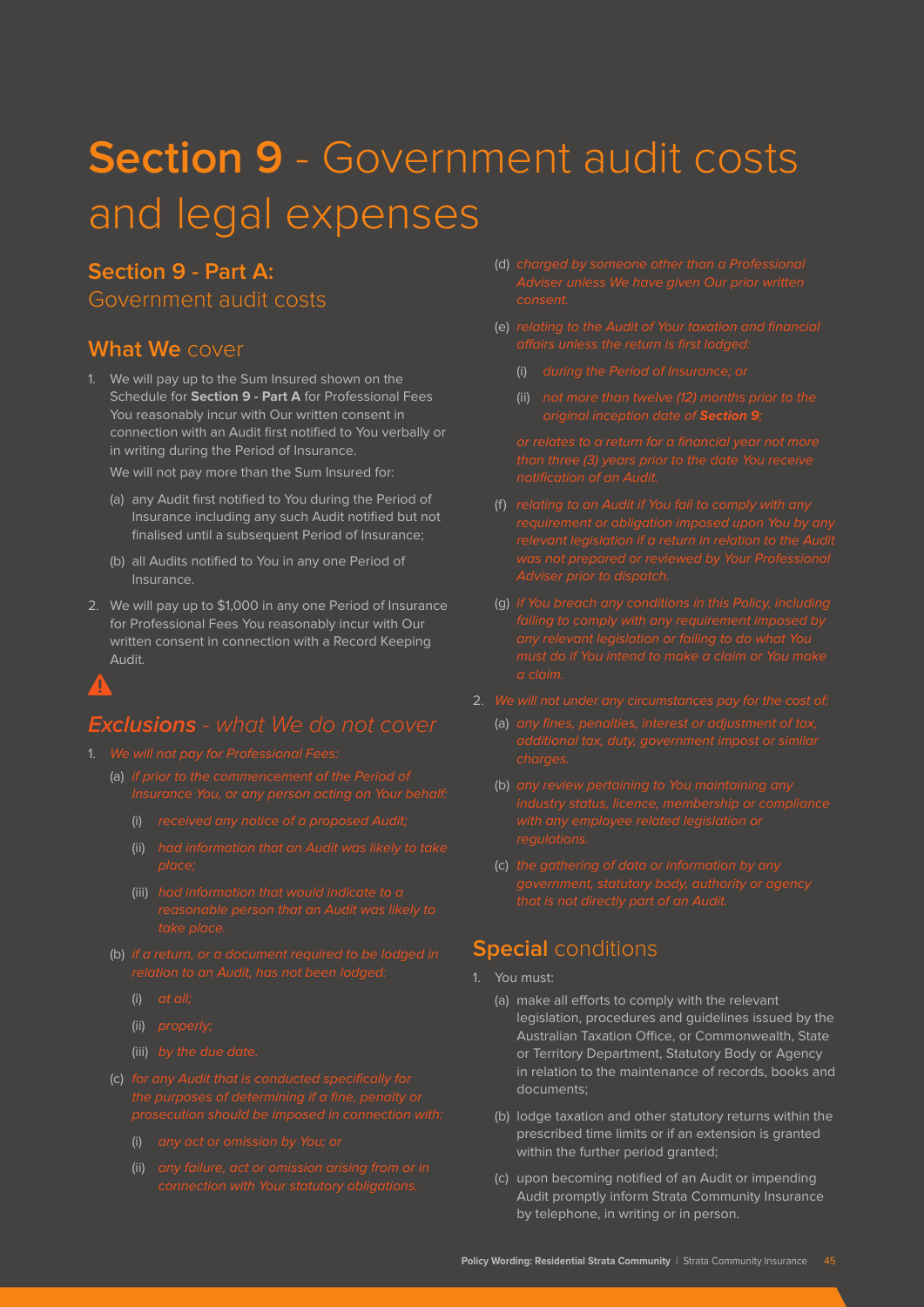# Section 9 - Government audit costs and legal expenses

## Section 9 - Part A: Government audit costs

### What We cover

1. We will pay up to the Sum Insured shown on the Schedule for **Section 9 - Part A** for Professional Fees You reasonably incur with Our written consent in connection with an Audit first notified to You verbally or in writing during the Period of Insurance.

   We will not pay more than the Sum Insured for:

   (a) any Audit first notified to You during the Period of Insurance including any such Audit notified but not finalised until a subsequent Period of Insurance;

   (b) all Audits notified to You in any one Period of Insurance.

2. We will pay up to $1,000 in any one Period of Insurance for Professional Fees You reasonably incur with Our written consent in connection with a Record Keeping Audit.

### *Exclusions - what We do not cover*

1. *We will not pay for Professional Fees:*

   (a) *if prior to the commencement of the Period of Insurance You, or any person acting on Your behalf:*

   (i) *received any notice of a proposed Audit;*

   (ii) *had information that an Audit was likely to take place;*

   (iii) *had information that would indicate to a reasonable person that an Audit was likely to take place.*

   (b) *if a return, or a document required to be lodged in relation to an Audit, has not been lodged:*

   (i) *at all;*

   (ii) *properly;*

   (iii) *by the due date.*

   (c) *for any Audit that is conducted specifically for the purposes of determining if a fine, penalty or prosecution should be imposed in connection with:*

   (i) *any act or omission by You; or*

   (ii) *any failure, act or omission arising from or in connection with Your statutory obligations.*

   (d) *charged by someone other than a Professional Adviser unless We have given Our prior written consent.*

   (e) *relating to the Audit of Your taxation and financial affairs unless the return is first lodged:*

   (i) *during the Period of Insurance; or*

   (ii) *not more than twelve (12) months prior to the original inception date of **Section 9**;*

   *or relates to a return for a financial year not more than three (3) years prior to the date You receive notification of an Audit.*

   (f) *relating to an Audit if You fail to comply with any requirement or obligation imposed upon You by any relevant legislation if a return in relation to the Audit was not prepared or reviewed by Your Professional Adviser prior to dispatch.*

   (g) *if You breach any conditions in this Policy, including failing to comply with any requirement imposed by any relevant legislation or failing to do what You must do if You intend to make a claim or You make a claim.*

2. *We will not under any circumstances pay for the cost of:*

   (a) *any fines, penalties, interest or adjustment of tax, additional tax, duty, government impost or similar charges.*

   (b) *any review pertaining to You maintaining any industry status, licence, membership or compliance with any employee related legislation or regulations.*

   (c) *the gathering of data or information by any government, statutory body, authority or agency that is not directly part of an Audit.*

### Special conditions

1. You must:

   (a) make all efforts to comply with the relevant legislation, procedures and guidelines issued by the Australian Taxation Office, or Commonwealth, State or Territory Department, Statutory Body or Agency in relation to the maintenance of records, books and documents;

   (b) lodge taxation and other statutory returns within the prescribed time limits or if an extension is granted within the further period granted;

   (c) upon becoming notified of an Audit or impending Audit promptly inform Strata Community Insurance by telephone, in writing or in person.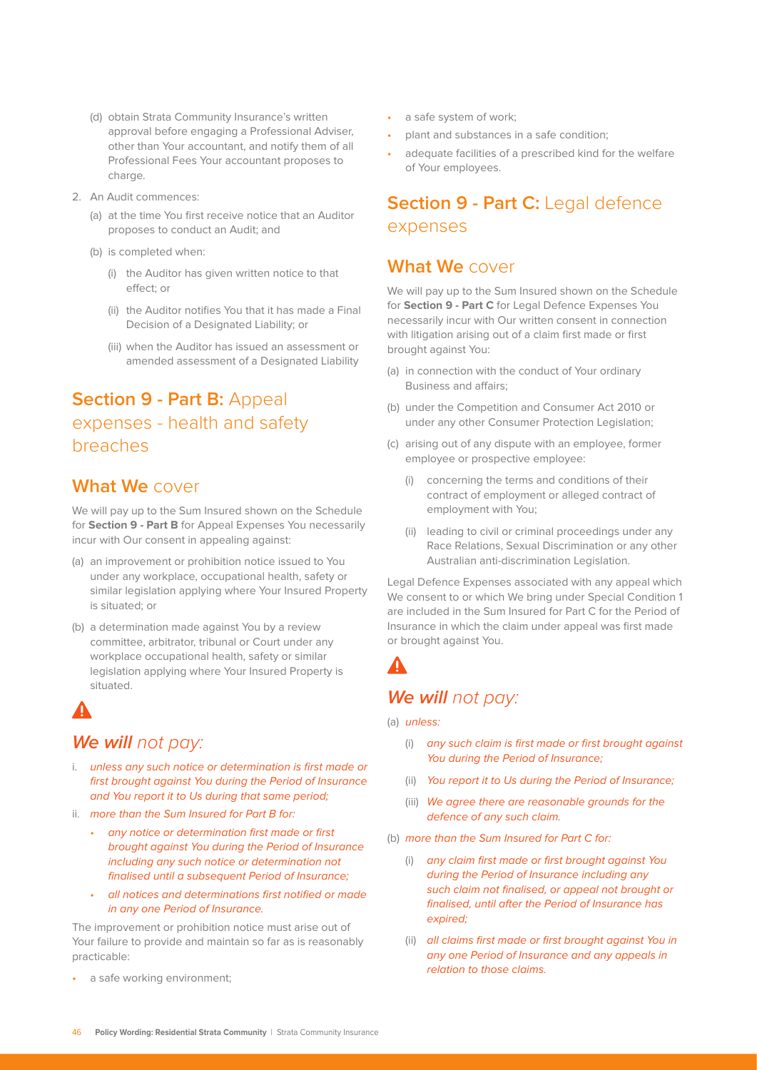(d) obtain Strata Community Insurance's written approval before engaging a Professional Adviser, other than Your accountant, and notify them of all Professional Fees Your accountant proposes to charge.

2. An Audit commences:
   (a) at the time You first receive notice that an Auditor proposes to conduct an Audit; and
   (b) is completed when:
      (i) the Auditor has given written notice to that effect; or
      (ii) the Auditor notifies You that it has made a Final Decision of a Designated Liability; or
      (iii) when the Auditor has issued an assessment or amended assessment of a Designated Liability

## Section 9 - Part B: Appeal expenses - health and safety breaches

### What We cover

We will pay up to the Sum Insured shown on the Schedule for **Section 9 - Part B** for Appeal Expenses You necessarily incur with Our consent in appealing against:

(a) an improvement or prohibition notice issued to You under any workplace, occupational health, safety or similar legislation applying where Your Insured Property is situated; or

(b) a determination made against You by a review committee, arbitrator, tribunal or Court under any workplace occupational health, safety or similar legislation applying where Your Insured Property is situated.

### *We will not pay:*

i. *unless any such notice or determination is first made or first brought against You during the Period of Insurance and You report it to Us during that same period;*

ii. *more than the Sum Insured for Part B for:*
   - *any notice or determination first made or first brought against You during the Period of Insurance including any such notice or determination not finalised until a subsequent Period of Insurance;*
   - *all notices and determinations first notified or made in any one Period of Insurance.*

The improvement or prohibition notice must arise out of Your failure to provide and maintain so far as is reasonably practicable:

- a safe working environment;
- a safe system of work;
- plant and substances in a safe condition;
- adequate facilities of a prescribed kind for the welfare of Your employees.

## Section 9 - Part C: Legal defence expenses

### What We cover

We will pay up to the Sum Insured shown on the Schedule for **Section 9 - Part C** for Legal Defence Expenses You necessarily incur with Our written consent in connection with litigation arising out of a claim first made or first brought against You:

(a) in connection with the conduct of Your ordinary Business and affairs;

(b) under the Competition and Consumer Act 2010 or under any other Consumer Protection Legislation;

(c) arising out of any dispute with an employee, former employee or prospective employee:
   (i) concerning the terms and conditions of their contract of employment or alleged contract of employment with You;
   (ii) leading to civil or criminal proceedings under any Race Relations, Sexual Discrimination or any other Australian anti-discrimination Legislation.

Legal Defence Expenses associated with any appeal which We consent to or which We bring under Special Condition 1 are included in the Sum Insured for Part C for the Period of Insurance in which the claim under appeal was first made or brought against You.

### *We will not pay:*

(a) *unless:*
   (i) *any such claim is first made or first brought against You during the Period of Insurance;*
   (ii) *You report it to Us during the Period of Insurance;*
   (iii) *We agree there are reasonable grounds for the defence of any such claim.*

(b) *more than the Sum Insured for Part C for:*
   (i) *any claim first made or first brought against You during the Period of Insurance including any such claim not finalised, or appeal not brought or finalised, until after the Period of Insurance has expired;*
   (ii) *all claims first made or first brought against You in any one Period of Insurance and any appeals in relation to those claims.*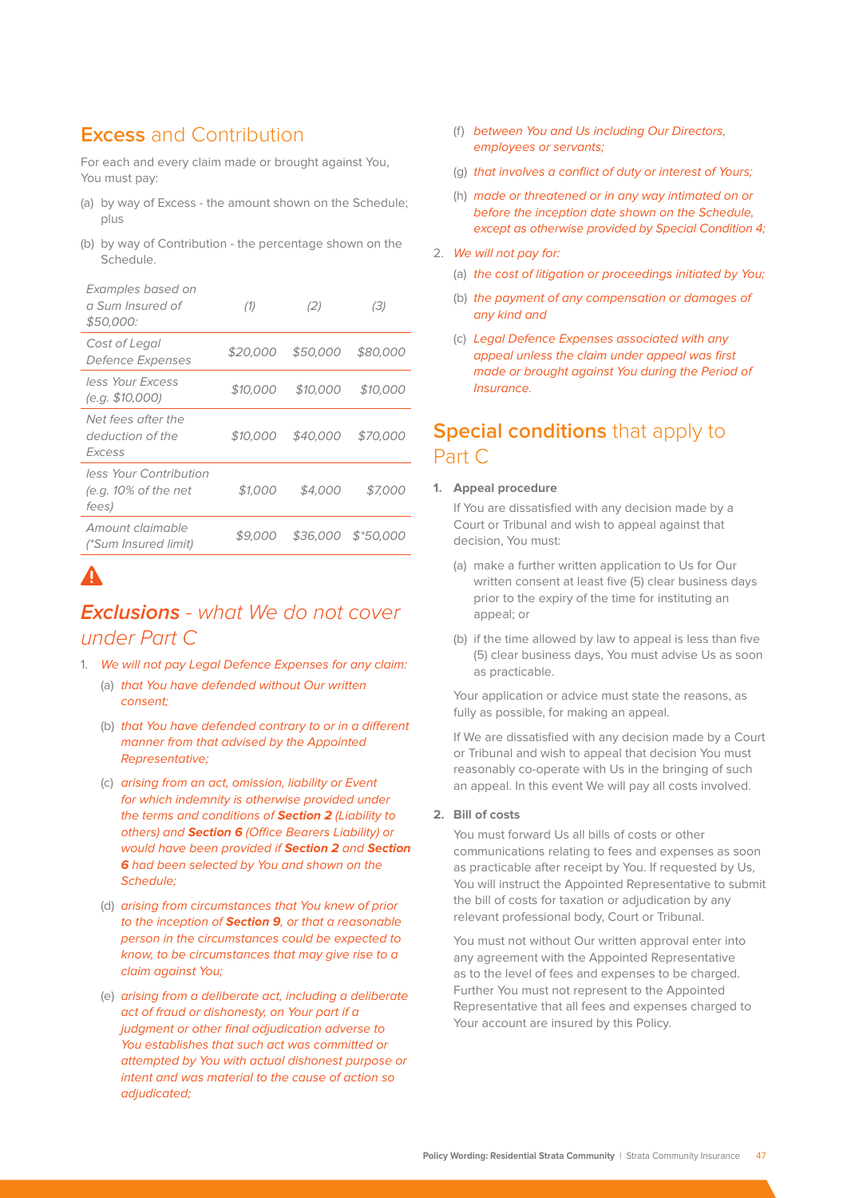## Excess and Contribution

For each and every claim made or brought against You, You must pay:

(a) by way of Excess - the amount shown on the Schedule; plus

(b) by way of Contribution - the percentage shown on the Schedule.

| *Examples based on a Sum Insured of $50,000:* | *(1)* | *(2)* | *(3)* |
|---|---|---|---|
| *Cost of Legal Defence Expenses* | *$20,000* | *$50,000* | *$80,000* |
| *less Your Excess (e.g. $10,000)* | *$10,000* | *$10,000* | *$10,000* |
| *Net fees after the deduction of the Excess* | *$10,000* | *$40,000* | *$70,000* |
| *less Your Contribution (e.g. 10% of the net fees)* | *$1,000* | *$4,000* | *$7,000* |
| *Amount claimable (*Sum Insured limit)* | *$9,000* | *$36,000* | *$*50,000* |

## ***Exclusions*** *- what We do not cover under Part C*

1. *We will not pay Legal Defence Expenses for any claim:*
   - (a) *that You have defended without Our written consent;*
   - (b) *that You have defended contrary to or in a different manner from that advised by the Appointed Representative;*
   - (c) *arising from an act, omission, liability or Event for which indemnity is otherwise provided under the terms and conditions of* ***Section 2*** *(Liability to others) and* ***Section 6*** *(Office Bearers Liability) or would have been provided if* ***Section 2*** *and* ***Section 6*** *had been selected by You and shown on the Schedule;*
   - (d) *arising from circumstances that You knew of prior to the inception of* ***Section 9****, or that a reasonable person in the circumstances could be expected to know, to be circumstances that may give rise to a claim against You;*
   - (e) *arising from a deliberate act, including a deliberate act of fraud or dishonesty, on Your part if a judgment or other final adjudication adverse to You establishes that such act was committed or attempted by You with actual dishonest purpose or intent and was material to the cause of action so adjudicated;*
   - (f) *between You and Us including Our Directors, employees or servants;*
   - (g) *that involves a conflict of duty or interest of Yours;*
   - (h) *made or threatened or in any way intimated on or before the inception date shown on the Schedule, except as otherwise provided by Special Condition 4;*
2. *We will not pay for:*
   - (a) *the cost of litigation or proceedings initiated by You;*
   - (b) *the payment of any compensation or damages of any kind and*
   - (c) *Legal Defence Expenses associated with any appeal unless the claim under appeal was first made or brought against You during the Period of Insurance.*

## Special conditions that apply to Part C

**1. Appeal procedure**

If You are dissatisfied with any decision made by a Court or Tribunal and wish to appeal against that decision, You must:

(a) make a further written application to Us for Our written consent at least five (5) clear business days prior to the expiry of the time for instituting an appeal; or

(b) if the time allowed by law to appeal is less than five (5) clear business days, You must advise Us as soon as practicable.

Your application or advice must state the reasons, as fully as possible, for making an appeal.

If We are dissatisfied with any decision made by a Court or Tribunal and wish to appeal that decision You must reasonably co-operate with Us in the bringing of such an appeal. In this event We will pay all costs involved.

**2. Bill of costs**

You must forward Us all bills of costs or other communications relating to fees and expenses as soon as practicable after receipt by You. If requested by Us, You will instruct the Appointed Representative to submit the bill of costs for taxation or adjudication by any relevant professional body, Court or Tribunal.

You must not without Our written approval enter into any agreement with the Appointed Representative as to the level of fees and expenses to be charged. Further You must not represent to the Appointed Representative that all fees and expenses charged to Your account are insured by this Policy.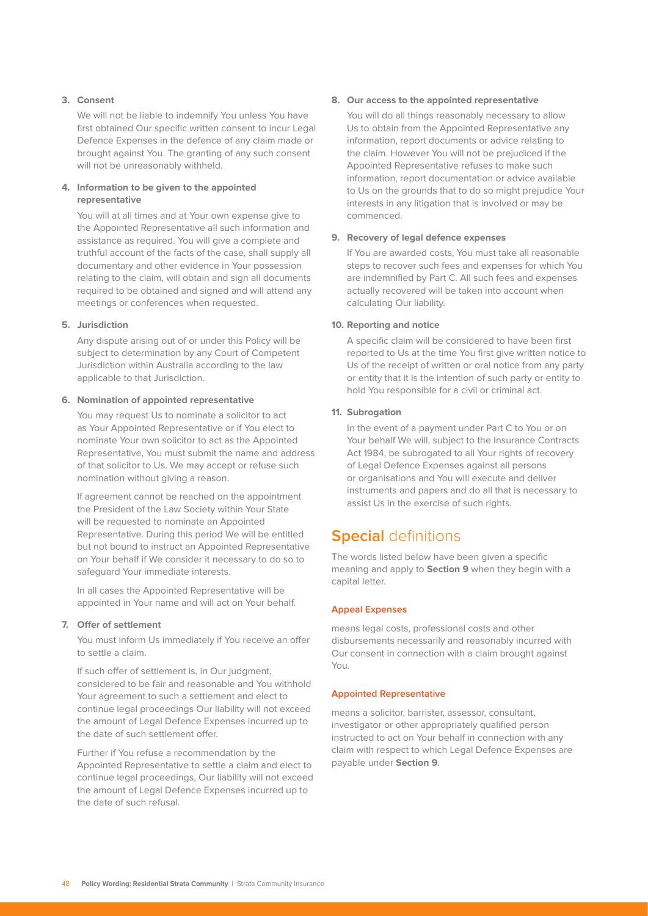**3. Consent**

We will not be liable to indemnify You unless You have first obtained Our specific written consent to incur Legal Defence Expenses in the defence of any claim made or brought against You. The granting of any such consent will not be unreasonably withheld.

**4. Information to be given to the appointed representative**

You will at all times and at Your own expense give to the Appointed Representative all such information and assistance as required. You will give a complete and truthful account of the facts of the case, shall supply all documentary and other evidence in Your possession relating to the claim, will obtain and sign all documents required to be obtained and signed and will attend any meetings or conferences when requested.

**5. Jurisdiction**

Any dispute arising out of or under this Policy will be subject to determination by any Court of Competent Jurisdiction within Australia according to the law applicable to that Jurisdiction.

**6. Nomination of appointed representative**

You may request Us to nominate a solicitor to act as Your Appointed Representative or if You elect to nominate Your own solicitor to act as the Appointed Representative, You must submit the name and address of that solicitor to Us. We may accept or refuse such nomination without giving a reason.

If agreement cannot be reached on the appointment the President of the Law Society within Your State will be requested to nominate an Appointed Representative. During this period We will be entitled but not bound to instruct an Appointed Representative on Your behalf if We consider it necessary to do so to safeguard Your immediate interests.

In all cases the Appointed Representative will be appointed in Your name and will act on Your behalf.

**7. Offer of settlement**

You must inform Us immediately if You receive an offer to settle a claim.

If such offer of settlement is, in Our judgment, considered to be fair and reasonable and You withhold Your agreement to such a settlement and elect to continue legal proceedings Our liability will not exceed the amount of Legal Defence Expenses incurred up to the date of such settlement offer.

Further if You refuse a recommendation by the Appointed Representative to settle a claim and elect to continue legal proceedings, Our liability will not exceed the amount of Legal Defence Expenses incurred up to the date of such refusal.

**8. Our access to the appointed representative**

You will do all things reasonably necessary to allow Us to obtain from the Appointed Representative any information, report documents or advice relating to the claim. However You will not be prejudiced if the Appointed Representative refuses to make such information, report documentation or advice available to Us on the grounds that to do so might prejudice Your interests in any litigation that is involved or may be commenced.

**9. Recovery of legal defence expenses**

If You are awarded costs, You must take all reasonable steps to recover such fees and expenses for which You are indemnified by Part C. All such fees and expenses actually recovered will be taken into account when calculating Our liability.

**10. Reporting and notice**

A specific claim will be considered to have been first reported to Us at the time You first give written notice to Us of the receipt of written or oral notice from any party or entity that it is the intention of such party or entity to hold You responsible for a civil or criminal act.

**11. Subrogation**

In the event of a payment under Part C to You or on Your behalf We will, subject to the Insurance Contracts Act 1984, be subrogated to all Your rights of recovery of Legal Defence Expenses against all persons or organisations and You will execute and deliver instruments and papers and do all that is necessary to assist Us in the exercise of such rights.

## **Special** definitions

The words listed below have been given a specific meaning and apply to **Section 9** when they begin with a capital letter.

### Appeal Expenses

means legal costs, professional costs and other disbursements necessarily and reasonably incurred with Our consent in connection with a claim brought against You.

### Appointed Representative

means a solicitor, barrister, assessor, consultant, investigator or other appropriately qualified person instructed to act on Your behalf in connection with any claim with respect to which Legal Defence Expenses are payable under **Section 9**.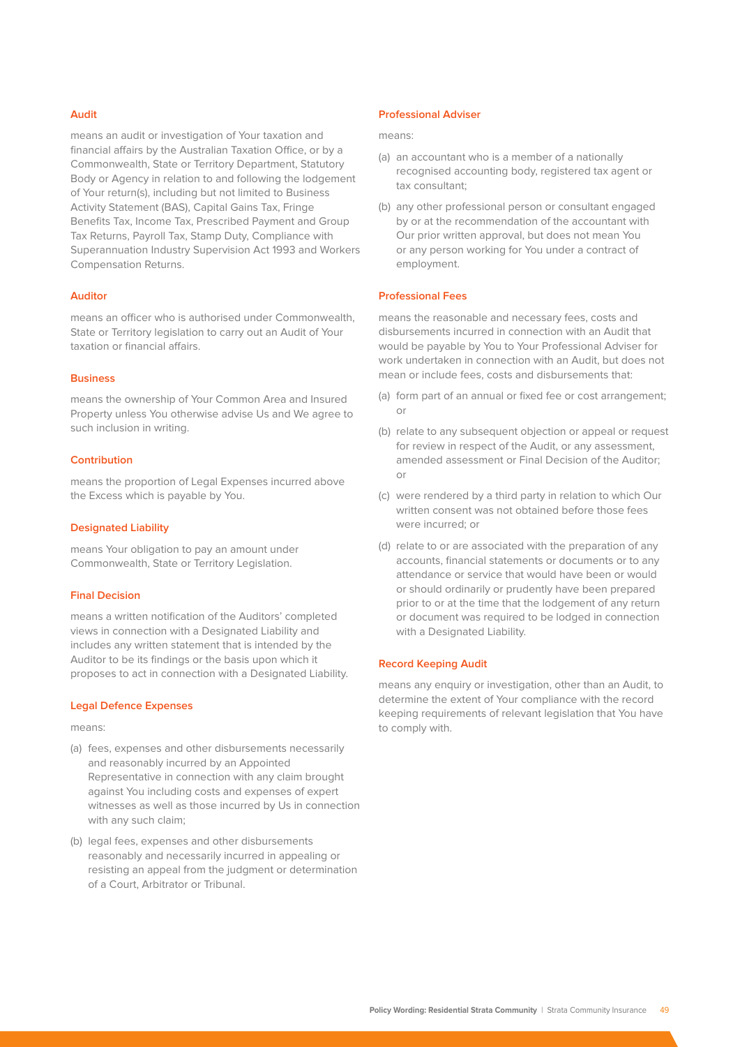### Audit

means an audit or investigation of Your taxation and financial affairs by the Australian Taxation Office, or by a Commonwealth, State or Territory Department, Statutory Body or Agency in relation to and following the lodgement of Your return(s), including but not limited to Business Activity Statement (BAS), Capital Gains Tax, Fringe Benefits Tax, Income Tax, Prescribed Payment and Group Tax Returns, Payroll Tax, Stamp Duty, Compliance with Superannuation Industry Supervision Act 1993 and Workers Compensation Returns.

### Auditor

means an officer who is authorised under Commonwealth, State or Territory legislation to carry out an Audit of Your taxation or financial affairs.

### Business

means the ownership of Your Common Area and Insured Property unless You otherwise advise Us and We agree to such inclusion in writing.

### Contribution

means the proportion of Legal Expenses incurred above the Excess which is payable by You.

### Designated Liability

means Your obligation to pay an amount under Commonwealth, State or Territory Legislation.

### Final Decision

means a written notification of the Auditors' completed views in connection with a Designated Liability and includes any written statement that is intended by the Auditor to be its findings or the basis upon which it proposes to act in connection with a Designated Liability.

### Legal Defence Expenses

means:

(a) fees, expenses and other disbursements necessarily and reasonably incurred by an Appointed Representative in connection with any claim brought against You including costs and expenses of expert witnesses as well as those incurred by Us in connection with any such claim;

(b) legal fees, expenses and other disbursements reasonably and necessarily incurred in appealing or resisting an appeal from the judgment or determination of a Court, Arbitrator or Tribunal.

### Professional Adviser

means:

(a) an accountant who is a member of a nationally recognised accounting body, registered tax agent or tax consultant;

(b) any other professional person or consultant engaged by or at the recommendation of the accountant with Our prior written approval, but does not mean You or any person working for You under a contract of employment.

### Professional Fees

means the reasonable and necessary fees, costs and disbursements incurred in connection with an Audit that would be payable by You to Your Professional Adviser for work undertaken in connection with an Audit, but does not mean or include fees, costs and disbursements that:

(a) form part of an annual or fixed fee or cost arrangement; or

(b) relate to any subsequent objection or appeal or request for review in respect of the Audit, or any assessment, amended assessment or Final Decision of the Auditor; or

(c) were rendered by a third party in relation to which Our written consent was not obtained before those fees were incurred; or

(d) relate to or are associated with the preparation of any accounts, financial statements or documents or to any attendance or service that would have been or would or should ordinarily or prudently have been prepared prior to or at the time that the lodgement of any return or document was required to be lodged in connection with a Designated Liability.

### Record Keeping Audit

means any enquiry or investigation, other than an Audit, to determine the extent of Your compliance with the record keeping requirements of relevant legislation that You have to comply with.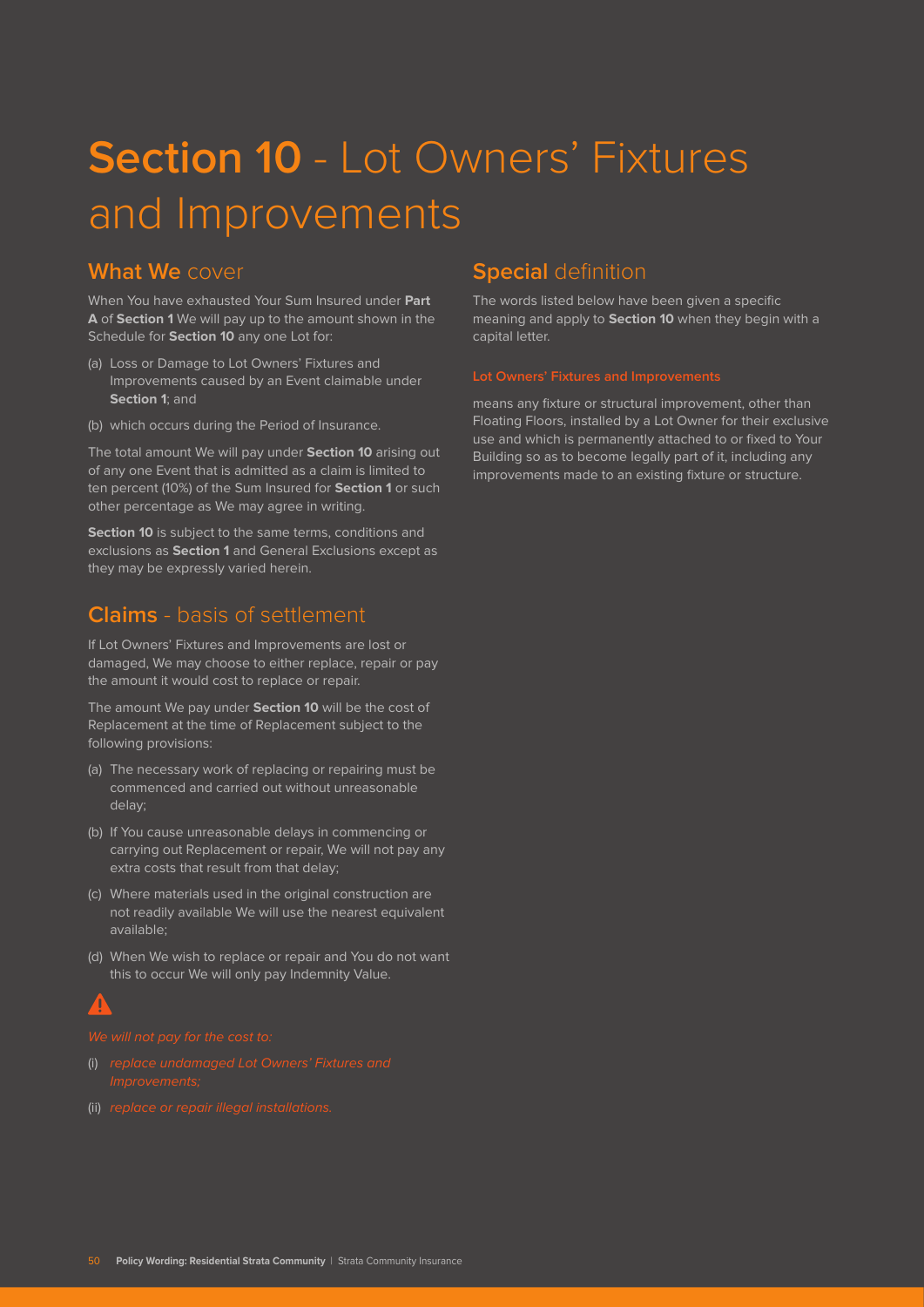# **Section 10** - Lot Owners' Fixtures and Improvements

## **What We** cover

When You have exhausted Your Sum Insured under **Part A** of **Section 1** We will pay up to the amount shown in the Schedule for **Section 10** any one Lot for:

(a) Loss or Damage to Lot Owners' Fixtures and Improvements caused by an Event claimable under **Section 1**; and

(b) which occurs during the Period of Insurance.

The total amount We will pay under **Section 10** arising out of any one Event that is admitted as a claim is limited to ten percent (10%) of the Sum Insured for **Section 1** or such other percentage as We may agree in writing.

**Section 10** is subject to the same terms, conditions and exclusions as **Section 1** and General Exclusions except as they may be expressly varied herein.

## **Claims** - basis of settlement

If Lot Owners' Fixtures and Improvements are lost or damaged, We may choose to either replace, repair or pay the amount it would cost to replace or repair.

The amount We pay under **Section 10** will be the cost of Replacement at the time of Replacement subject to the following provisions:

(a) The necessary work of replacing or repairing must be commenced and carried out without unreasonable delay;

(b) If You cause unreasonable delays in commencing or carrying out Replacement or repair, We will not pay any extra costs that result from that delay;

(c) Where materials used in the original construction are not readily available We will use the nearest equivalent available;

(d) When We wish to replace or repair and You do not want this to occur We will only pay Indemnity Value.

*We will not pay for the cost to:*

(i) *replace undamaged Lot Owners' Fixtures and Improvements;*

(ii) *replace or repair illegal installations.*

## **Special** definition

The words listed below have been given a specific meaning and apply to **Section 10** when they begin with a capital letter.

### Lot Owners' Fixtures and Improvements

means any fixture or structural improvement, other than Floating Floors, installed by a Lot Owner for their exclusive use and which is permanently attached to or fixed to Your Building so as to become legally part of it, including any improvements made to an existing fixture or structure.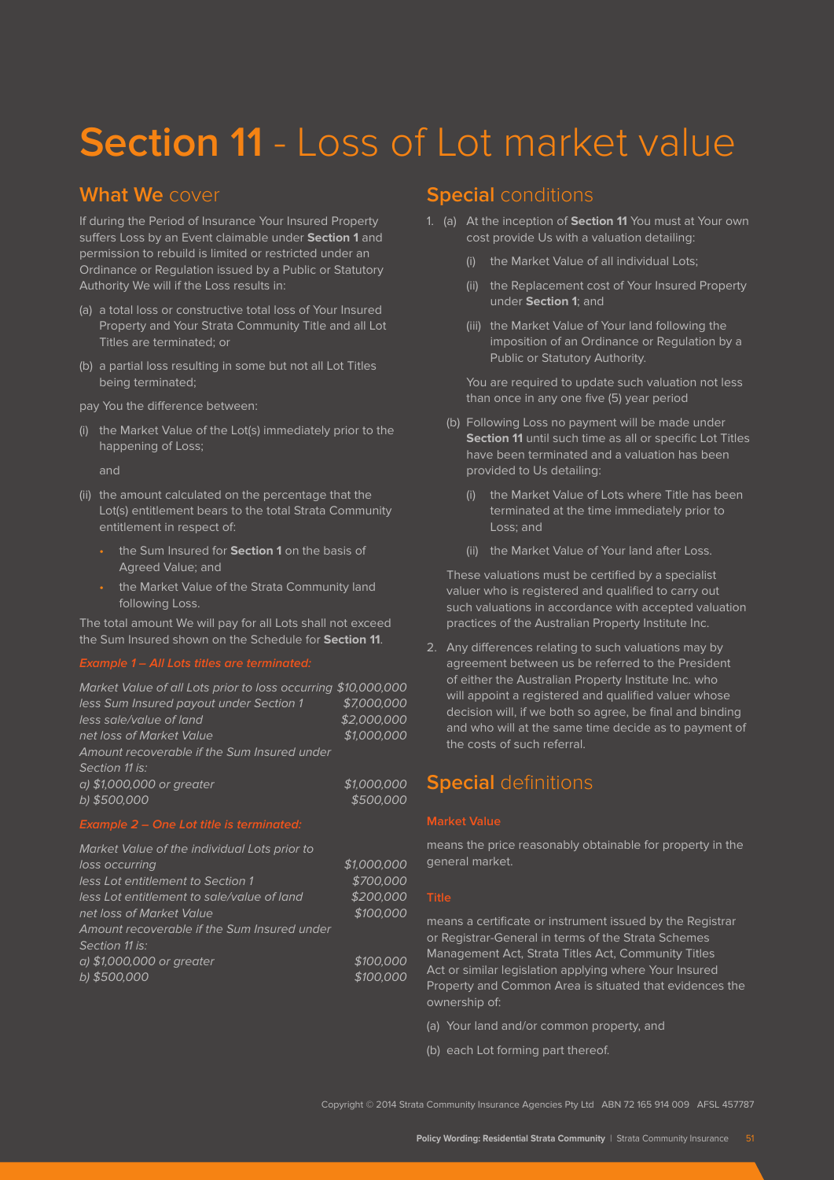# **Section 11** - Loss of Lot market value

## **What We** cover

If during the Period of Insurance Your Insured Property suffers Loss by an Event claimable under **Section 1** and permission to rebuild is limited or restricted under an Ordinance or Regulation issued by a Public or Statutory Authority We will if the Loss results in:

(a) a total loss or constructive total loss of Your Insured Property and Your Strata Community Title and all Lot Titles are terminated; or

(b) a partial loss resulting in some but not all Lot Titles being terminated;

pay You the difference between:

(i) the Market Value of the Lot(s) immediately prior to the happening of Loss;

and

(ii) the amount calculated on the percentage that the Lot(s) entitlement bears to the total Strata Community entitlement in respect of:

- the Sum Insured for **Section 1** on the basis of Agreed Value; and
- the Market Value of the Strata Community land following Loss.

The total amount We will pay for all Lots shall not exceed the Sum Insured shown on the Schedule for **Section 11**.

***Example 1 – All Lots titles are terminated:***

| | |
|---|---|
| *Market Value of all Lots prior to loss occurring* | *$10,000,000* |
| *less Sum Insured payout under Section 1* | *$7,000,000* |
| *less sale/value of land* | *$2,000,000* |
| *net loss of Market Value* | *$1,000,000* |
| *Amount recoverable if the Sum Insured under Section 11 is:* | |
| *a) $1,000,000 or greater* | *$1,000,000* |
| *b) $500,000* | *$500,000* |

***Example 2 – One Lot title is terminated:***

| | |
|---|---|
| *Market Value of the individual Lots prior to loss occurring* | *$1,000,000* |
| *less Lot entitlement to Section 1* | *$700,000* |
| *less Lot entitlement to sale/value of land* | *$200,000* |
| *net loss of Market Value* | *$100,000* |
| *Amount recoverable if the Sum Insured under Section 11 is:* | |
| *a) $1,000,000 or greater* | *$100,000* |
| *b) $500,000* | *$100,000* |

## **Special** conditions

1. (a) At the inception of **Section 11** You must at Your own cost provide Us with a valuation detailing:

   (i) the Market Value of all individual Lots;

   (ii) the Replacement cost of Your Insured Property under **Section 1**; and

   (iii) the Market Value of Your land following the imposition of an Ordinance or Regulation by a Public or Statutory Authority.

   You are required to update such valuation not less than once in any one five (5) year period

   (b) Following Loss no payment will be made under **Section 11** until such time as all or specific Lot Titles have been terminated and a valuation has been provided to Us detailing:

   (i) the Market Value of Lots where Title has been terminated at the time immediately prior to Loss; and

   (ii) the Market Value of Your land after Loss.

   These valuations must be certified by a specialist valuer who is registered and qualified to carry out such valuations in accordance with accepted valuation practices of the Australian Property Institute Inc.

2. Any differences relating to such valuations may by agreement between us be referred to the President of either the Australian Property Institute Inc. who will appoint a registered and qualified valuer whose decision will, if we both so agree, be final and binding and who will at the same time decide as to payment of the costs of such referral.

## **Special** definitions

#### Market Value

means the price reasonably obtainable for property in the general market.

#### Title

means a certificate or instrument issued by the Registrar or Registrar-General in terms of the Strata Schemes Management Act, Strata Titles Act, Community Titles Act or similar legislation applying where Your Insured Property and Common Area is situated that evidences the ownership of:

(a) Your land and/or common property, and

(b) each Lot forming part thereof.

Copyright © 2014 Strata Community Insurance Agencies Pty Ltd ABN 72 165 914 009 AFSL 457787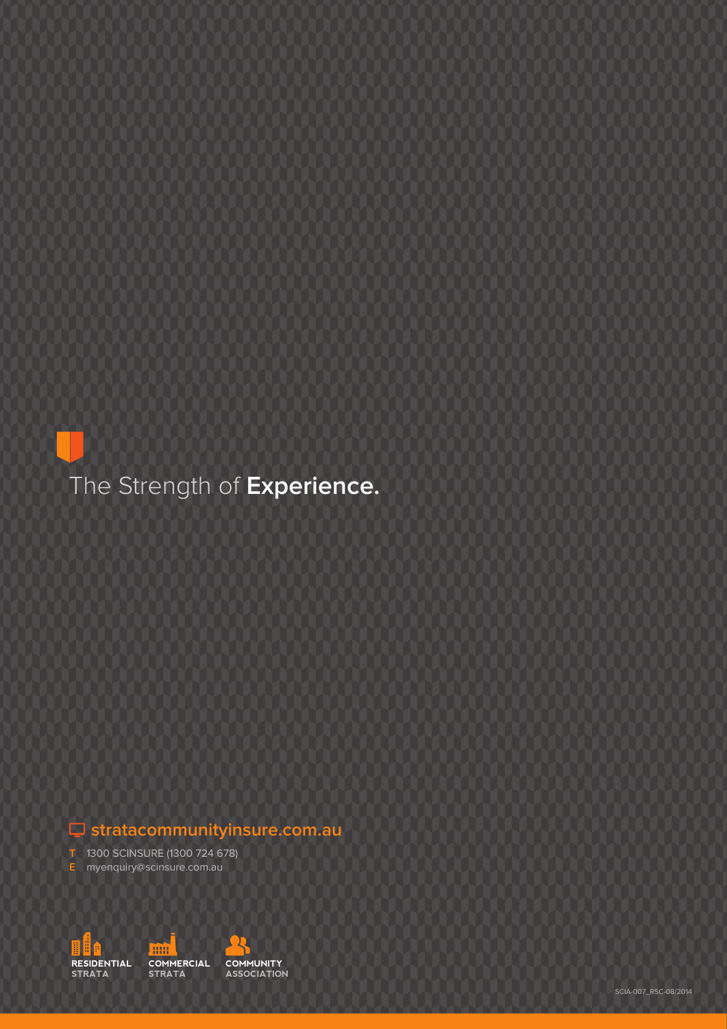The Strength of **Experience.**

**stratacommunityinsure.com.au**

T 1300 SCINSURE (1300 724 678)
E myenquiry@scinsure.com.au

RESIDENTIAL STRATA
COMMERCIAL STRATA
COMMUNITY ASSOCIATION

SCIA-007_RSC-08/2014